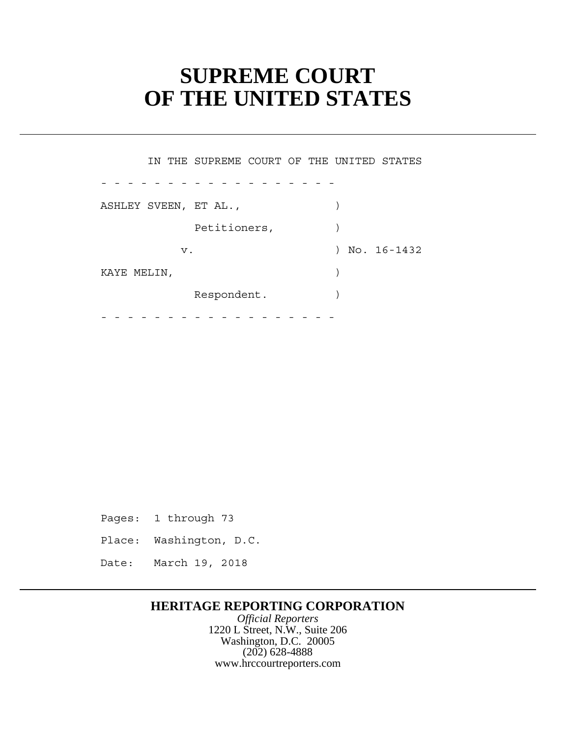# SUPREME COURT OF THE UNITED STATES

IN THE SUPREME COURT OF THE UNITED STATES

\- - - - - - - - - - - - - - - - - -

ASHLEY SVEEN, ET AL., )

Petitioners, )

v. ) No. 16-1432

KAYE MELIN, )

Respondent. )

\- - - - - - - - - - - - - - - - - -

Pages: 1 through 73

Place: Washington, D.C.

Date: March 19, 2018

**HERITAGE REPORTING CORPORATION**

*Official Reporters*

1220 L Street, N.W., Suite 206

Washington, D.C. 20005

(202) 628-4888

www.hrccourtreporters.com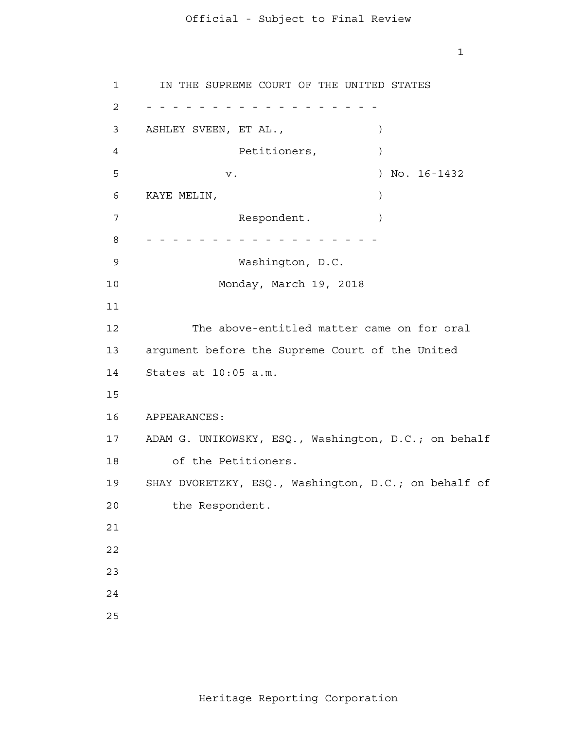IN THE SUPREME COURT OF THE UNITED STATES

- - - - - - - - - - - - - - - - - - - -

ASHLEY SVEEN, ET AL., )

Petitioners, )

v. ) No. 16-1432

KAYE MELIN, )

Respondent. )

- - - - - - - - - - - - - - - - - - - -

Washington, D.C.

Monday, March 19, 2018

The above-entitled matter came on for oral argument before the Supreme Court of the United States at 10:05 a.m.

APPEARANCES:

ADAM G. UNIKOWSKY, ESQ., Washington, D.C.; on behalf of the Petitioners.

SHAY DVORETZKY, ESQ., Washington, D.C.; on behalf of the Respondent.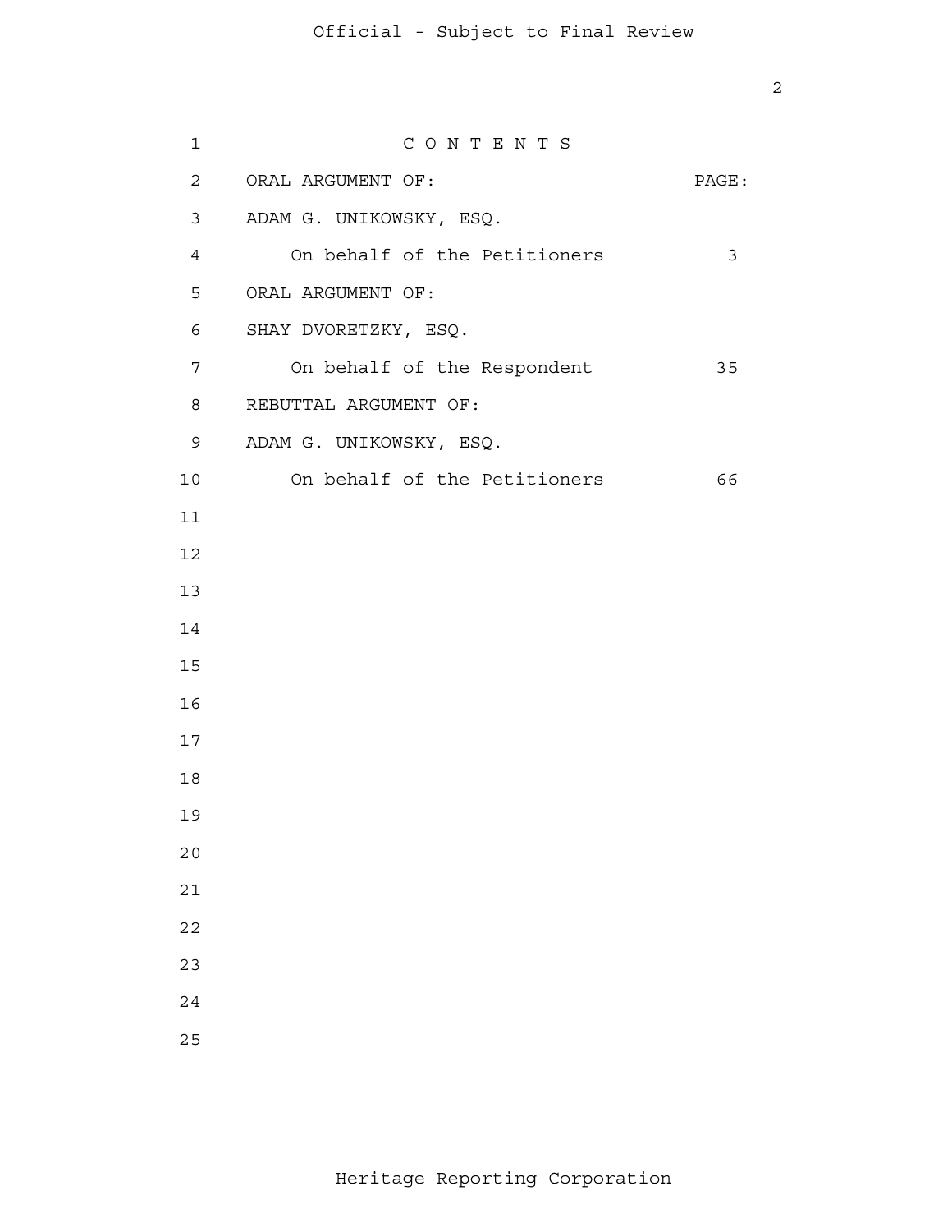C O N T E N T S

| ORAL ARGUMENT OF: | PAGE: |
| --- | --- |
| ADAM G. UNIKOWSKY, ESQ. | |
| On behalf of the Petitioners | 3 |
| ORAL ARGUMENT OF: | |
| SHAY DVORETZKY, ESQ. | |
| On behalf of the Respondent | 35 |
| REBUTTAL ARGUMENT OF: | |
| ADAM G. UNIKOWSKY, ESQ. | |
| On behalf of the Petitioners | 66 |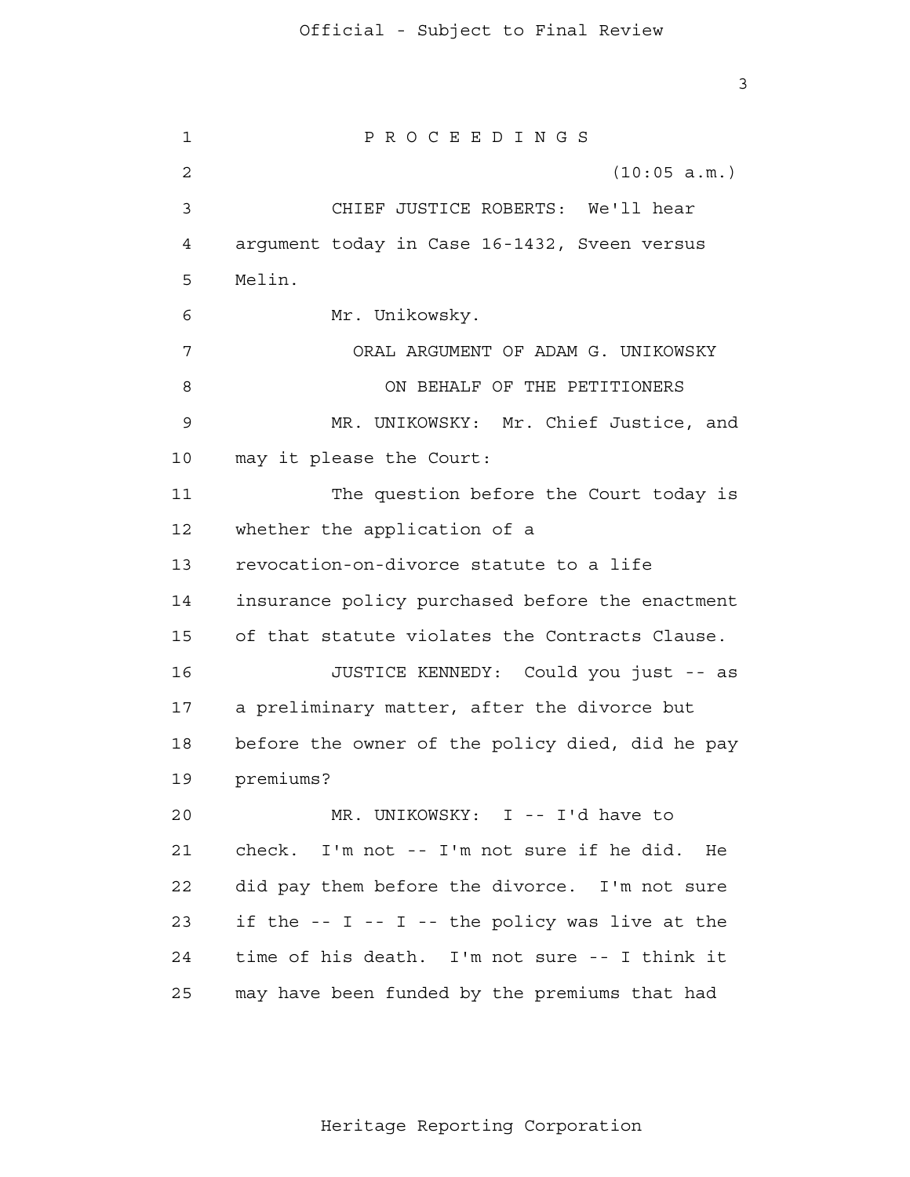P R O C E E D I N G S

(10:05 a.m.)

CHIEF JUSTICE ROBERTS: We'll hear argument today in Case 16-1432, Sveen versus Melin.

Mr. Unikowsky.

ORAL ARGUMENT OF ADAM G. UNIKOWSKY

ON BEHALF OF THE PETITIONERS

MR. UNIKOWSKY: Mr. Chief Justice, and may it please the Court:

The question before the Court today is whether the application of a revocation-on-divorce statute to a life insurance policy purchased before the enactment of that statute violates the Contracts Clause.

JUSTICE KENNEDY: Could you just -- as a preliminary matter, after the divorce but before the owner of the policy died, did he pay premiums?

MR. UNIKOWSKY: I -- I'd have to check. I'm not -- I'm not sure if he did. He did pay them before the divorce. I'm not sure if the -- I -- I -- the policy was live at the time of his death. I'm not sure -- I think it may have been funded by the premiums that had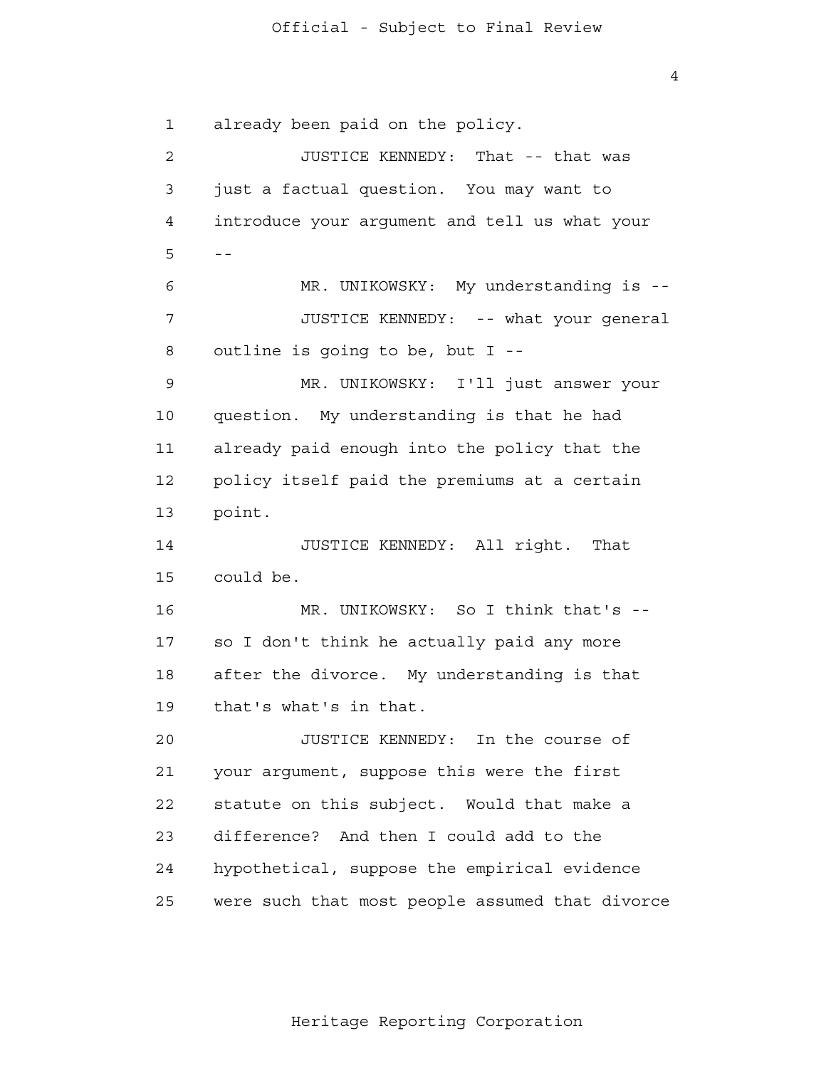1 already been paid on the policy.

2 JUSTICE KENNEDY: That -- that was

3 just a factual question. You may want to

4 introduce your argument and tell us what your

5 --

6 MR. UNIKOWSKY: My understanding is --

7 JUSTICE KENNEDY: -- what your general

8 outline is going to be, but I --

9 MR. UNIKOWSKY: I'll just answer your

10 question. My understanding is that he had

11 already paid enough into the policy that the

12 policy itself paid the premiums at a certain

13 point.

14 JUSTICE KENNEDY: All right. That

15 could be.

16 MR. UNIKOWSKY: So I think that's --

17 so I don't think he actually paid any more

18 after the divorce. My understanding is that

19 that's what's in that.

20 JUSTICE KENNEDY: In the course of

21 your argument, suppose this were the first

22 statute on this subject. Would that make a

23 difference? And then I could add to the

24 hypothetical, suppose the empirical evidence

25 were such that most people assumed that divorce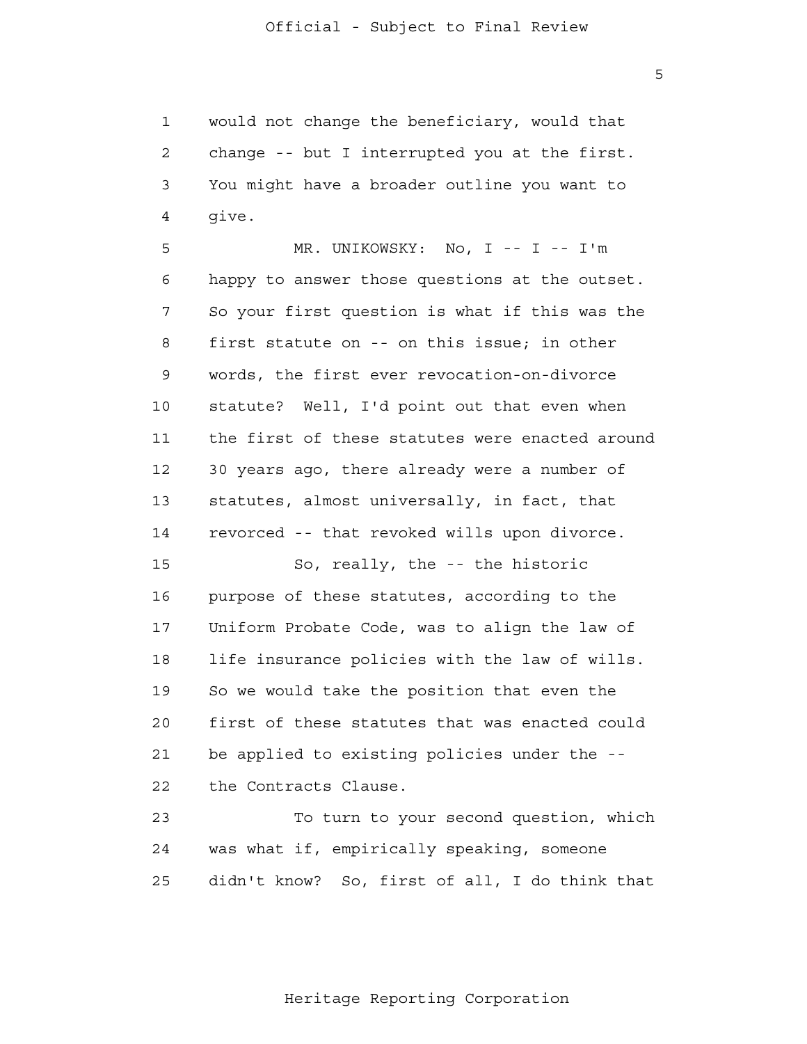would not change the beneficiary, would that change -- but I interrupted you at the first. You might have a broader outline you want to give.

MR. UNIKOWSKY: No, I -- I -- I'm happy to answer those questions at the outset. So your first question is what if this was the first statute on -- on this issue; in other words, the first ever revocation-on-divorce statute? Well, I'd point out that even when the first of these statutes were enacted around 30 years ago, there already were a number of statutes, almost universally, in fact, that revorced -- that revoked wills upon divorce.

So, really, the -- the historic purpose of these statutes, according to the Uniform Probate Code, was to align the law of life insurance policies with the law of wills. So we would take the position that even the first of these statutes that was enacted could be applied to existing policies under the -- the Contracts Clause.

To turn to your second question, which was what if, empirically speaking, someone didn't know? So, first of all, I do think that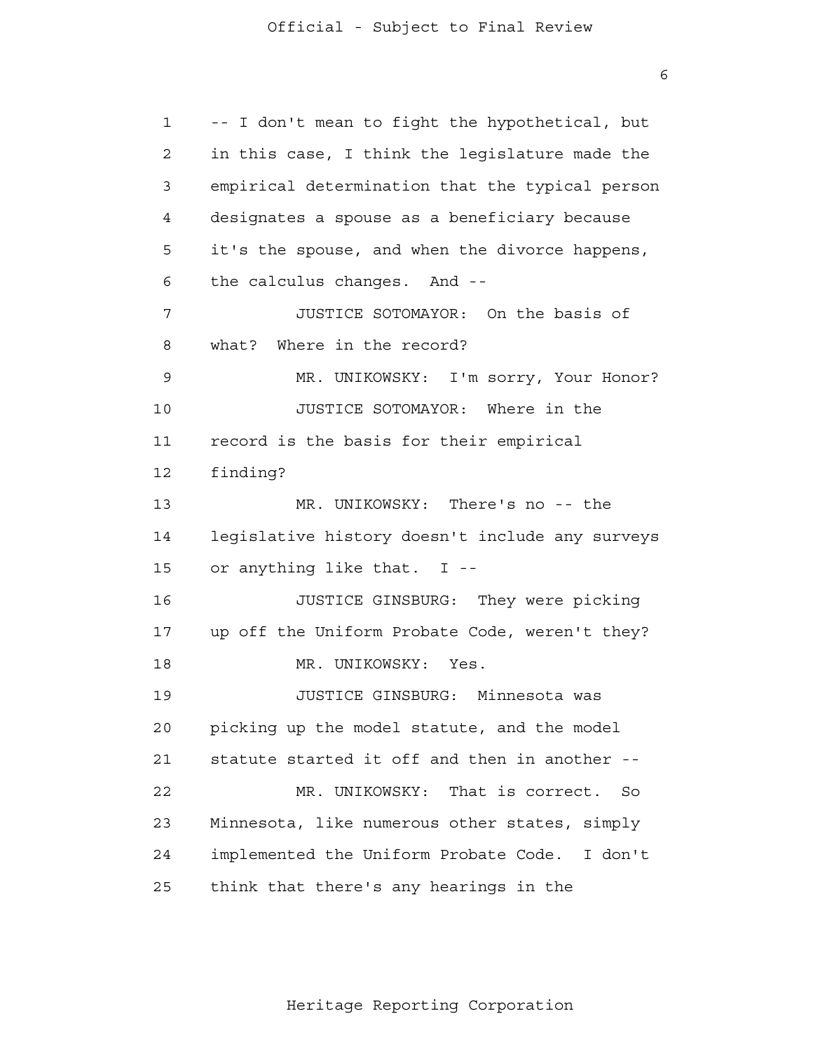-- I don't mean to fight the hypothetical, but in this case, I think the legislature made the empirical determination that the typical person designates a spouse as a beneficiary because it's the spouse, and when the divorce happens, the calculus changes. And --

JUSTICE SOTOMAYOR: On the basis of what? Where in the record?

MR. UNIKOWSKY: I'm sorry, Your Honor?

JUSTICE SOTOMAYOR: Where in the record is the basis for their empirical finding?

MR. UNIKOWSKY: There's no -- the legislative history doesn't include any surveys or anything like that. I --

JUSTICE GINSBURG: They were picking up off the Uniform Probate Code, weren't they?

MR. UNIKOWSKY: Yes.

JUSTICE GINSBURG: Minnesota was picking up the model statute, and the model statute started it off and then in another --

MR. UNIKOWSKY: That is correct. So Minnesota, like numerous other states, simply implemented the Uniform Probate Code. I don't think that there's any hearings in the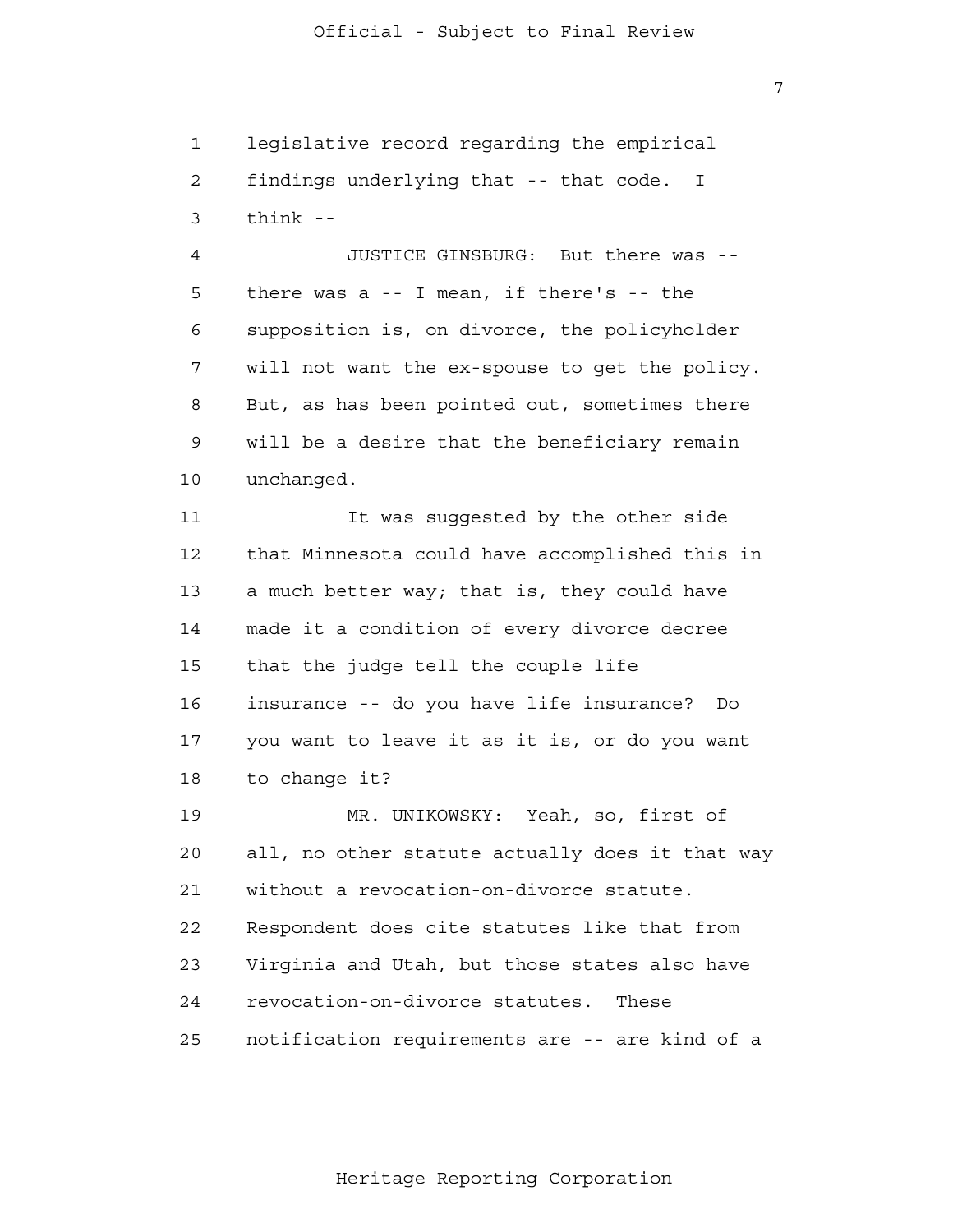legislative record regarding the empirical findings underlying that -- that code. I think --

JUSTICE GINSBURG: But there was -- there was a -- I mean, if there's -- the supposition is, on divorce, the policyholder will not want the ex-spouse to get the policy. But, as has been pointed out, sometimes there will be a desire that the beneficiary remain unchanged.

It was suggested by the other side that Minnesota could have accomplished this in a much better way; that is, they could have made it a condition of every divorce decree that the judge tell the couple life insurance -- do you have life insurance? Do you want to leave it as it is, or do you want to change it?

MR. UNIKOWSKY: Yeah, so, first of all, no other statute actually does it that way without a revocation-on-divorce statute. Respondent does cite statutes like that from Virginia and Utah, but those states also have revocation-on-divorce statutes. These notification requirements are -- are kind of a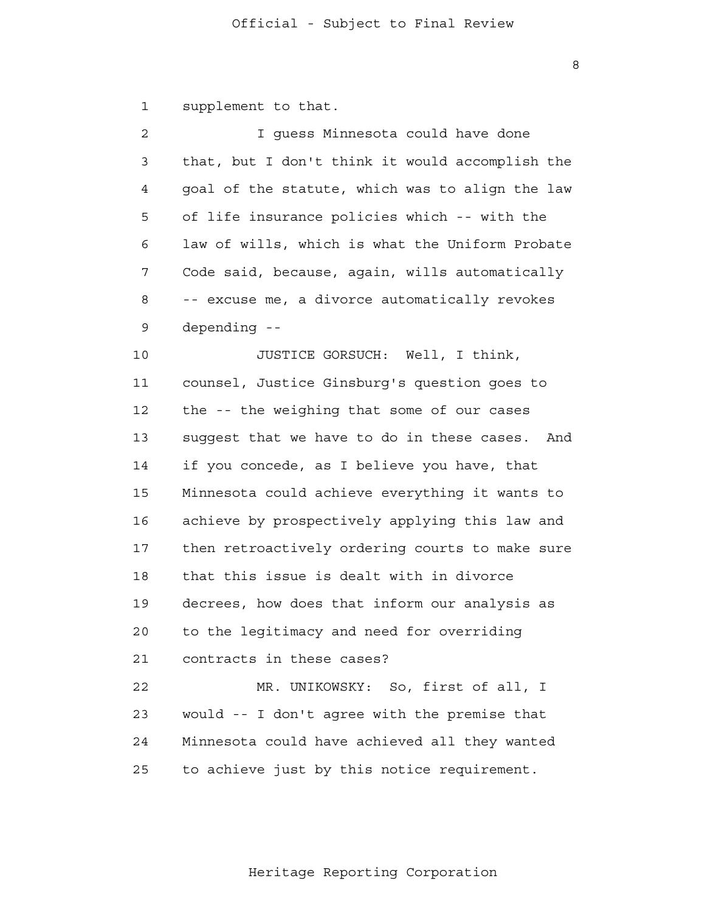supplement to that.

I guess Minnesota could have done that, but I don't think it would accomplish the goal of the statute, which was to align the law of life insurance policies which -- with the law of wills, which is what the Uniform Probate Code said, because, again, wills automatically -- excuse me, a divorce automatically revokes depending --

JUSTICE GORSUCH: Well, I think, counsel, Justice Ginsburg's question goes to the -- the weighing that some of our cases suggest that we have to do in these cases. And if you concede, as I believe you have, that Minnesota could achieve everything it wants to achieve by prospectively applying this law and then retroactively ordering courts to make sure that this issue is dealt with in divorce decrees, how does that inform our analysis as to the legitimacy and need for overriding contracts in these cases?

MR. UNIKOWSKY: So, first of all, I would -- I don't agree with the premise that Minnesota could have achieved all they wanted to achieve just by this notice requirement.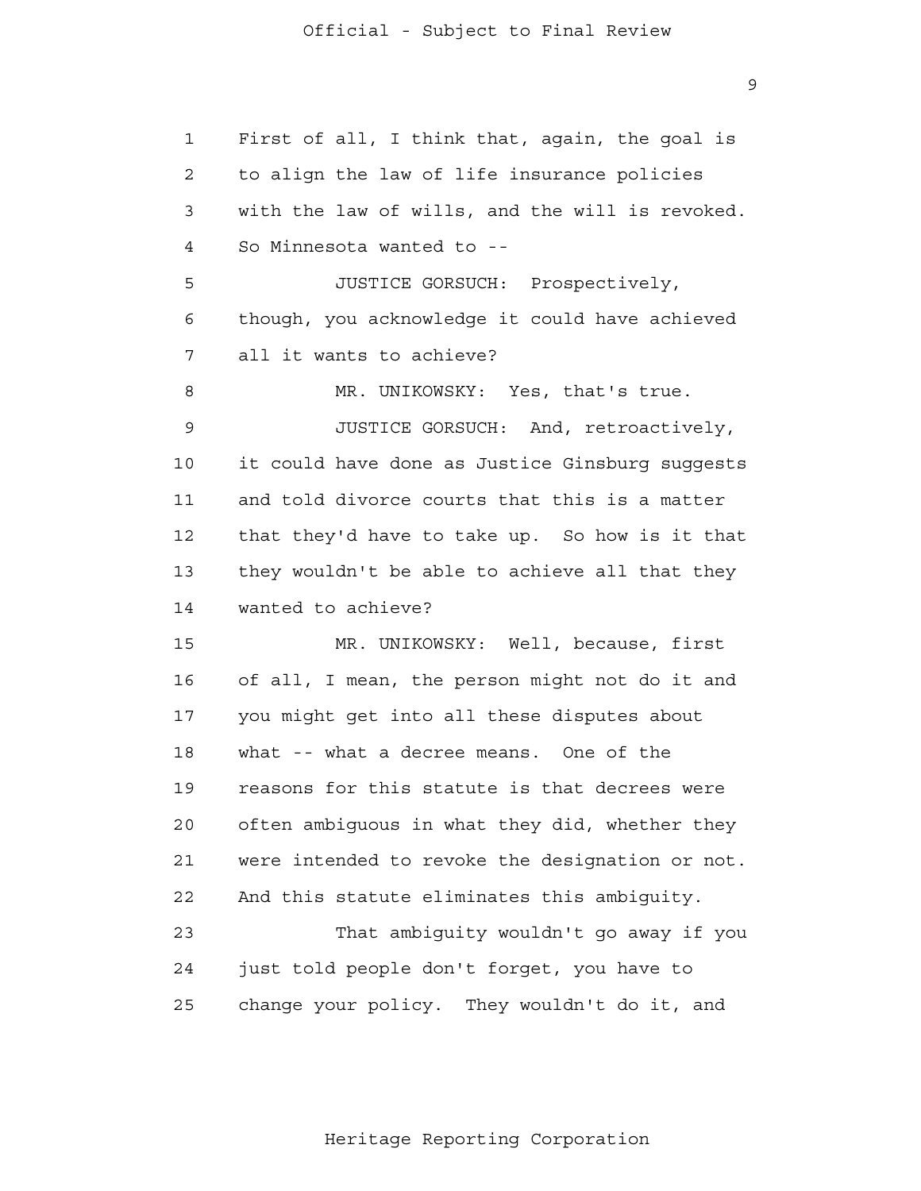First of all, I think that, again, the goal is to align the law of life insurance policies with the law of wills, and the will is revoked. So Minnesota wanted to --

JUSTICE GORSUCH: Prospectively, though, you acknowledge it could have achieved all it wants to achieve?

MR. UNIKOWSKY: Yes, that's true.

JUSTICE GORSUCH: And, retroactively, it could have done as Justice Ginsburg suggests and told divorce courts that this is a matter that they'd have to take up. So how is it that they wouldn't be able to achieve all that they wanted to achieve?

MR. UNIKOWSKY: Well, because, first of all, I mean, the person might not do it and you might get into all these disputes about what -- what a decree means. One of the reasons for this statute is that decrees were often ambiguous in what they did, whether they were intended to revoke the designation or not. And this statute eliminates this ambiguity.

That ambiguity wouldn't go away if you just told people don't forget, you have to change your policy. They wouldn't do it, and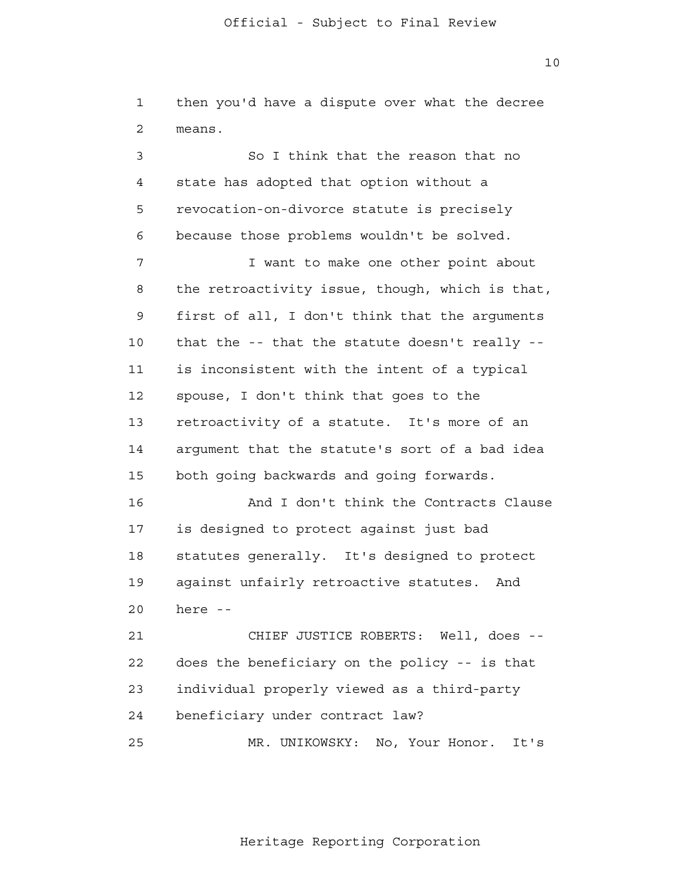then you'd have a dispute over what the decree means.

So I think that the reason that no state has adopted that option without a revocation-on-divorce statute is precisely because those problems wouldn't be solved.

I want to make one other point about the retroactivity issue, though, which is that, first of all, I don't think that the arguments that the -- that the statute doesn't really -- is inconsistent with the intent of a typical spouse, I don't think that goes to the retroactivity of a statute. It's more of an argument that the statute's sort of a bad idea both going backwards and going forwards.

And I don't think the Contracts Clause is designed to protect against just bad statutes generally. It's designed to protect against unfairly retroactive statutes. And here --

CHIEF JUSTICE ROBERTS: Well, does -- does the beneficiary on the policy -- is that individual properly viewed as a third-party beneficiary under contract law?

MR. UNIKOWSKY: No, Your Honor. It's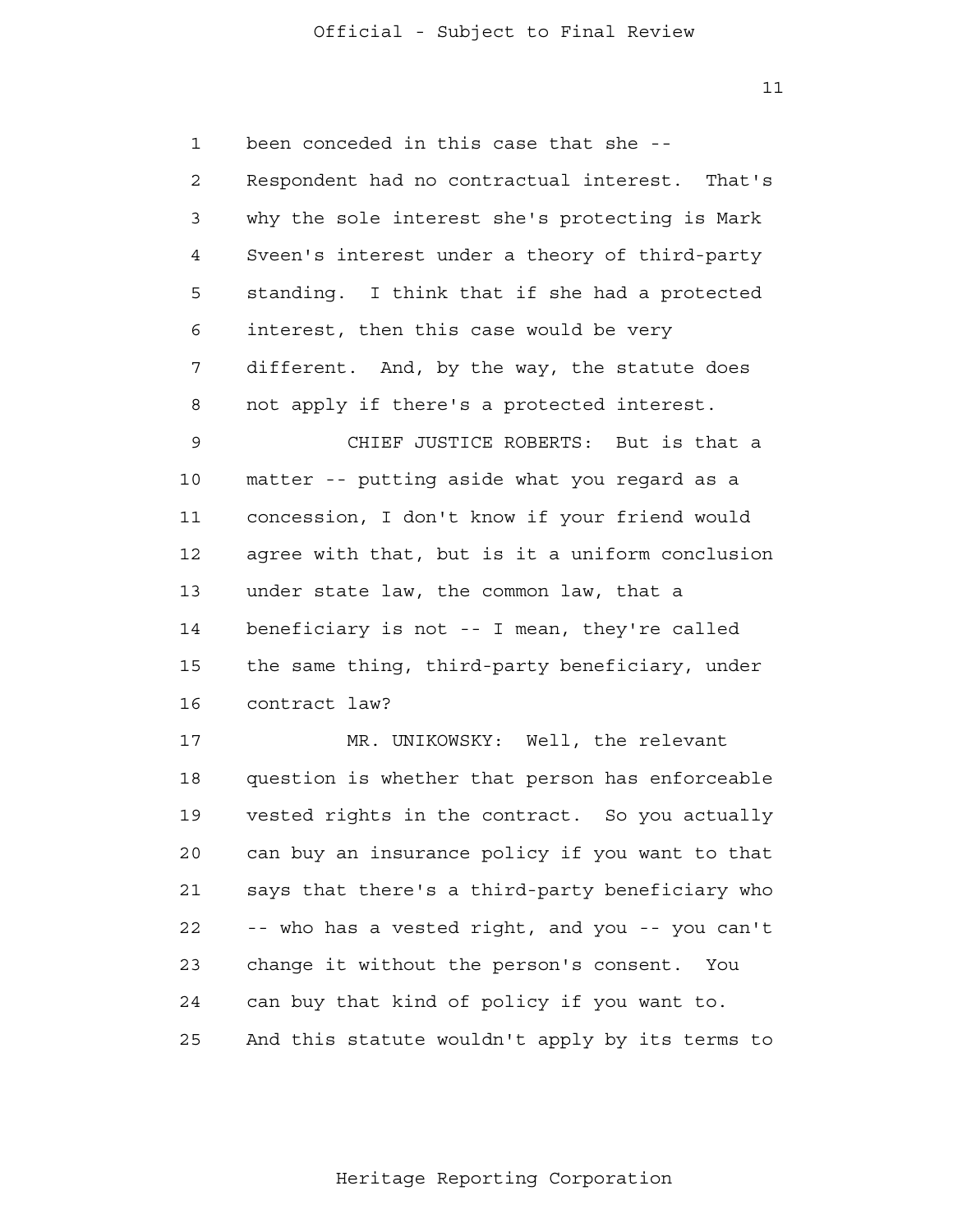been conceded in this case that she -- Respondent had no contractual interest. That's why the sole interest she's protecting is Mark Sveen's interest under a theory of third-party standing. I think that if she had a protected interest, then this case would be very different. And, by the way, the statute does not apply if there's a protected interest.

CHIEF JUSTICE ROBERTS: But is that a matter -- putting aside what you regard as a concession, I don't know if your friend would agree with that, but is it a uniform conclusion under state law, the common law, that a beneficiary is not -- I mean, they're called the same thing, third-party beneficiary, under contract law?

MR. UNIKOWSKY: Well, the relevant question is whether that person has enforceable vested rights in the contract. So you actually can buy an insurance policy if you want to that says that there's a third-party beneficiary who -- who has a vested right, and you -- you can't change it without the person's consent. You can buy that kind of policy if you want to. And this statute wouldn't apply by its terms to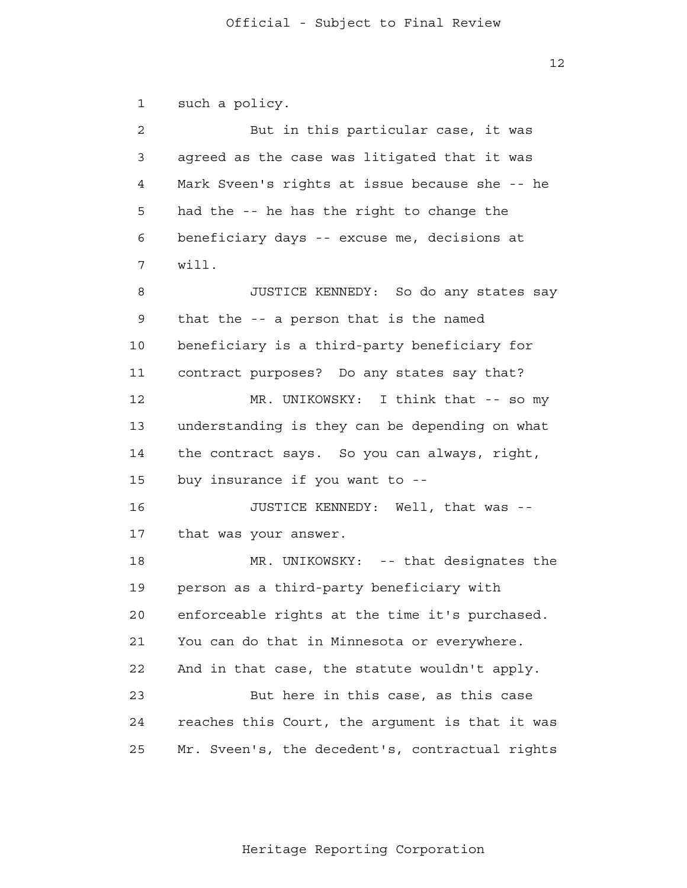such a policy.

But in this particular case, it was agreed as the case was litigated that it was Mark Sveen's rights at issue because she -- he had the -- he has the right to change the beneficiary days -- excuse me, decisions at will.

JUSTICE KENNEDY: So do any states say that the -- a person that is the named beneficiary is a third-party beneficiary for contract purposes? Do any states say that?

MR. UNIKOWSKY: I think that -- so my understanding is they can be depending on what the contract says. So you can always, right, buy insurance if you want to --

JUSTICE KENNEDY: Well, that was -- that was your answer.

MR. UNIKOWSKY: -- that designates the person as a third-party beneficiary with enforceable rights at the time it's purchased. You can do that in Minnesota or everywhere. And in that case, the statute wouldn't apply.

But here in this case, as this case reaches this Court, the argument is that it was Mr. Sveen's, the decedent's, contractual rights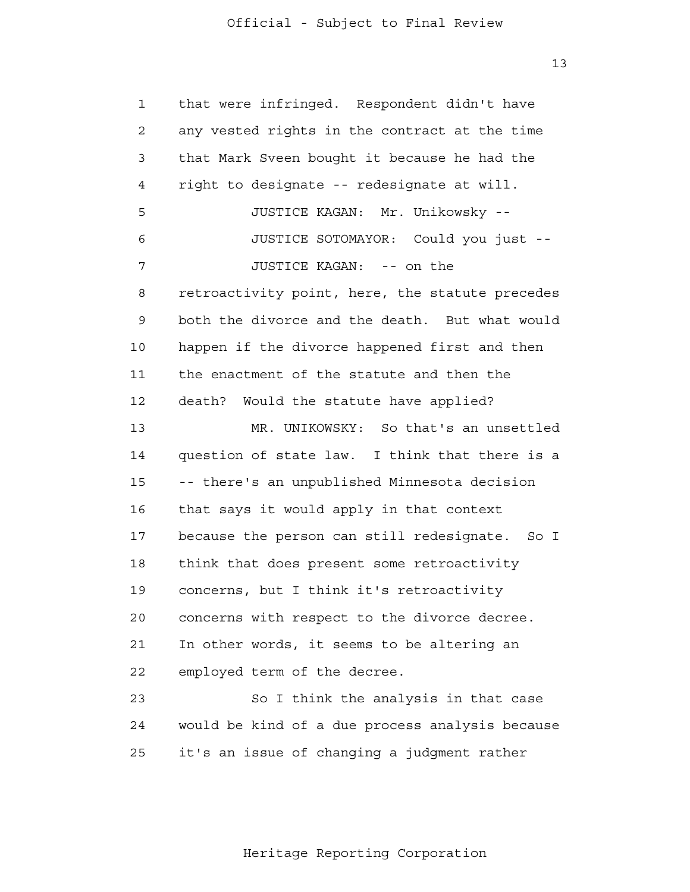that were infringed. Respondent didn't have any vested rights in the contract at the time that Mark Sveen bought it because he had the right to designate -- redesignate at will.

JUSTICE KAGAN: Mr. Unikowsky --

JUSTICE SOTOMAYOR: Could you just --

JUSTICE KAGAN: -- on the retroactivity point, here, the statute precedes both the divorce and the death. But what would happen if the divorce happened first and then the enactment of the statute and then the death? Would the statute have applied?

MR. UNIKOWSKY: So that's an unsettled question of state law. I think that there is a -- there's an unpublished Minnesota decision that says it would apply in that context because the person can still redesignate. So I think that does present some retroactivity concerns, but I think it's retroactivity concerns with respect to the divorce decree. In other words, it seems to be altering an employed term of the decree.

So I think the analysis in that case would be kind of a due process analysis because it's an issue of changing a judgment rather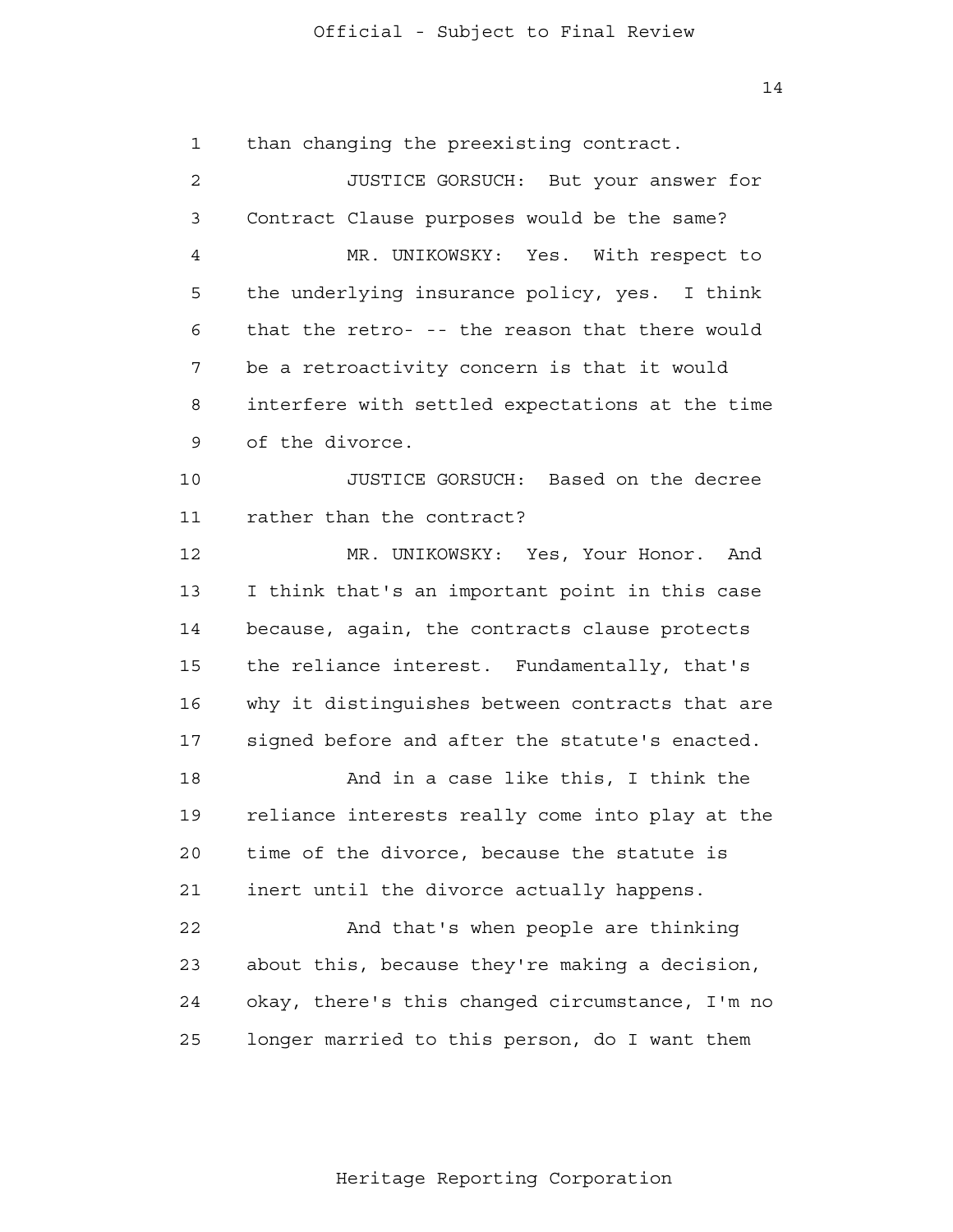than changing the preexisting contract.

JUSTICE GORSUCH: But your answer for Contract Clause purposes would be the same?

MR. UNIKOWSKY: Yes. With respect to the underlying insurance policy, yes. I think that the retro- -- the reason that there would be a retroactivity concern is that it would interfere with settled expectations at the time of the divorce.

JUSTICE GORSUCH: Based on the decree rather than the contract?

MR. UNIKOWSKY: Yes, Your Honor. And I think that's an important point in this case because, again, the contracts clause protects the reliance interest. Fundamentally, that's why it distinguishes between contracts that are signed before and after the statute's enacted.

And in a case like this, I think the reliance interests really come into play at the time of the divorce, because the statute is inert until the divorce actually happens.

And that's when people are thinking about this, because they're making a decision, okay, there's this changed circumstance, I'm no longer married to this person, do I want them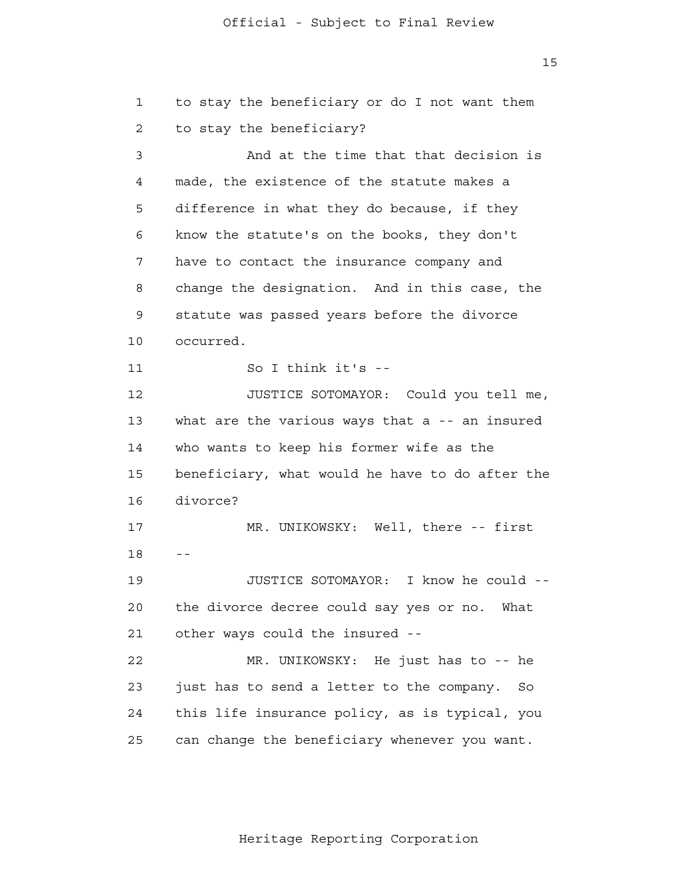1 to stay the beneficiary or do I not want them
2 to stay the beneficiary?
3 And at the time that that decision is
4 made, the existence of the statute makes a
5 difference in what they do because, if they
6 know the statute's on the books, they don't
7 have to contact the insurance company and
8 change the designation. And in this case, the
9 statute was passed years before the divorce
10 occurred.
11 So I think it's --
12 JUSTICE SOTOMAYOR: Could you tell me,
13 what are the various ways that a -- an insured
14 who wants to keep his former wife as the
15 beneficiary, what would he have to do after the
16 divorce?
17 MR. UNIKOWSKY: Well, there -- first
18 --
19 JUSTICE SOTOMAYOR: I know he could --
20 the divorce decree could say yes or no. What
21 other ways could the insured --
22 MR. UNIKOWSKY: He just has to -- he
23 just has to send a letter to the company. So
24 this life insurance policy, as is typical, you
25 can change the beneficiary whenever you want.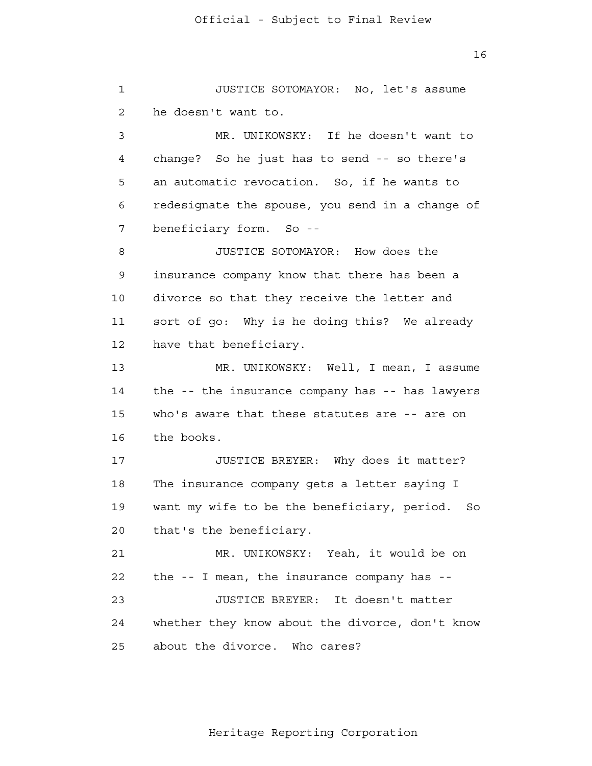JUSTICE SOTOMAYOR: No, let's assume he doesn't want to.

MR. UNIKOWSKY: If he doesn't want to change? So he just has to send -- so there's an automatic revocation. So, if he wants to redesignate the spouse, you send in a change of beneficiary form. So --

JUSTICE SOTOMAYOR: How does the insurance company know that there has been a divorce so that they receive the letter and sort of go: Why is he doing this? We already have that beneficiary.

MR. UNIKOWSKY: Well, I mean, I assume the -- the insurance company has -- has lawyers who's aware that these statutes are -- are on the books.

JUSTICE BREYER: Why does it matter? The insurance company gets a letter saying I want my wife to be the beneficiary, period. So that's the beneficiary.

MR. UNIKOWSKY: Yeah, it would be on the -- I mean, the insurance company has --

JUSTICE BREYER: It doesn't matter whether they know about the divorce, don't know about the divorce. Who cares?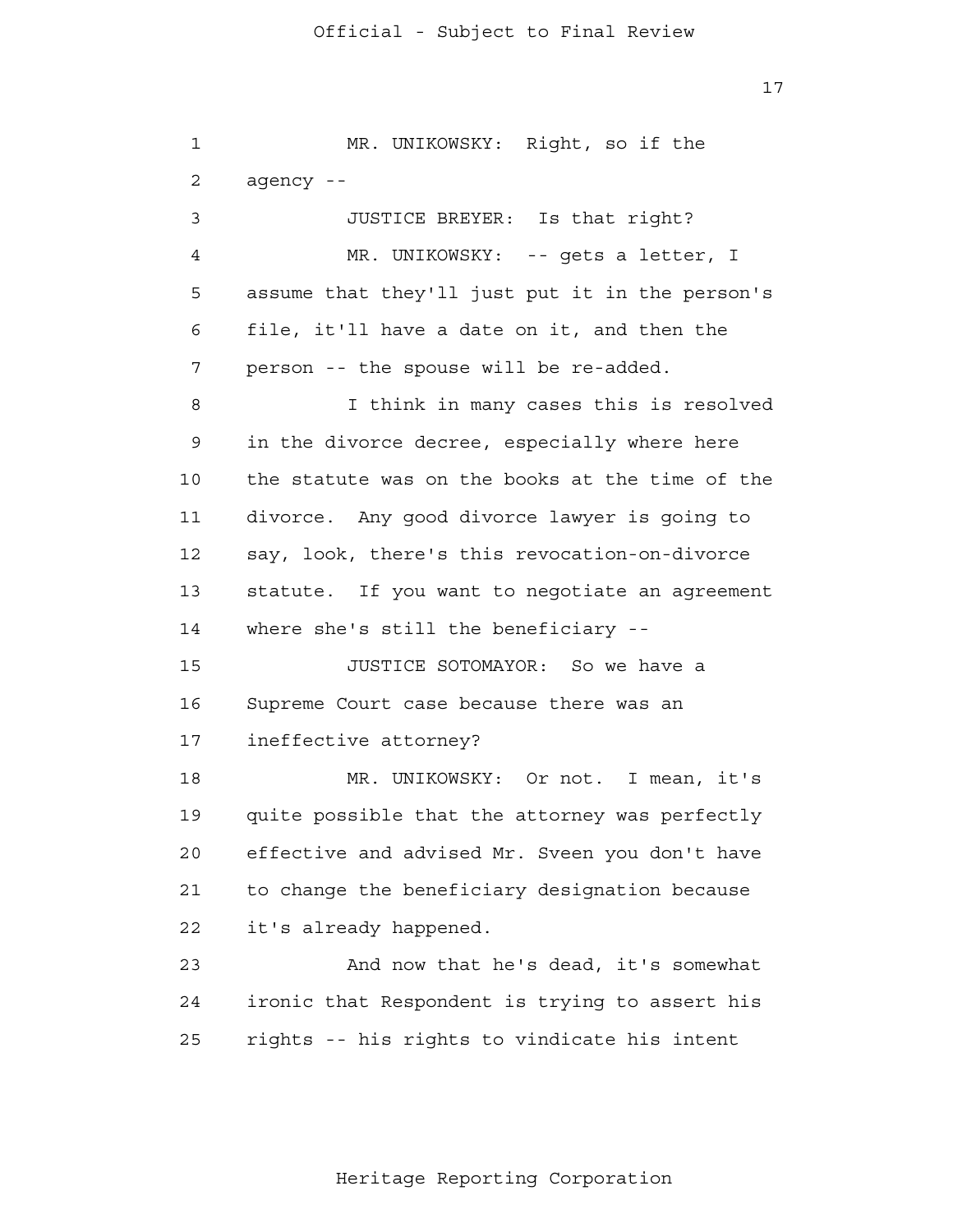1 MR. UNIKOWSKY: Right, so if the
2 agency --
3 JUSTICE BREYER: Is that right?
4 MR. UNIKOWSKY: -- gets a letter, I
5 assume that they'll just put it in the person's
6 file, it'll have a date on it, and then the
7 person -- the spouse will be re-added.
8 I think in many cases this is resolved
9 in the divorce decree, especially where here
10 the statute was on the books at the time of the
11 divorce. Any good divorce lawyer is going to
12 say, look, there's this revocation-on-divorce
13 statute. If you want to negotiate an agreement
14 where she's still the beneficiary --
15 JUSTICE SOTOMAYOR: So we have a
16 Supreme Court case because there was an
17 ineffective attorney?
18 MR. UNIKOWSKY: Or not. I mean, it's
19 quite possible that the attorney was perfectly
20 effective and advised Mr. Sveen you don't have
21 to change the beneficiary designation because
22 it's already happened.
23 And now that he's dead, it's somewhat
24 ironic that Respondent is trying to assert his
25 rights -- his rights to vindicate his intent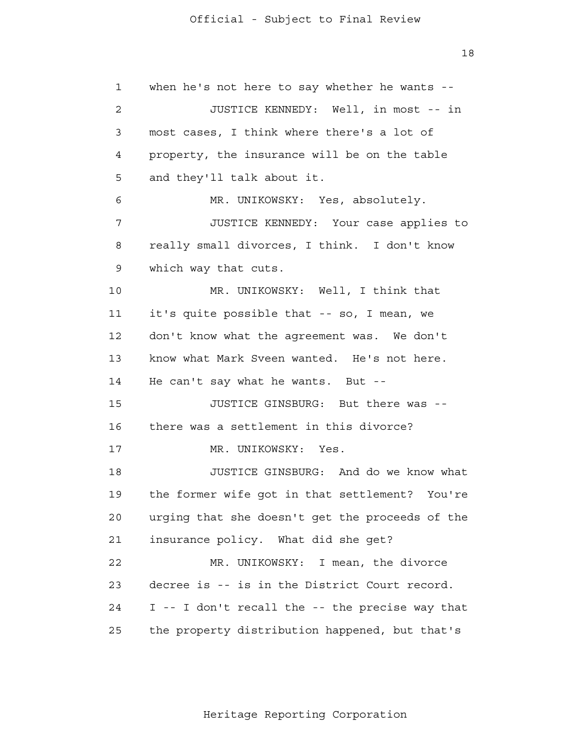when he's not here to say whether he wants --

JUSTICE KENNEDY: Well, in most -- in most cases, I think where there's a lot of property, the insurance will be on the table and they'll talk about it.

MR. UNIKOWSKY: Yes, absolutely.

JUSTICE KENNEDY: Your case applies to really small divorces, I think. I don't know which way that cuts.

MR. UNIKOWSKY: Well, I think that it's quite possible that -- so, I mean, we don't know what the agreement was. We don't know what Mark Sveen wanted. He's not here. He can't say what he wants. But --

JUSTICE GINSBURG: But there was -- there was a settlement in this divorce?

MR. UNIKOWSKY: Yes.

JUSTICE GINSBURG: And do we know what the former wife got in that settlement? You're urging that she doesn't get the proceeds of the insurance policy. What did she get?

MR. UNIKOWSKY: I mean, the divorce decree is -- is in the District Court record. I -- I don't recall the -- the precise way that the property distribution happened, but that's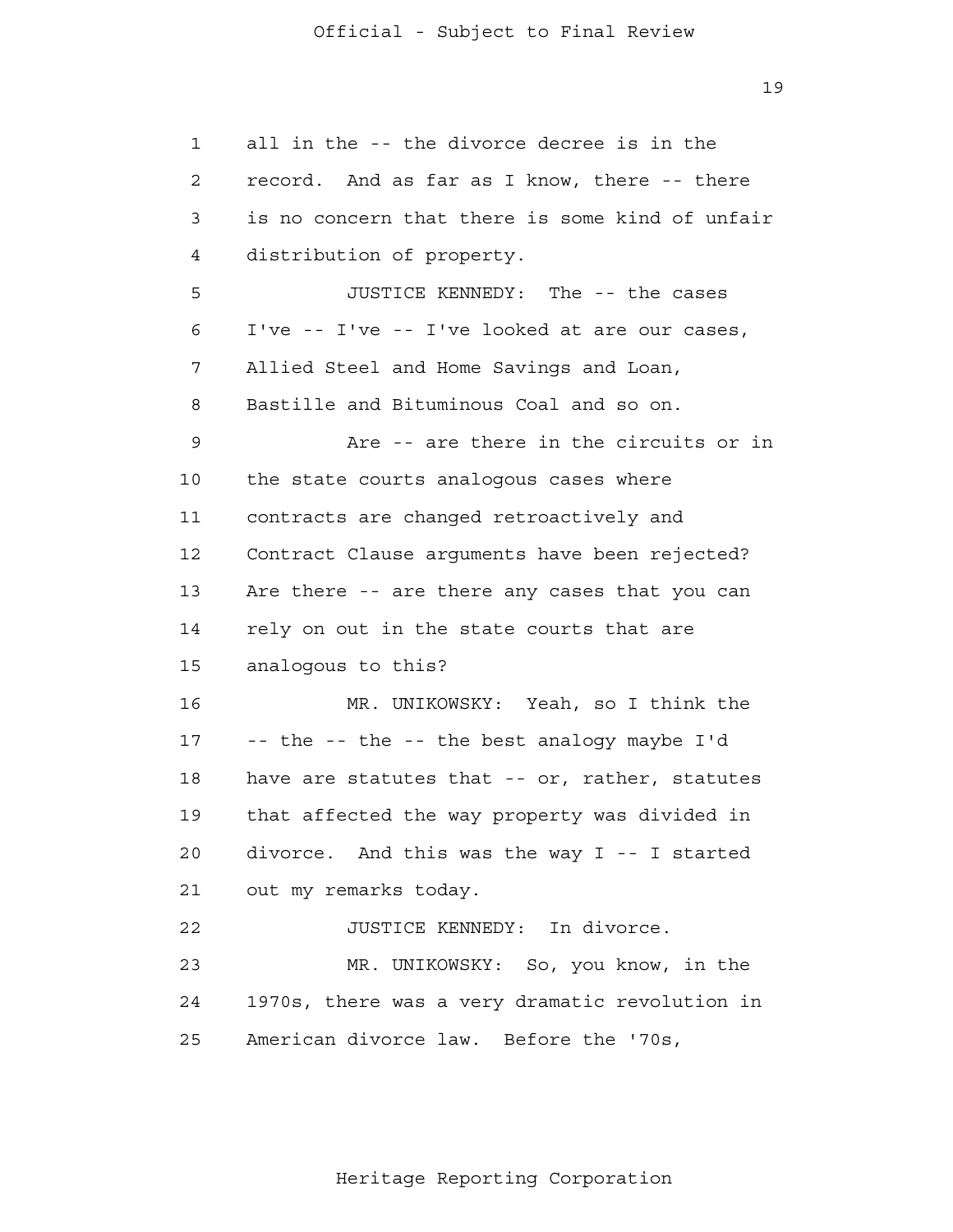all in the -- the divorce decree is in the record. And as far as I know, there -- there is no concern that there is some kind of unfair distribution of property.

JUSTICE KENNEDY: The -- the cases I've -- I've -- I've looked at are our cases, Allied Steel and Home Savings and Loan, Bastille and Bituminous Coal and so on.

Are -- are there in the circuits or in the state courts analogous cases where contracts are changed retroactively and Contract Clause arguments have been rejected? Are there -- are there any cases that you can rely on out in the state courts that are analogous to this?

MR. UNIKOWSKY: Yeah, so I think the -- the -- the -- the best analogy maybe I'd have are statutes that -- or, rather, statutes that affected the way property was divided in divorce. And this was the way I -- I started out my remarks today.

JUSTICE KENNEDY: In divorce.

MR. UNIKOWSKY: So, you know, in the 1970s, there was a very dramatic revolution in American divorce law. Before the '70s,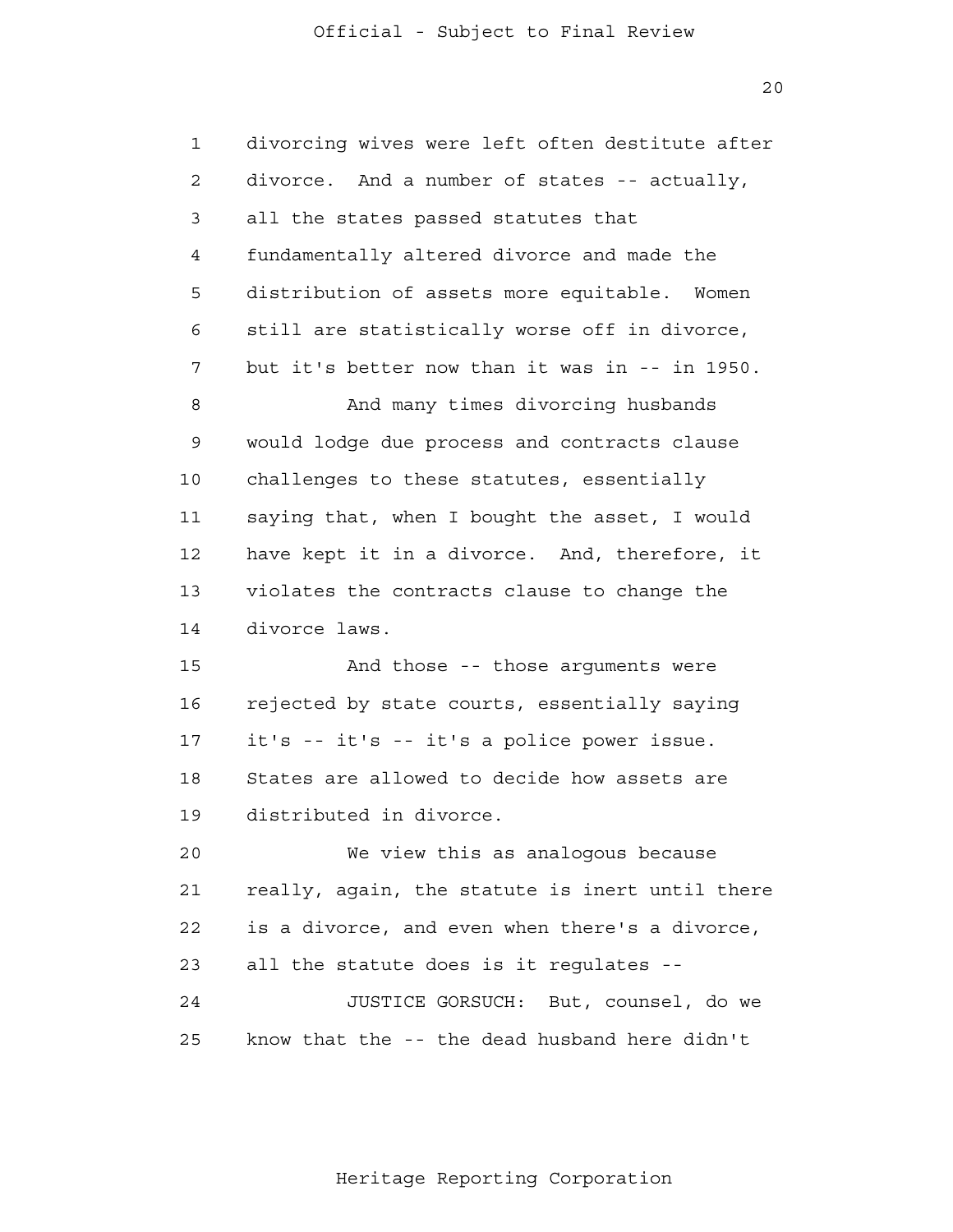divorcing wives were left often destitute after divorce. And a number of states -- actually, all the states passed statutes that fundamentally altered divorce and made the distribution of assets more equitable. Women still are statistically worse off in divorce, but it's better now than it was in -- in 1950.

And many times divorcing husbands would lodge due process and contracts clause challenges to these statutes, essentially saying that, when I bought the asset, I would have kept it in a divorce. And, therefore, it violates the contracts clause to change the divorce laws.

And those -- those arguments were rejected by state courts, essentially saying it's -- it's -- it's a police power issue. States are allowed to decide how assets are distributed in divorce.

We view this as analogous because really, again, the statute is inert until there is a divorce, and even when there's a divorce, all the statute does is it regulates --

JUSTICE GORSUCH: But, counsel, do we know that the -- the dead husband here didn't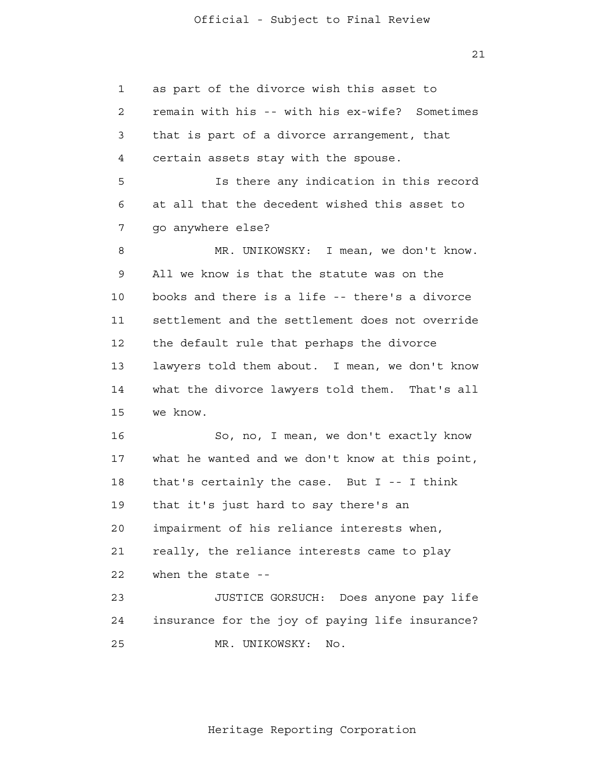as part of the divorce wish this asset to remain with his -- with his ex-wife? Sometimes that is part of a divorce arrangement, that certain assets stay with the spouse.

Is there any indication in this record at all that the decedent wished this asset to go anywhere else?

MR. UNIKOWSKY: I mean, we don't know. All we know is that the statute was on the books and there is a life -- there's a divorce settlement and the settlement does not override the default rule that perhaps the divorce lawyers told them about. I mean, we don't know what the divorce lawyers told them. That's all we know.

So, no, I mean, we don't exactly know what he wanted and we don't know at this point, that's certainly the case. But I -- I think that it's just hard to say there's an impairment of his reliance interests when, really, the reliance interests came to play when the state --

JUSTICE GORSUCH: Does anyone pay life insurance for the joy of paying life insurance?

MR. UNIKOWSKY: No.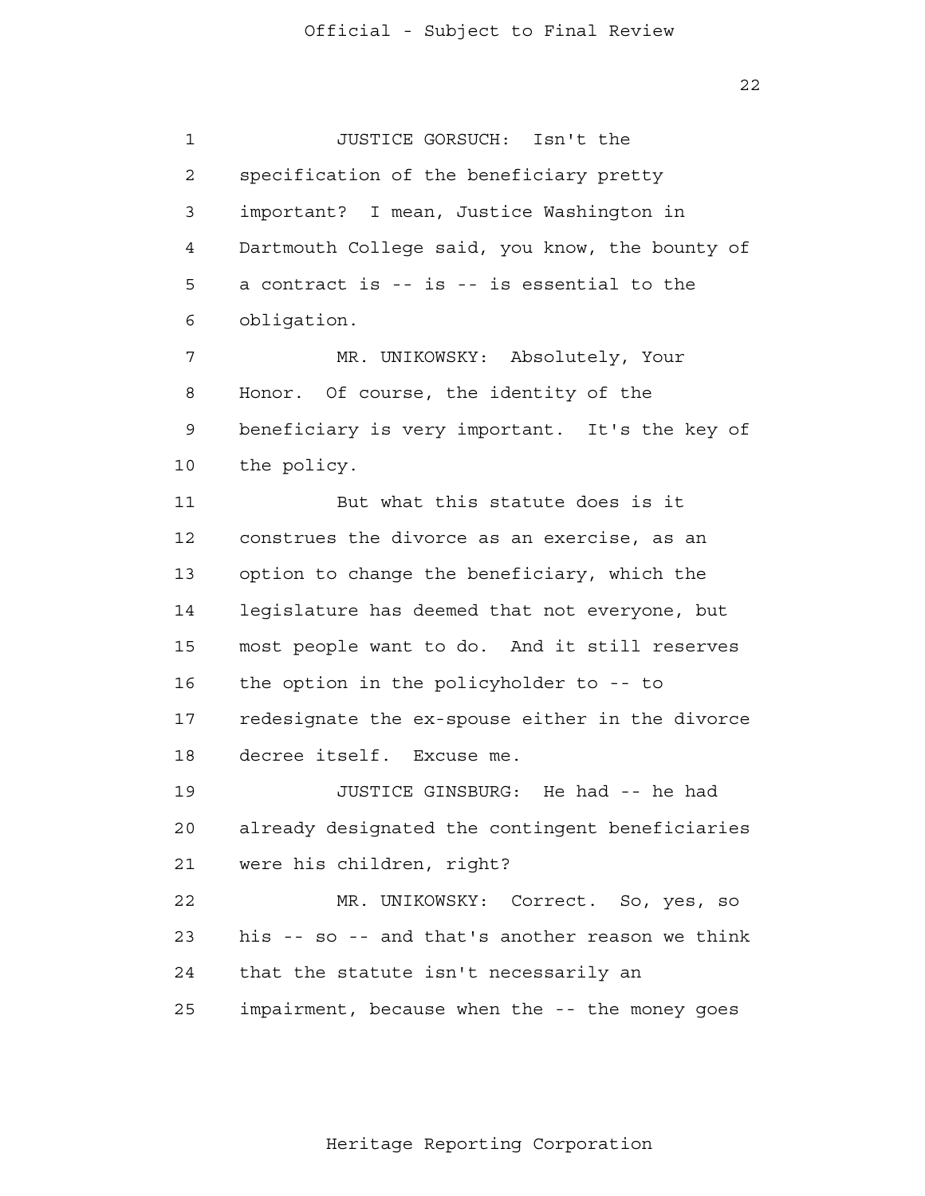JUSTICE GORSUCH: Isn't the specification of the beneficiary pretty important? I mean, Justice Washington in Dartmouth College said, you know, the bounty of a contract is -- is -- is essential to the obligation.

MR. UNIKOWSKY: Absolutely, Your Honor. Of course, the identity of the beneficiary is very important. It's the key of the policy.

But what this statute does is it construes the divorce as an exercise, as an option to change the beneficiary, which the legislature has deemed that not everyone, but most people want to do. And it still reserves the option in the policyholder to -- to redesignate the ex-spouse either in the divorce decree itself. Excuse me.

JUSTICE GINSBURG: He had -- he had already designated the contingent beneficiaries were his children, right?

MR. UNIKOWSKY: Correct. So, yes, so his -- so -- and that's another reason we think that the statute isn't necessarily an impairment, because when the -- the money goes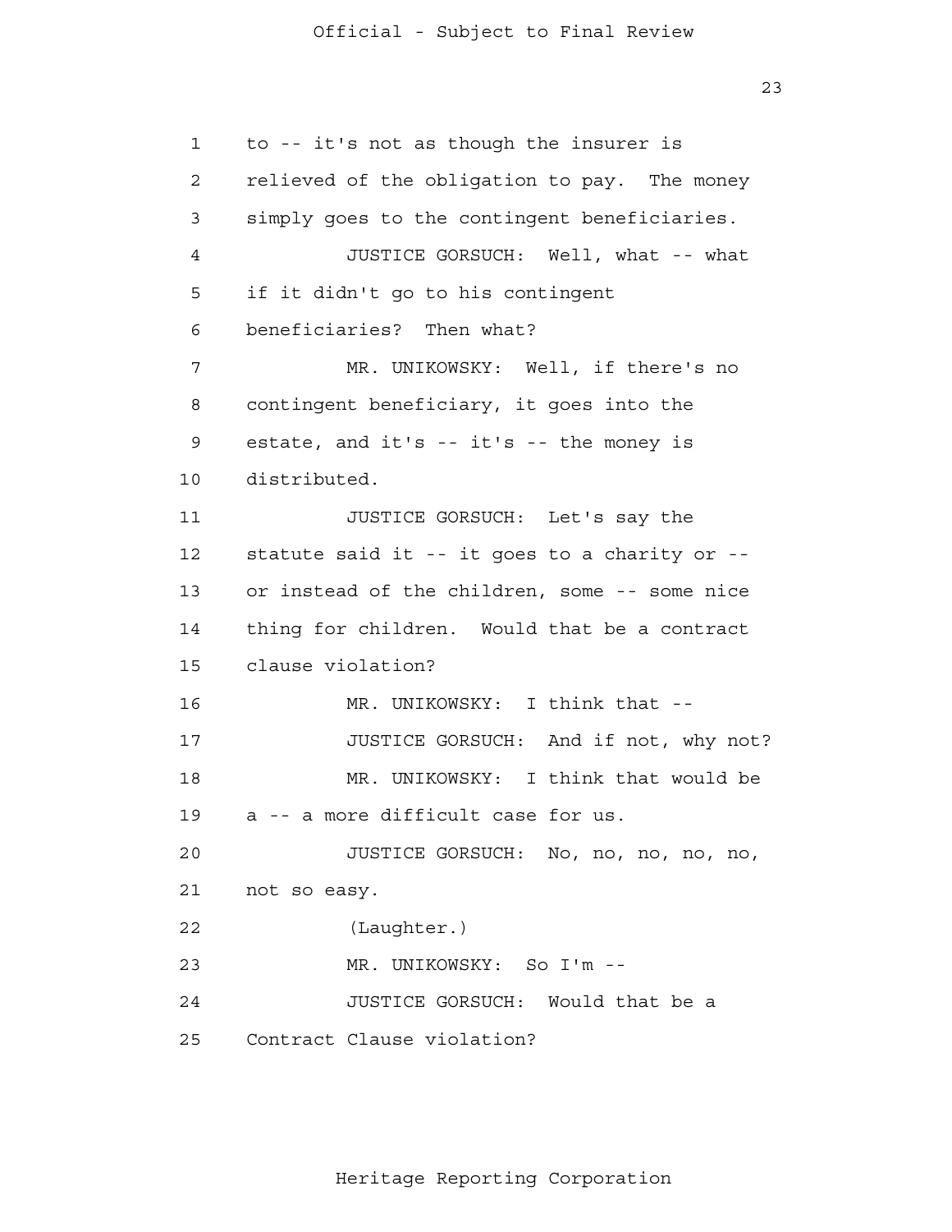to -- it's not as though the insurer is relieved of the obligation to pay. The money simply goes to the contingent beneficiaries.

JUSTICE GORSUCH: Well, what -- what if it didn't go to his contingent beneficiaries? Then what?

MR. UNIKOWSKY: Well, if there's no contingent beneficiary, it goes into the estate, and it's -- it's -- the money is distributed.

JUSTICE GORSUCH: Let's say the statute said it -- it goes to a charity or -- or instead of the children, some -- some nice thing for children. Would that be a contract clause violation?

MR. UNIKOWSKY: I think that --

JUSTICE GORSUCH: And if not, why not?

MR. UNIKOWSKY: I think that would be a -- a more difficult case for us.

JUSTICE GORSUCH: No, no, no, no, no, not so easy.

(Laughter.)

MR. UNIKOWSKY: So I'm --

JUSTICE GORSUCH: Would that be a Contract Clause violation?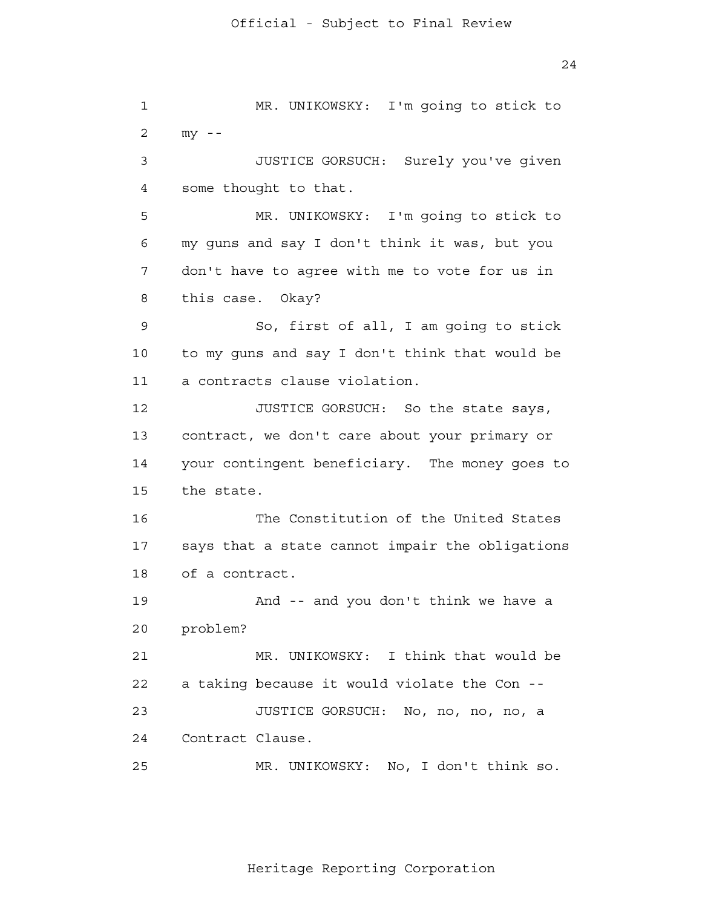MR. UNIKOWSKY: I'm going to stick to my --

JUSTICE GORSUCH: Surely you've given some thought to that.

MR. UNIKOWSKY: I'm going to stick to my guns and say I don't think it was, but you don't have to agree with me to vote for us in this case. Okay?

So, first of all, I am going to stick to my guns and say I don't think that would be a contracts clause violation.

JUSTICE GORSUCH: So the state says, contract, we don't care about your primary or your contingent beneficiary. The money goes to the state.

The Constitution of the United States says that a state cannot impair the obligations of a contract.

And -- and you don't think we have a problem?

MR. UNIKOWSKY: I think that would be a taking because it would violate the Con --

JUSTICE GORSUCH: No, no, no, no, a Contract Clause.

MR. UNIKOWSKY: No, I don't think so.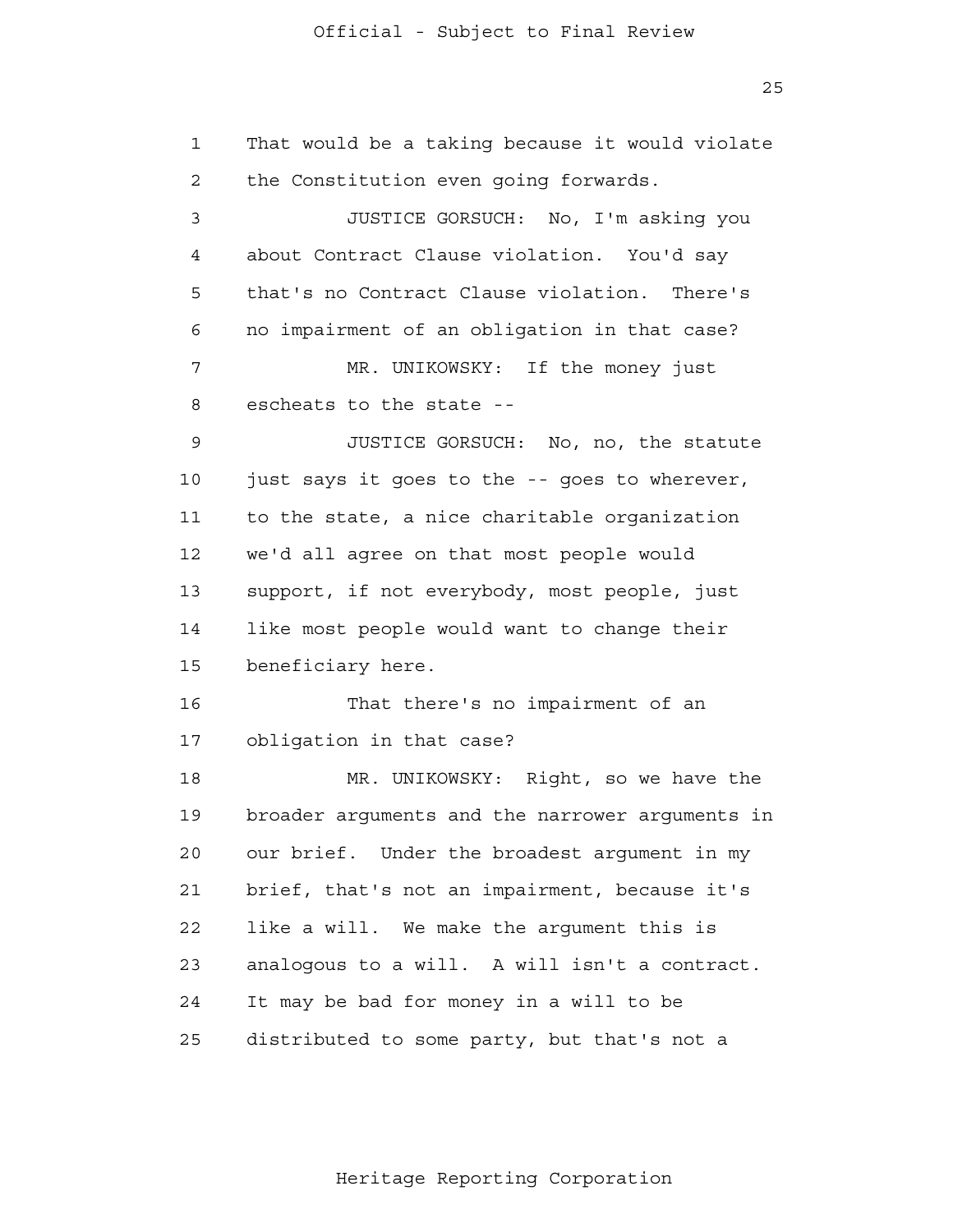That would be a taking because it would violate the Constitution even going forwards.

JUSTICE GORSUCH: No, I'm asking you about Contract Clause violation. You'd say that's no Contract Clause violation. There's no impairment of an obligation in that case?

MR. UNIKOWSKY: If the money just escheats to the state --

JUSTICE GORSUCH: No, no, the statute just says it goes to the -- goes to wherever, to the state, a nice charitable organization we'd all agree on that most people would support, if not everybody, most people, just like most people would want to change their beneficiary here.

That there's no impairment of an obligation in that case?

MR. UNIKOWSKY: Right, so we have the broader arguments and the narrower arguments in our brief. Under the broadest argument in my brief, that's not an impairment, because it's like a will. We make the argument this is analogous to a will. A will isn't a contract. It may be bad for money in a will to be distributed to some party, but that's not a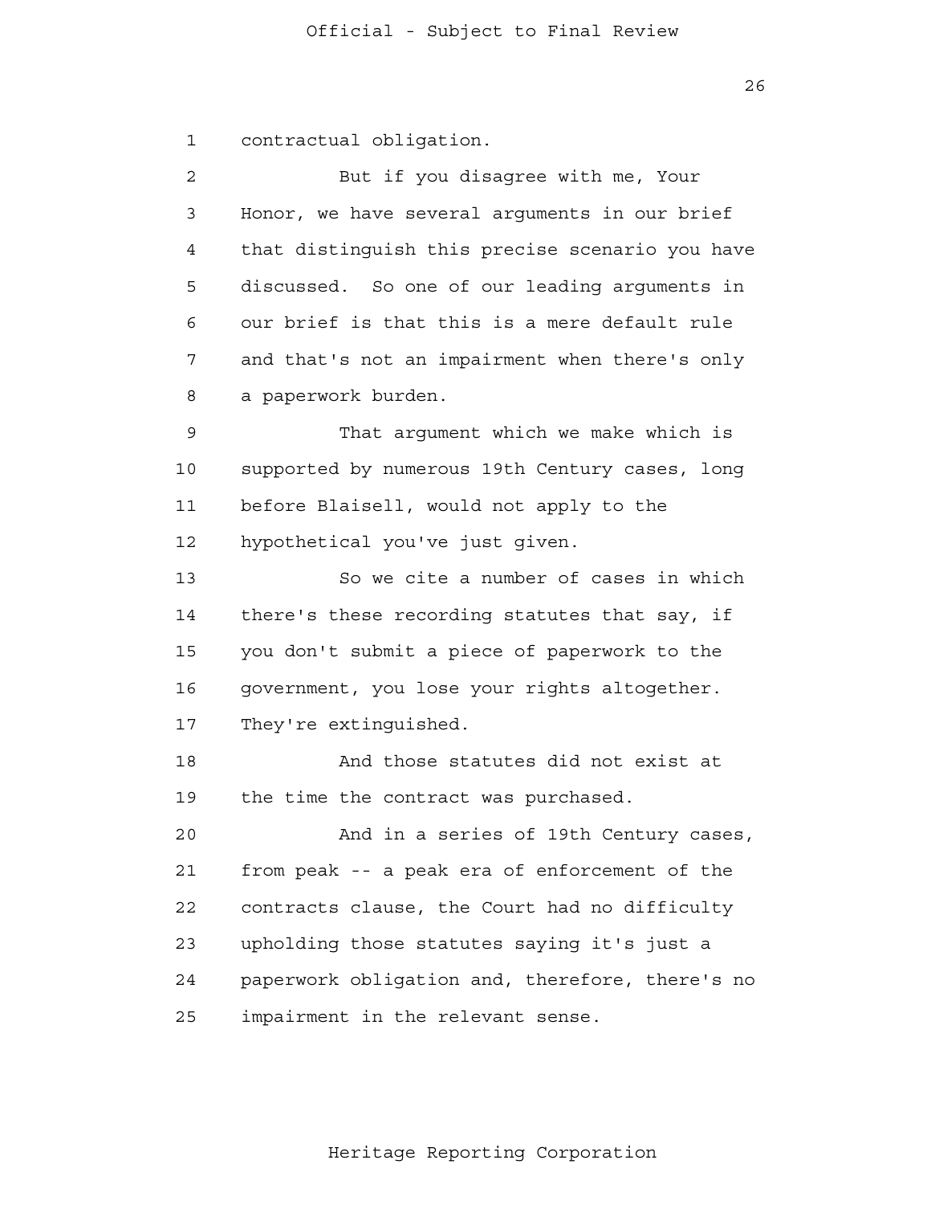contractual obligation.

But if you disagree with me, Your Honor, we have several arguments in our brief that distinguish this precise scenario you have discussed. So one of our leading arguments in our brief is that this is a mere default rule and that's not an impairment when there's only a paperwork burden.

That argument which we make which is supported by numerous 19th Century cases, long before Blaisell, would not apply to the hypothetical you've just given.

So we cite a number of cases in which there's these recording statutes that say, if you don't submit a piece of paperwork to the government, you lose your rights altogether. They're extinguished.

And those statutes did not exist at the time the contract was purchased.

And in a series of 19th Century cases, from peak -- a peak era of enforcement of the contracts clause, the Court had no difficulty upholding those statutes saying it's just a paperwork obligation and, therefore, there's no impairment in the relevant sense.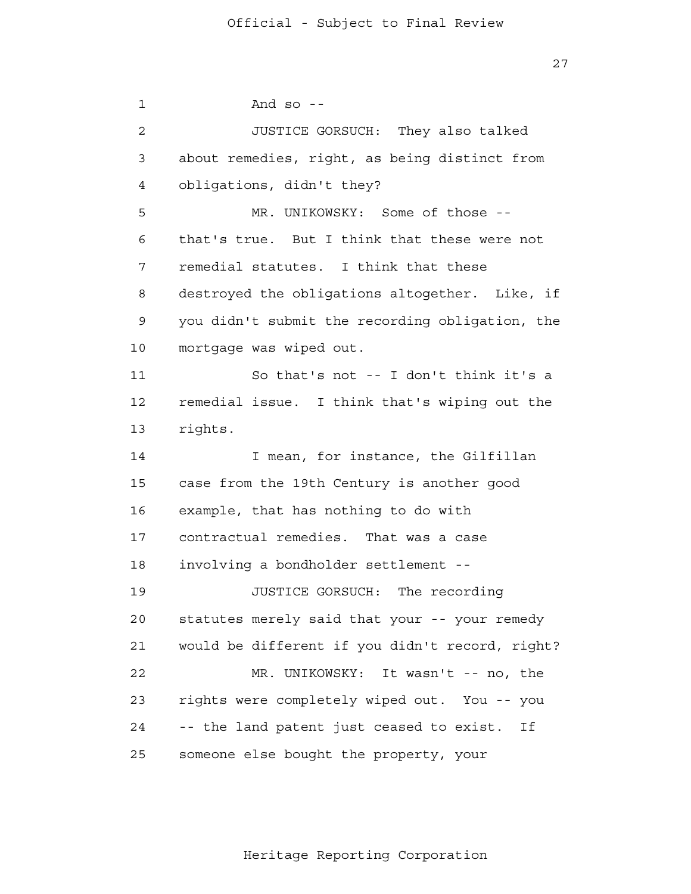And so --

JUSTICE GORSUCH: They also talked about remedies, right, as being distinct from obligations, didn't they?

MR. UNIKOWSKY: Some of those -- that's true. But I think that these were not remedial statutes. I think that these destroyed the obligations altogether. Like, if you didn't submit the recording obligation, the mortgage was wiped out.

So that's not -- I don't think it's a remedial issue. I think that's wiping out the rights.

I mean, for instance, the Gilfillan case from the 19th Century is another good example, that has nothing to do with contractual remedies. That was a case involving a bondholder settlement --

JUSTICE GORSUCH: The recording statutes merely said that your -- your remedy would be different if you didn't record, right?

MR. UNIKOWSKY: It wasn't -- no, the rights were completely wiped out. You -- you -- the land patent just ceased to exist. If someone else bought the property, your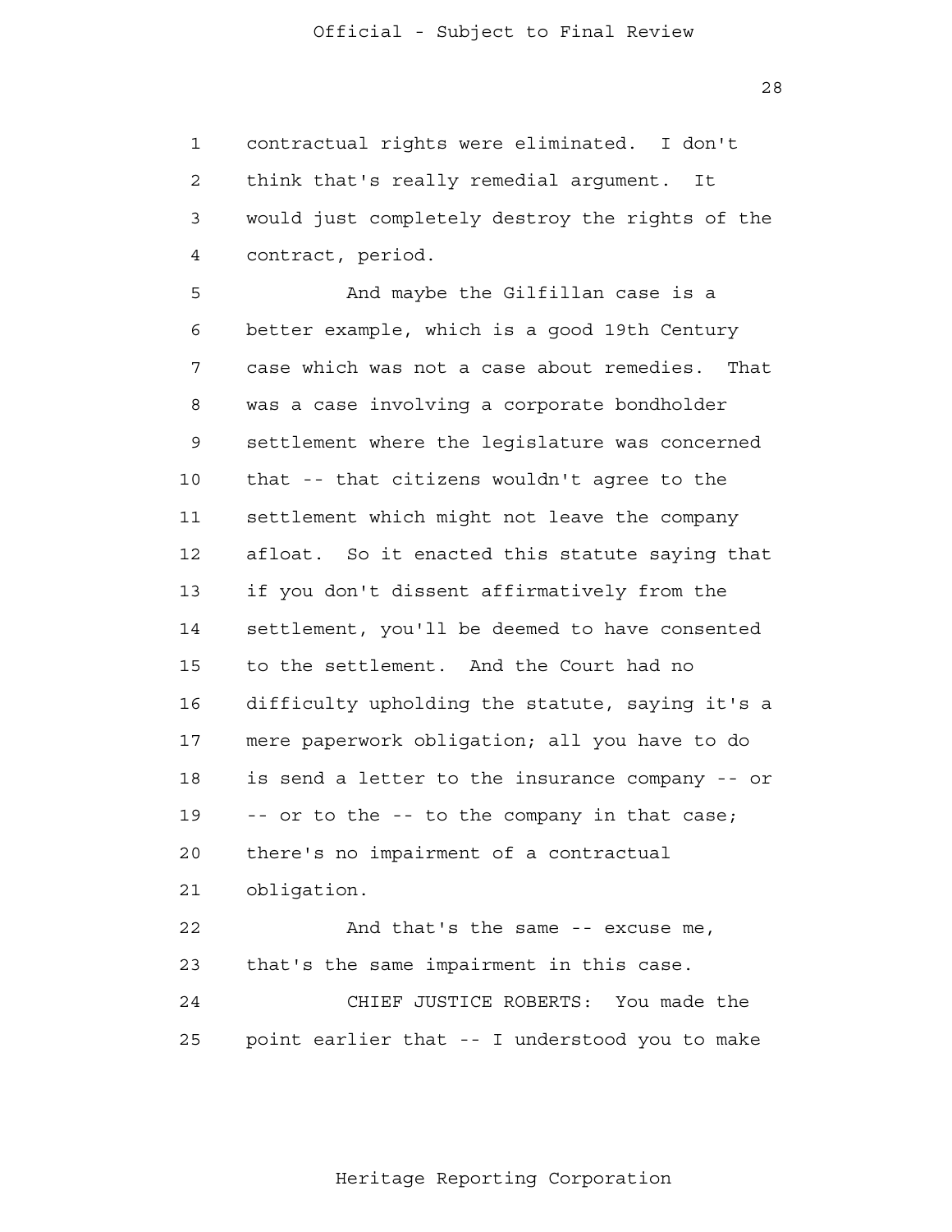contractual rights were eliminated. I don't think that's really remedial argument. It would just completely destroy the rights of the contract, period.

And maybe the Gilfillan case is a better example, which is a good 19th Century case which was not a case about remedies. That was a case involving a corporate bondholder settlement where the legislature was concerned that -- that citizens wouldn't agree to the settlement which might not leave the company afloat. So it enacted this statute saying that if you don't dissent affirmatively from the settlement, you'll be deemed to have consented to the settlement. And the Court had no difficulty upholding the statute, saying it's a mere paperwork obligation; all you have to do is send a letter to the insurance company -- or -- or to the -- to the company in that case; there's no impairment of a contractual obligation.

And that's the same -- excuse me, that's the same impairment in this case.

CHIEF JUSTICE ROBERTS: You made the point earlier that -- I understood you to make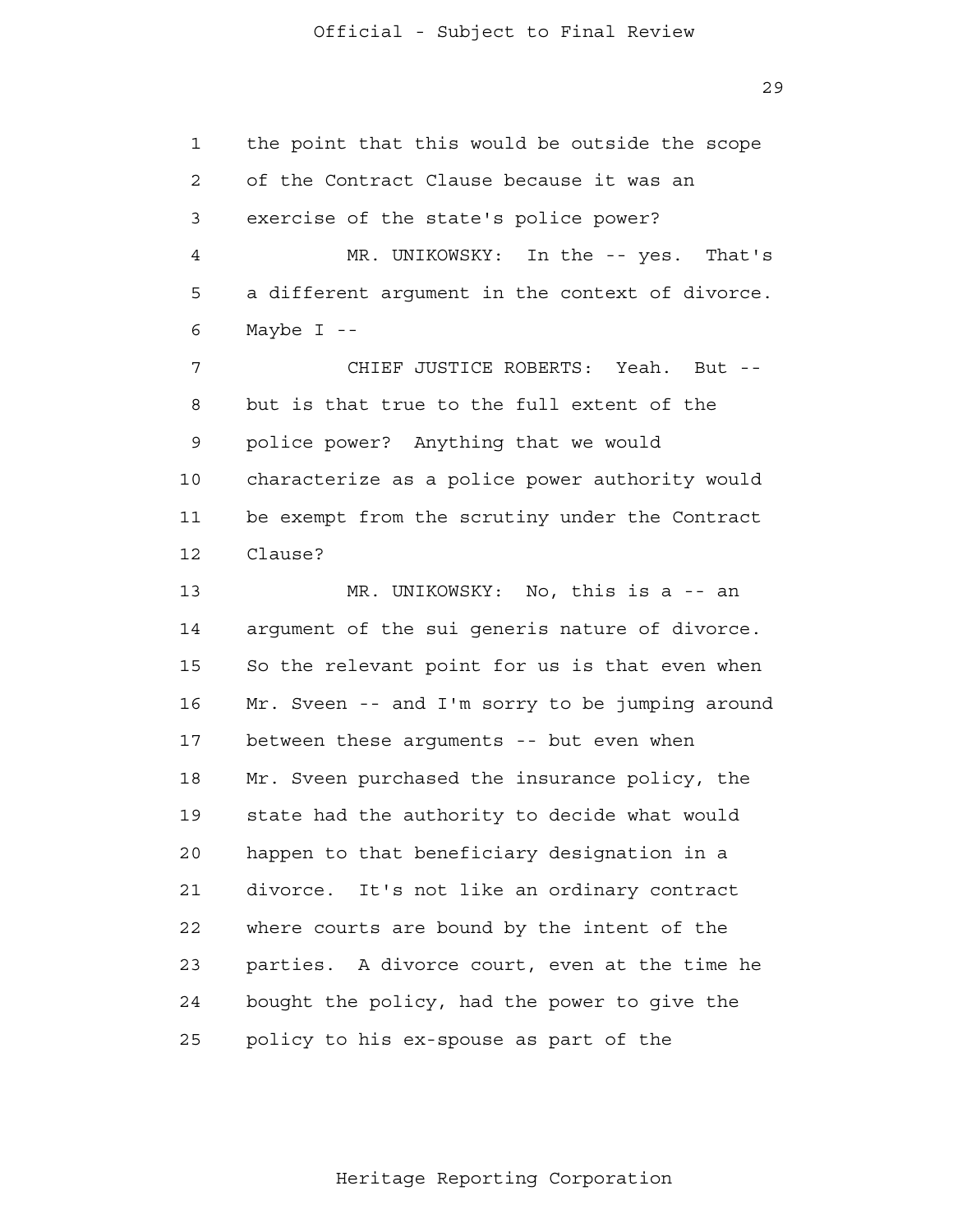the point that this would be outside the scope of the Contract Clause because it was an exercise of the state's police power?

MR. UNIKOWSKY: In the -- yes. That's a different argument in the context of divorce. Maybe I --

CHIEF JUSTICE ROBERTS: Yeah. But -- but is that true to the full extent of the police power? Anything that we would characterize as a police power authority would be exempt from the scrutiny under the Contract Clause?

MR. UNIKOWSKY: No, this is a -- an argument of the sui generis nature of divorce. So the relevant point for us is that even when Mr. Sveen -- and I'm sorry to be jumping around between these arguments -- but even when Mr. Sveen purchased the insurance policy, the state had the authority to decide what would happen to that beneficiary designation in a divorce. It's not like an ordinary contract where courts are bound by the intent of the parties. A divorce court, even at the time he bought the policy, had the power to give the policy to his ex-spouse as part of the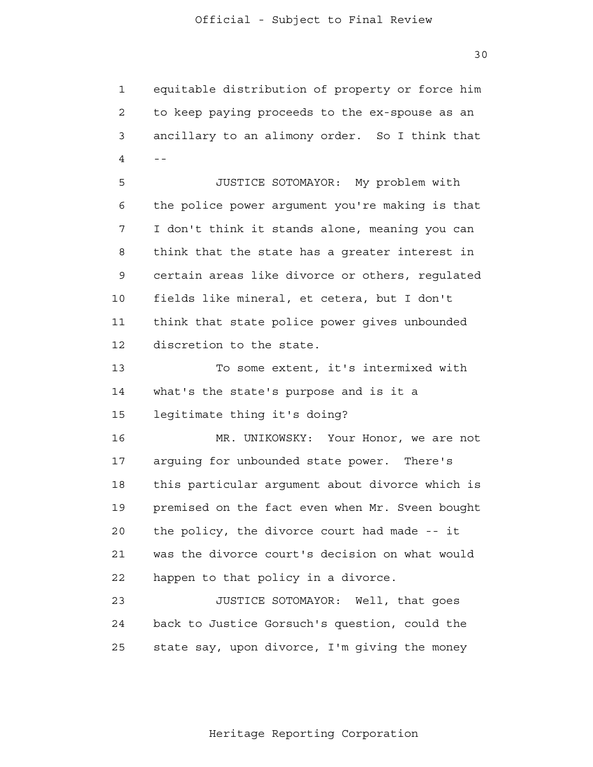equitable distribution of property or force him to keep paying proceeds to the ex-spouse as an ancillary to an alimony order. So I think that --

JUSTICE SOTOMAYOR: My problem with the police power argument you're making is that I don't think it stands alone, meaning you can think that the state has a greater interest in certain areas like divorce or others, regulated fields like mineral, et cetera, but I don't think that state police power gives unbounded discretion to the state.

To some extent, it's intermixed with what's the state's purpose and is it a legitimate thing it's doing?

MR. UNIKOWSKY: Your Honor, we are not arguing for unbounded state power. There's this particular argument about divorce which is premised on the fact even when Mr. Sveen bought the policy, the divorce court had made -- it was the divorce court's decision on what would happen to that policy in a divorce.

JUSTICE SOTOMAYOR: Well, that goes back to Justice Gorsuch's question, could the state say, upon divorce, I'm giving the money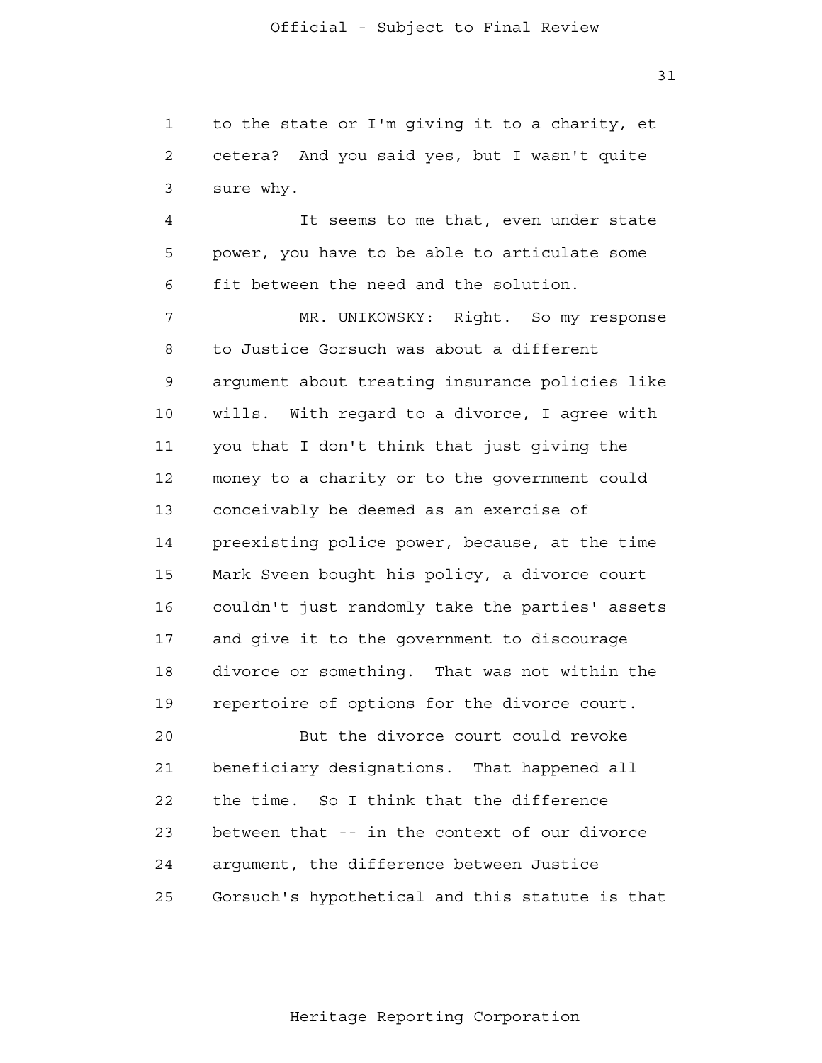to the state or I'm giving it to a charity, et cetera? And you said yes, but I wasn't quite sure why.

It seems to me that, even under state power, you have to be able to articulate some fit between the need and the solution.

MR. UNIKOWSKY: Right. So my response to Justice Gorsuch was about a different argument about treating insurance policies like wills. With regard to a divorce, I agree with you that I don't think that just giving the money to a charity or to the government could conceivably be deemed as an exercise of preexisting police power, because, at the time Mark Sveen bought his policy, a divorce court couldn't just randomly take the parties' assets and give it to the government to discourage divorce or something. That was not within the repertoire of options for the divorce court.

But the divorce court could revoke beneficiary designations. That happened all the time. So I think that the difference between that -- in the context of our divorce argument, the difference between Justice Gorsuch's hypothetical and this statute is that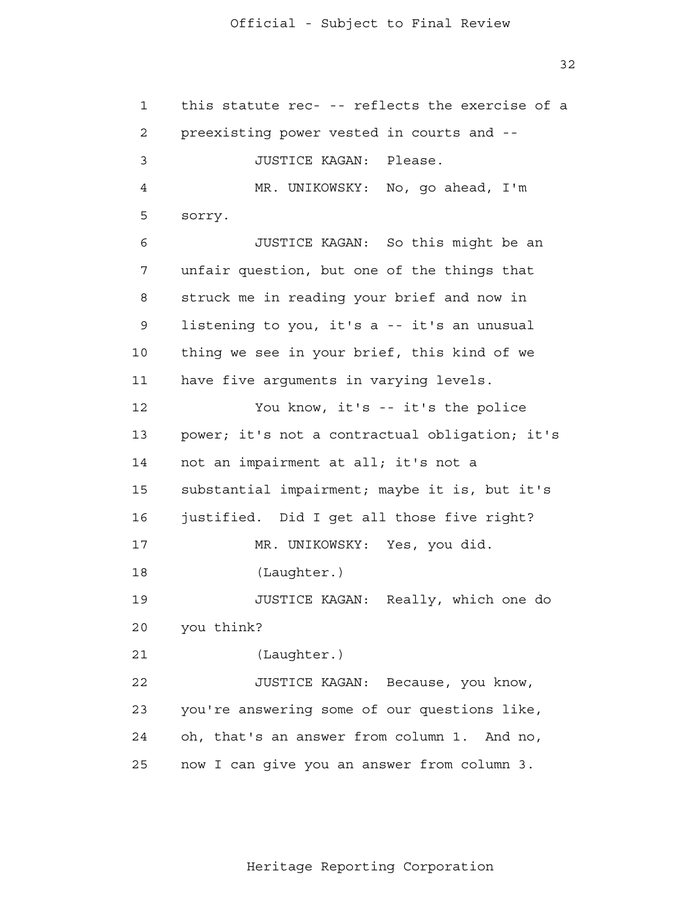this statute rec- -- reflects the exercise of a preexisting power vested in courts and --

JUSTICE KAGAN: Please.

MR. UNIKOWSKY: No, go ahead, I'm sorry.

JUSTICE KAGAN: So this might be an unfair question, but one of the things that struck me in reading your brief and now in listening to you, it's a -- it's an unusual thing we see in your brief, this kind of we have five arguments in varying levels.

You know, it's -- it's the police power; it's not a contractual obligation; it's not an impairment at all; it's not a substantial impairment; maybe it is, but it's justified. Did I get all those five right?

MR. UNIKOWSKY: Yes, you did.

(Laughter.)

JUSTICE KAGAN: Really, which one do you think?

(Laughter.)

JUSTICE KAGAN: Because, you know, you're answering some of our questions like, oh, that's an answer from column 1. And no, now I can give you an answer from column 3.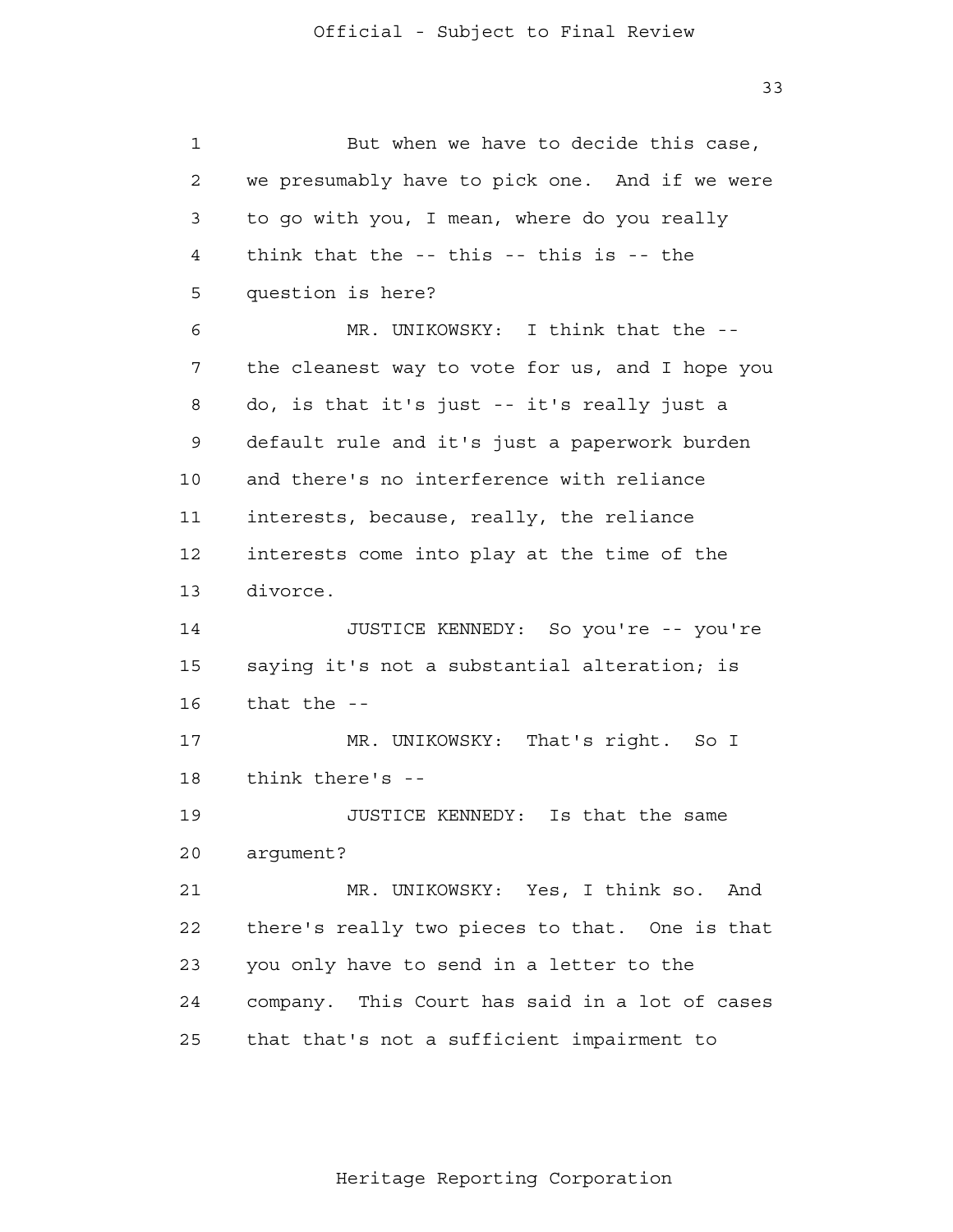But when we have to decide this case, we presumably have to pick one. And if we were to go with you, I mean, where do you really think that the -- this -- this is -- the question is here?

MR. UNIKOWSKY: I think that the -- the cleanest way to vote for us, and I hope you do, is that it's just -- it's really just a default rule and it's just a paperwork burden and there's no interference with reliance interests, because, really, the reliance interests come into play at the time of the divorce.

JUSTICE KENNEDY: So you're -- you're saying it's not a substantial alteration; is that the --

MR. UNIKOWSKY: That's right. So I think there's --

JUSTICE KENNEDY: Is that the same argument?

MR. UNIKOWSKY: Yes, I think so. And there's really two pieces to that. One is that you only have to send in a letter to the company. This Court has said in a lot of cases that that's not a sufficient impairment to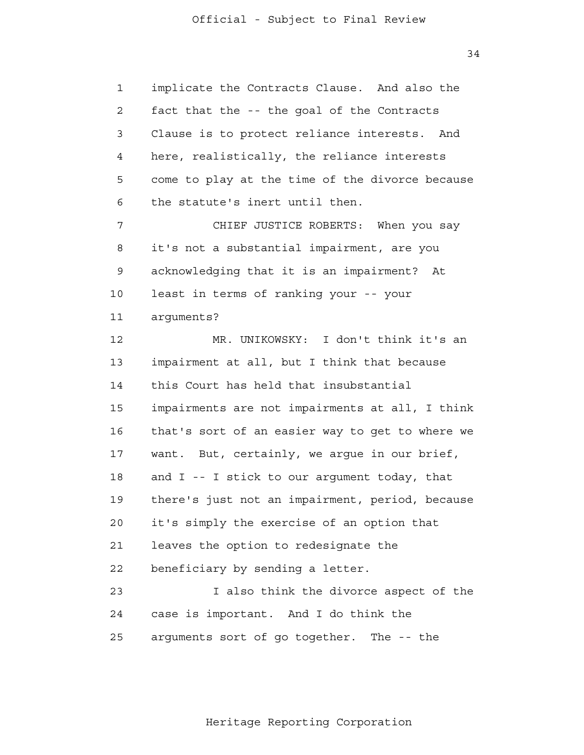implicate the Contracts Clause. And also the fact that the -- the goal of the Contracts Clause is to protect reliance interests. And here, realistically, the reliance interests come to play at the time of the divorce because the statute's inert until then.

CHIEF JUSTICE ROBERTS: When you say it's not a substantial impairment, are you acknowledging that it is an impairment? At least in terms of ranking your -- your arguments?

MR. UNIKOWSKY: I don't think it's an impairment at all, but I think that because this Court has held that insubstantial impairments are not impairments at all, I think that's sort of an easier way to get to where we want. But, certainly, we argue in our brief, and I -- I stick to our argument today, that there's just not an impairment, period, because it's simply the exercise of an option that leaves the option to redesignate the beneficiary by sending a letter.

I also think the divorce aspect of the case is important. And I do think the arguments sort of go together. The -- the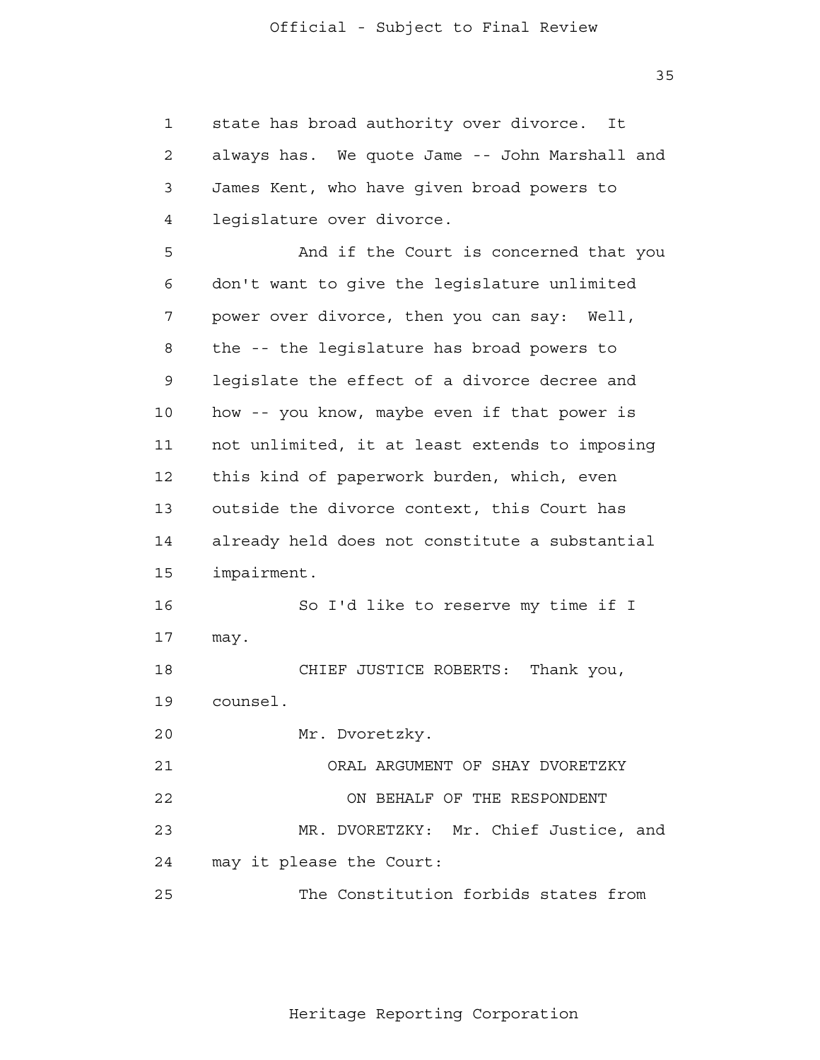state has broad authority over divorce. It always has. We quote Jame -- John Marshall and James Kent, who have given broad powers to legislature over divorce.

And if the Court is concerned that you don't want to give the legislature unlimited power over divorce, then you can say: Well, the -- the legislature has broad powers to legislate the effect of a divorce decree and how -- you know, maybe even if that power is not unlimited, it at least extends to imposing this kind of paperwork burden, which, even outside the divorce context, this Court has already held does not constitute a substantial impairment.

So I'd like to reserve my time if I may.

CHIEF JUSTICE ROBERTS: Thank you, counsel.

Mr. Dvoretzky.

ORAL ARGUMENT OF SHAY DVORETZKY

ON BEHALF OF THE RESPONDENT

MR. DVORETZKY: Mr. Chief Justice, and may it please the Court:

The Constitution forbids states from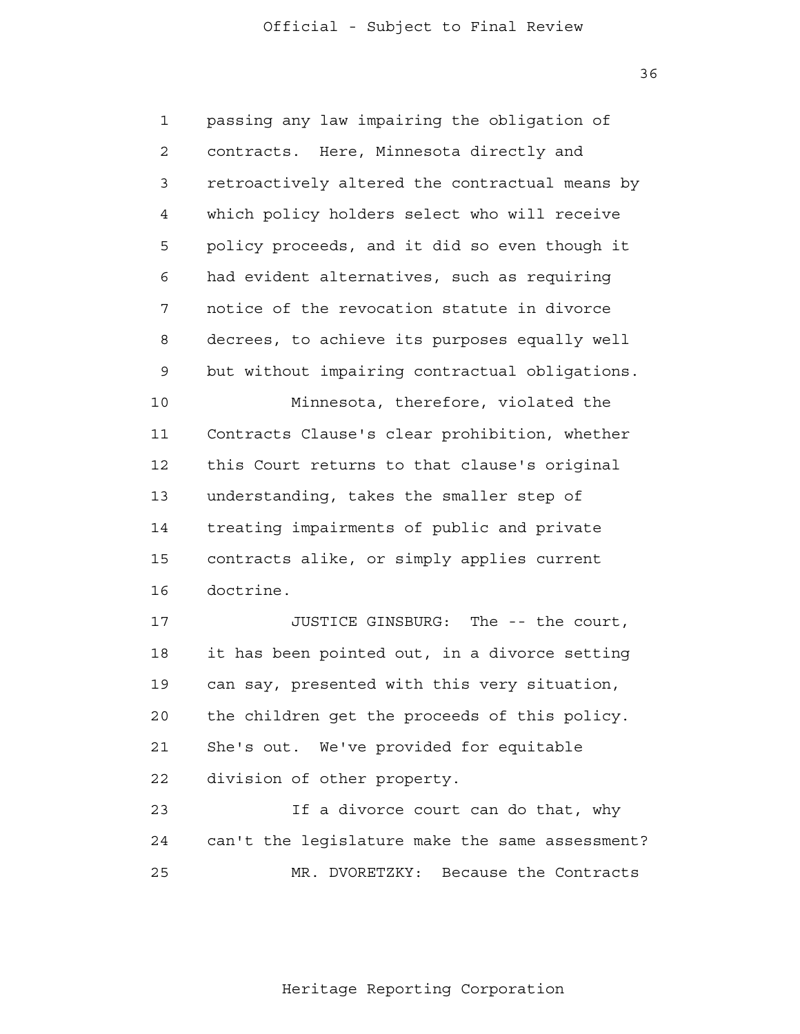passing any law impairing the obligation of contracts. Here, Minnesota directly and retroactively altered the contractual means by which policy holders select who will receive policy proceeds, and it did so even though it had evident alternatives, such as requiring notice of the revocation statute in divorce decrees, to achieve its purposes equally well but without impairing contractual obligations.

Minnesota, therefore, violated the Contracts Clause's clear prohibition, whether this Court returns to that clause's original understanding, takes the smaller step of treating impairments of public and private contracts alike, or simply applies current doctrine.

JUSTICE GINSBURG: The -- the court, it has been pointed out, in a divorce setting can say, presented with this very situation, the children get the proceeds of this policy. She's out. We've provided for equitable division of other property.

If a divorce court can do that, why can't the legislature make the same assessment?

MR. DVORETZKY: Because the Contracts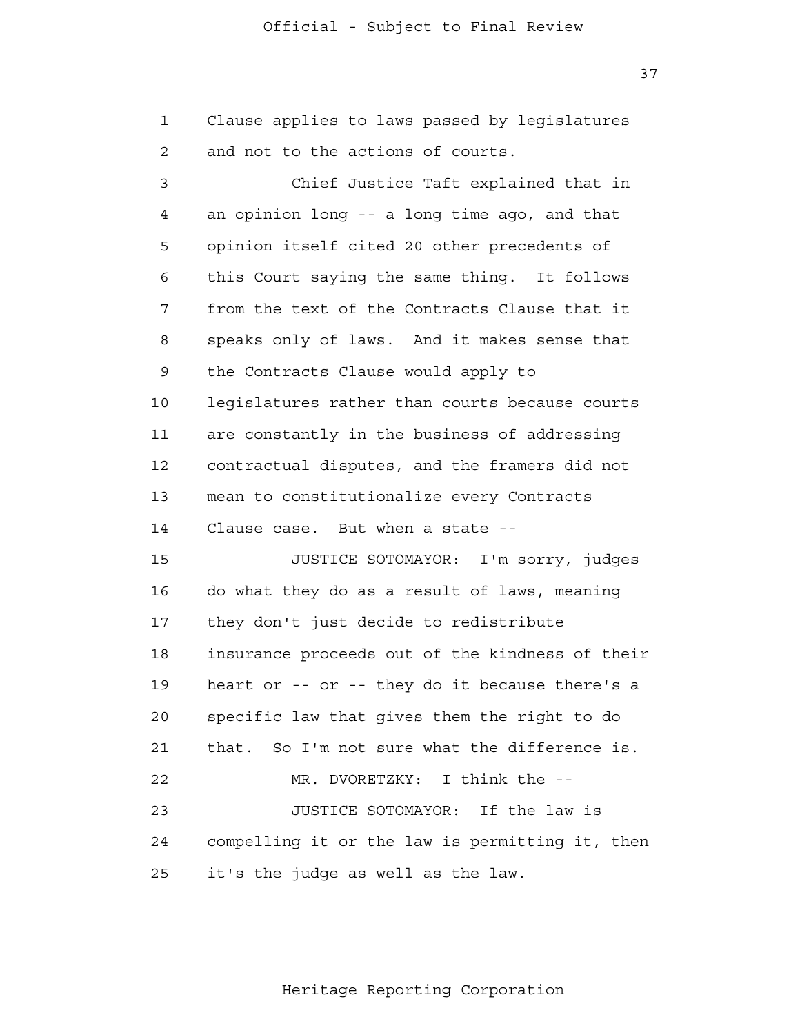Clause applies to laws passed by legislatures and not to the actions of courts.

Chief Justice Taft explained that in an opinion long -- a long time ago, and that opinion itself cited 20 other precedents of this Court saying the same thing. It follows from the text of the Contracts Clause that it speaks only of laws. And it makes sense that the Contracts Clause would apply to legislatures rather than courts because courts are constantly in the business of addressing contractual disputes, and the framers did not mean to constitutionalize every Contracts Clause case. But when a state --

JUSTICE SOTOMAYOR: I'm sorry, judges do what they do as a result of laws, meaning they don't just decide to redistribute insurance proceeds out of the kindness of their heart or -- or -- they do it because there's a specific law that gives them the right to do that. So I'm not sure what the difference is.

MR. DVORETZKY: I think the --

JUSTICE SOTOMAYOR: If the law is compelling it or the law is permitting it, then it's the judge as well as the law.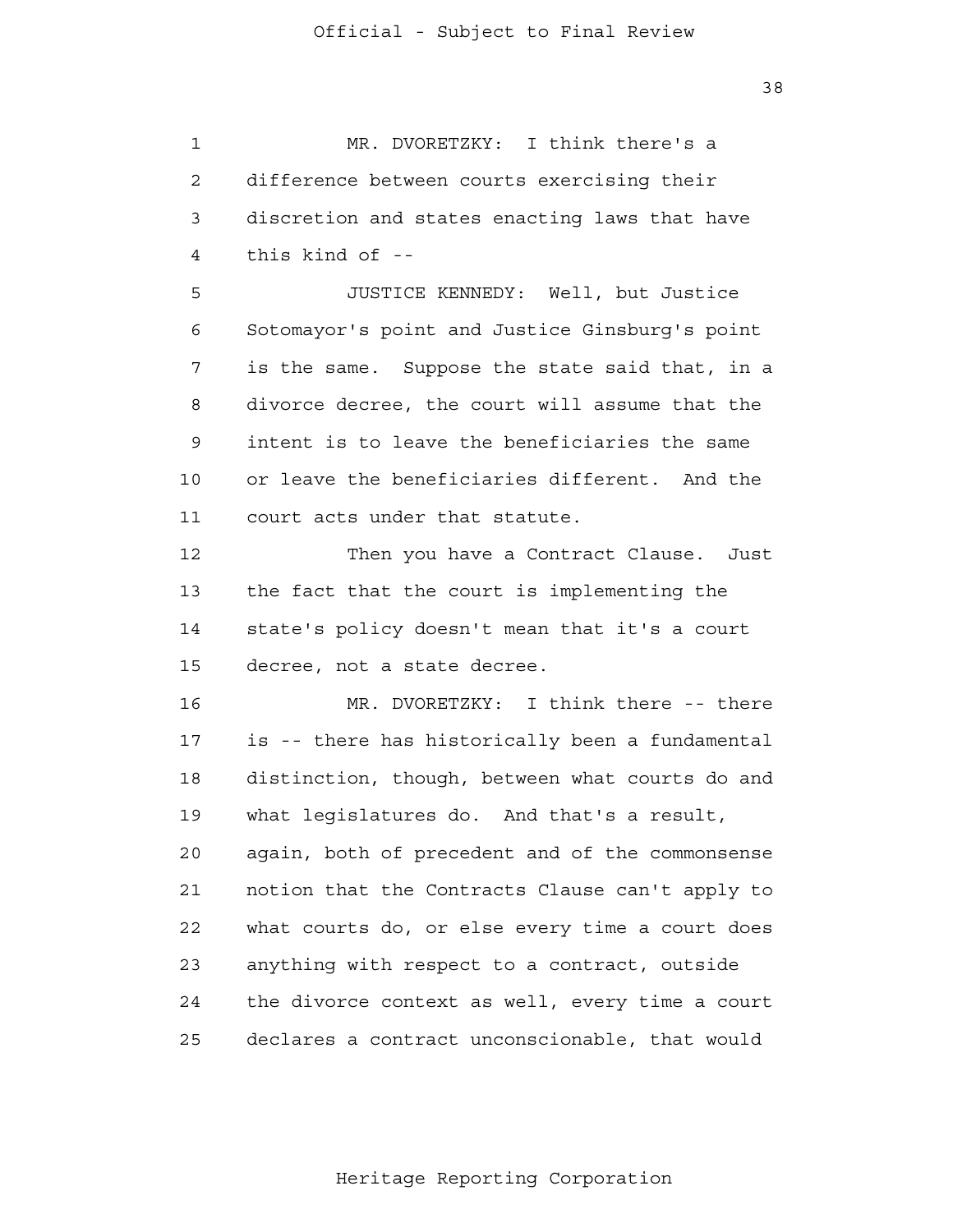MR. DVORETZKY: I think there's a difference between courts exercising their discretion and states enacting laws that have this kind of --

JUSTICE KENNEDY: Well, but Justice Sotomayor's point and Justice Ginsburg's point is the same. Suppose the state said that, in a divorce decree, the court will assume that the intent is to leave the beneficiaries the same or leave the beneficiaries different. And the court acts under that statute.

Then you have a Contract Clause. Just the fact that the court is implementing the state's policy doesn't mean that it's a court decree, not a state decree.

MR. DVORETZKY: I think there -- there is -- there has historically been a fundamental distinction, though, between what courts do and what legislatures do. And that's a result, again, both of precedent and of the commonsense notion that the Contracts Clause can't apply to what courts do, or else every time a court does anything with respect to a contract, outside the divorce context as well, every time a court declares a contract unconscionable, that would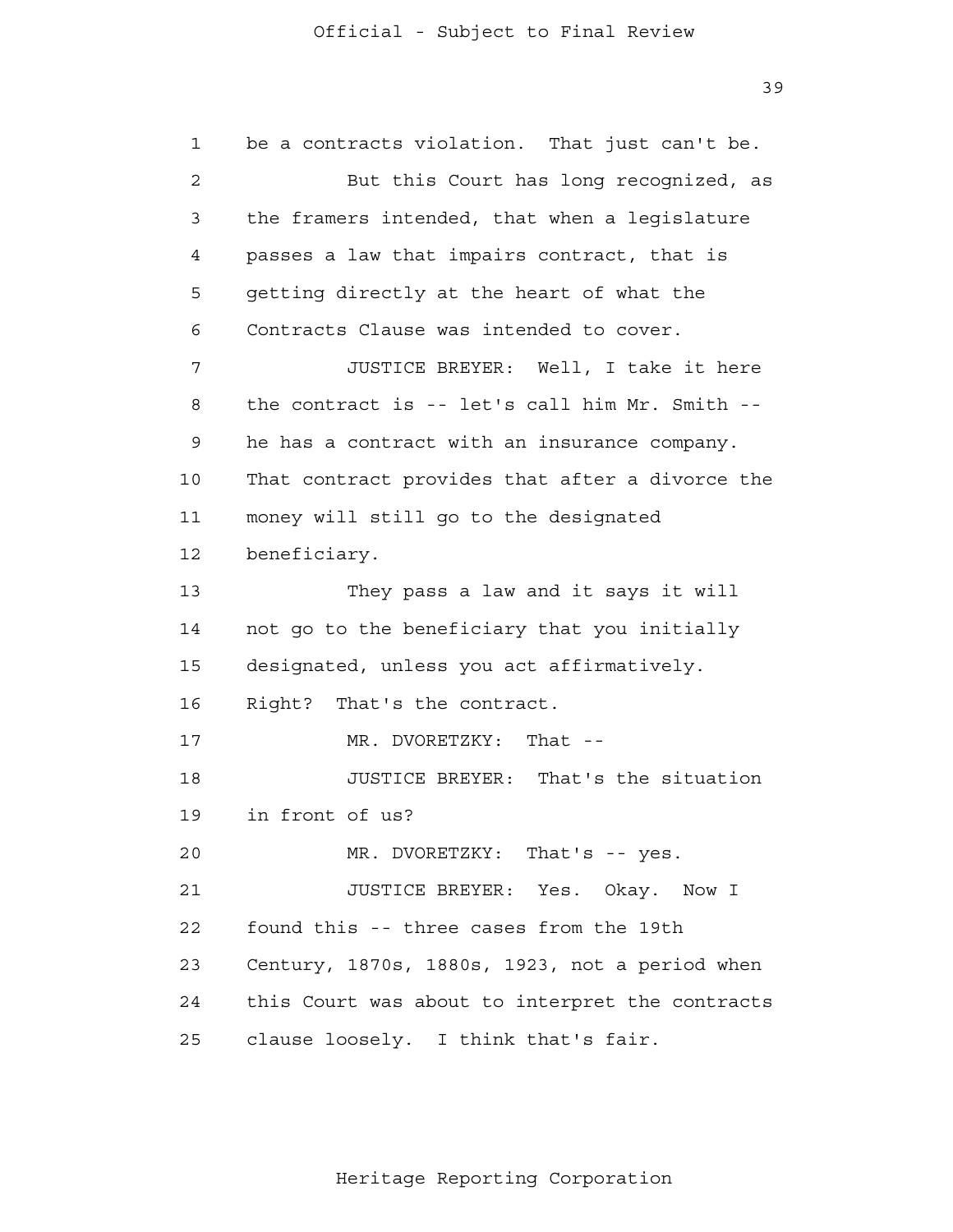be a contracts violation. That just can't be.

But this Court has long recognized, as the framers intended, that when a legislature passes a law that impairs contract, that is getting directly at the heart of what the Contracts Clause was intended to cover.

JUSTICE BREYER: Well, I take it here the contract is -- let's call him Mr. Smith -- he has a contract with an insurance company. That contract provides that after a divorce the money will still go to the designated beneficiary.

They pass a law and it says it will not go to the beneficiary that you initially designated, unless you act affirmatively. Right? That's the contract.

MR. DVORETZKY: That --

JUSTICE BREYER: That's the situation in front of us?

MR. DVORETZKY: That's -- yes.

JUSTICE BREYER: Yes. Okay. Now I found this -- three cases from the 19th Century, 1870s, 1880s, 1923, not a period when this Court was about to interpret the contracts clause loosely. I think that's fair.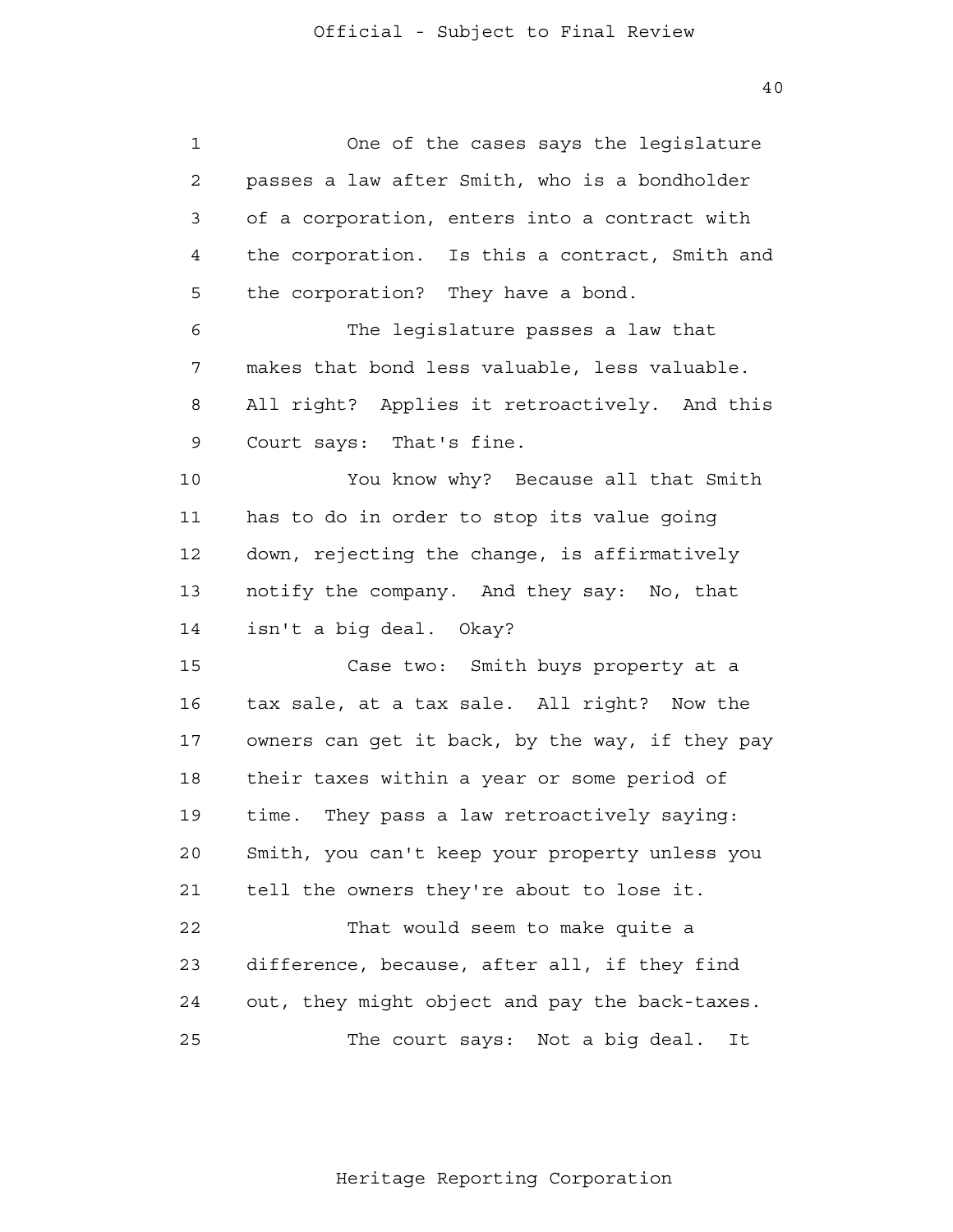One of the cases says the legislature passes a law after Smith, who is a bondholder of a corporation, enters into a contract with the corporation. Is this a contract, Smith and the corporation? They have a bond.

The legislature passes a law that makes that bond less valuable, less valuable. All right? Applies it retroactively. And this Court says: That's fine.

You know why? Because all that Smith has to do in order to stop its value going down, rejecting the change, is affirmatively notify the company. And they say: No, that isn't a big deal. Okay?

Case two: Smith buys property at a tax sale, at a tax sale. All right? Now the owners can get it back, by the way, if they pay their taxes within a year or some period of time. They pass a law retroactively saying: Smith, you can't keep your property unless you tell the owners they're about to lose it.

That would seem to make quite a difference, because, after all, if they find out, they might object and pay the back-taxes.

The court says: Not a big deal. It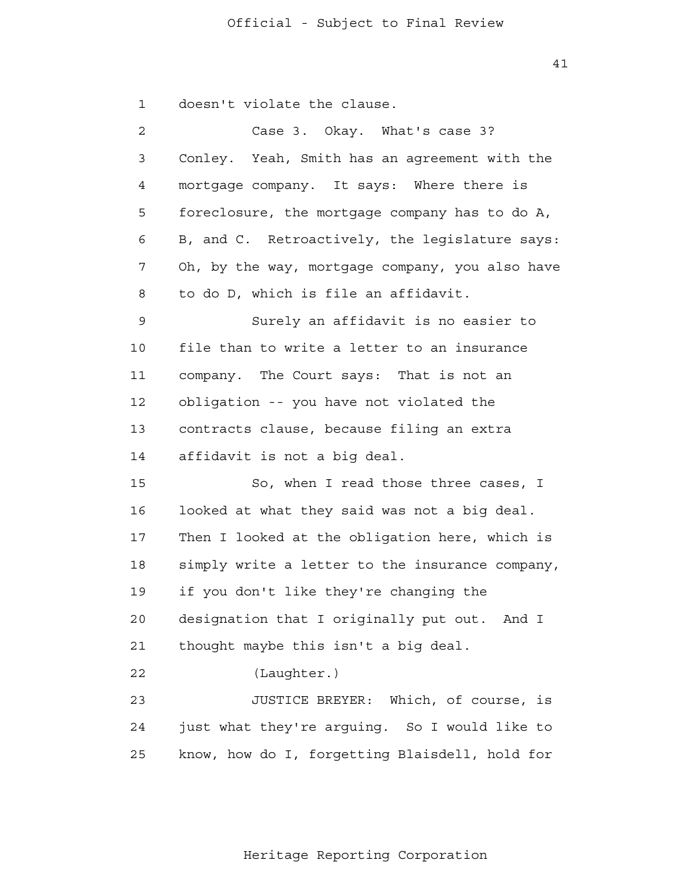doesn't violate the clause.

Case 3. Okay. What's case 3? Conley. Yeah, Smith has an agreement with the mortgage company. It says: Where there is foreclosure, the mortgage company has to do A, B, and C. Retroactively, the legislature says: Oh, by the way, mortgage company, you also have to do D, which is file an affidavit.

Surely an affidavit is no easier to file than to write a letter to an insurance company. The Court says: That is not an obligation -- you have not violated the contracts clause, because filing an extra affidavit is not a big deal.

So, when I read those three cases, I looked at what they said was not a big deal. Then I looked at the obligation here, which is simply write a letter to the insurance company, if you don't like they're changing the designation that I originally put out. And I thought maybe this isn't a big deal.

(Laughter.)

JUSTICE BREYER: Which, of course, is just what they're arguing. So I would like to know, how do I, forgetting Blaisdell, hold for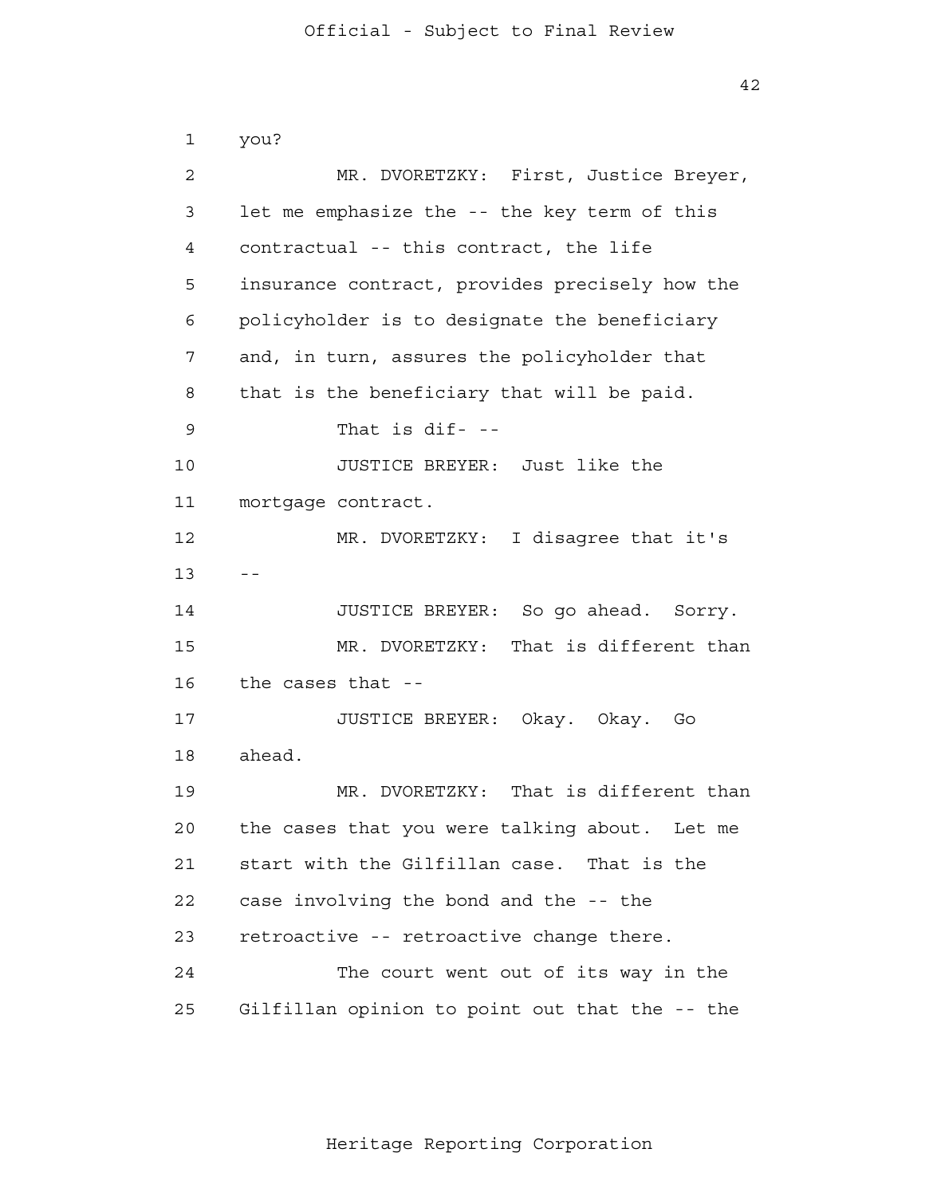you?

MR. DVORETZKY: First, Justice Breyer, let me emphasize the -- the key term of this contractual -- this contract, the life insurance contract, provides precisely how the policyholder is to designate the beneficiary and, in turn, assures the policyholder that that is the beneficiary that will be paid.

That is dif- --

JUSTICE BREYER: Just like the mortgage contract.

MR. DVORETZKY: I disagree that it's --

JUSTICE BREYER: So go ahead. Sorry.

MR. DVORETZKY: That is different than the cases that --

JUSTICE BREYER: Okay. Okay. Go ahead.

MR. DVORETZKY: That is different than the cases that you were talking about. Let me start with the Gilfillan case. That is the case involving the bond and the -- the retroactive -- retroactive change there.

The court went out of its way in the Gilfillan opinion to point out that the -- the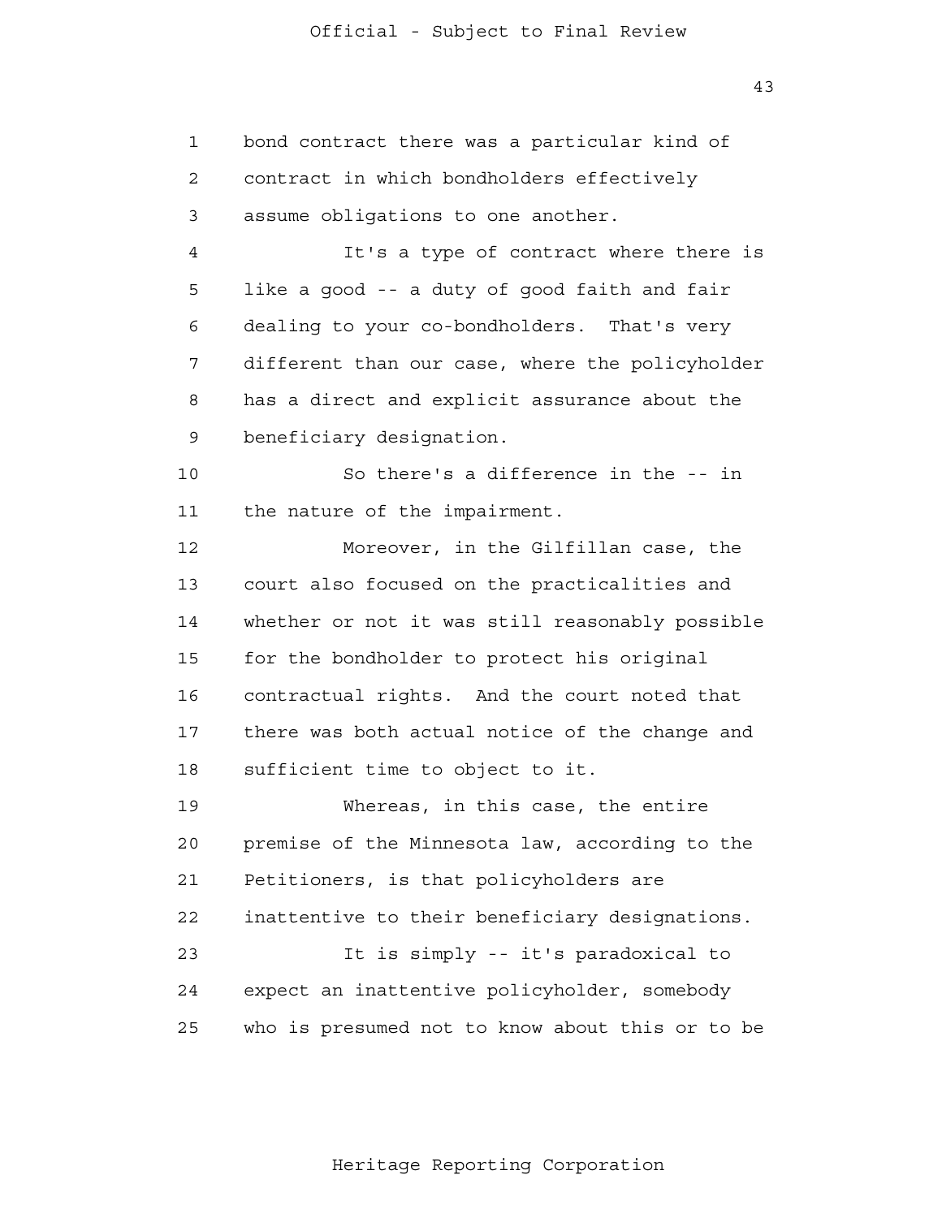bond contract there was a particular kind of contract in which bondholders effectively assume obligations to one another.

It's a type of contract where there is like a good -- a duty of good faith and fair dealing to your co-bondholders. That's very different than our case, where the policyholder has a direct and explicit assurance about the beneficiary designation.

So there's a difference in the -- in the nature of the impairment.

Moreover, in the Gilfillan case, the court also focused on the practicalities and whether or not it was still reasonably possible for the bondholder to protect his original contractual rights. And the court noted that there was both actual notice of the change and sufficient time to object to it.

Whereas, in this case, the entire premise of the Minnesota law, according to the Petitioners, is that policyholders are inattentive to their beneficiary designations.

It is simply -- it's paradoxical to expect an inattentive policyholder, somebody who is presumed not to know about this or to be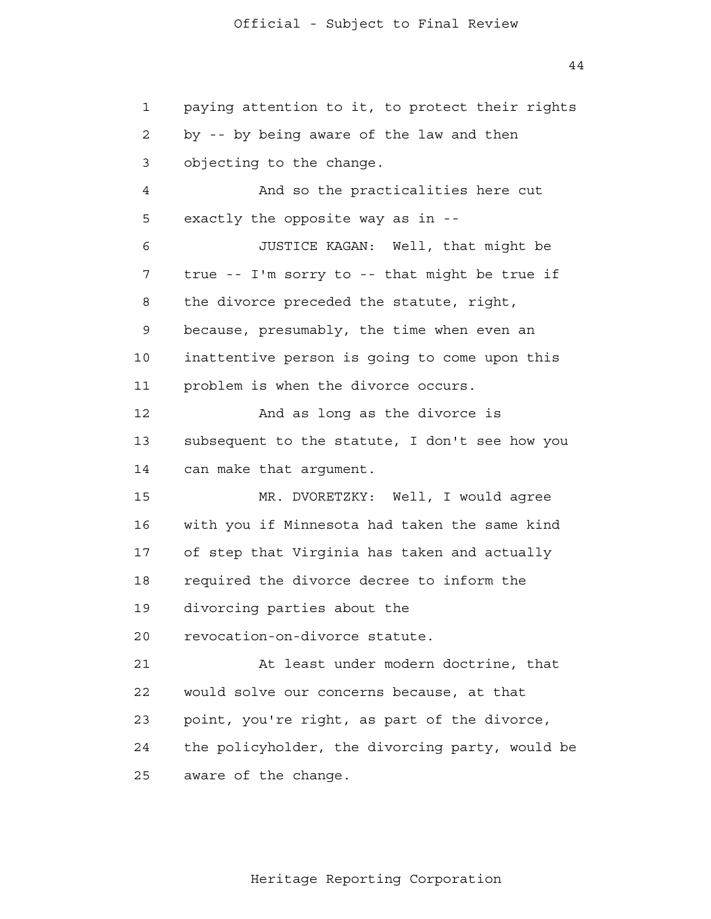paying attention to it, to protect their rights by -- by being aware of the law and then objecting to the change.

And so the practicalities here cut exactly the opposite way as in --

JUSTICE KAGAN: Well, that might be true -- I'm sorry to -- that might be true if the divorce preceded the statute, right, because, presumably, the time when even an inattentive person is going to come upon this problem is when the divorce occurs.

And as long as the divorce is subsequent to the statute, I don't see how you can make that argument.

MR. DVORETZKY: Well, I would agree with you if Minnesota had taken the same kind of step that Virginia has taken and actually required the divorce decree to inform the divorcing parties about the revocation-on-divorce statute.

At least under modern doctrine, that would solve our concerns because, at that point, you're right, as part of the divorce, the policyholder, the divorcing party, would be aware of the change.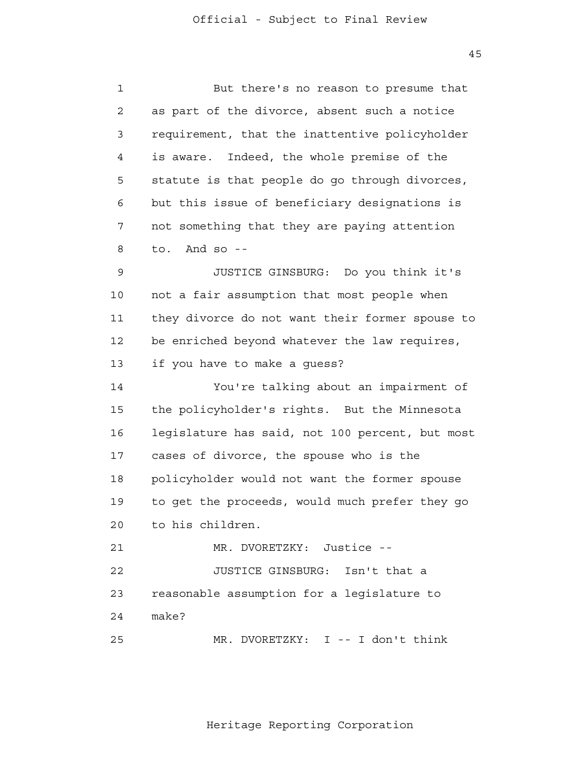But there's no reason to presume that as part of the divorce, absent such a notice requirement, that the inattentive policyholder is aware. Indeed, the whole premise of the statute is that people do go through divorces, but this issue of beneficiary designations is not something that they are paying attention to. And so --

JUSTICE GINSBURG: Do you think it's not a fair assumption that most people when they divorce do not want their former spouse to be enriched beyond whatever the law requires, if you have to make a guess?

You're talking about an impairment of the policyholder's rights. But the Minnesota legislature has said, not 100 percent, but most cases of divorce, the spouse who is the policyholder would not want the former spouse to get the proceeds, would much prefer they go to his children.

MR. DVORETZKY: Justice --

JUSTICE GINSBURG: Isn't that a reasonable assumption for a legislature to make?

MR. DVORETZKY: I -- I don't think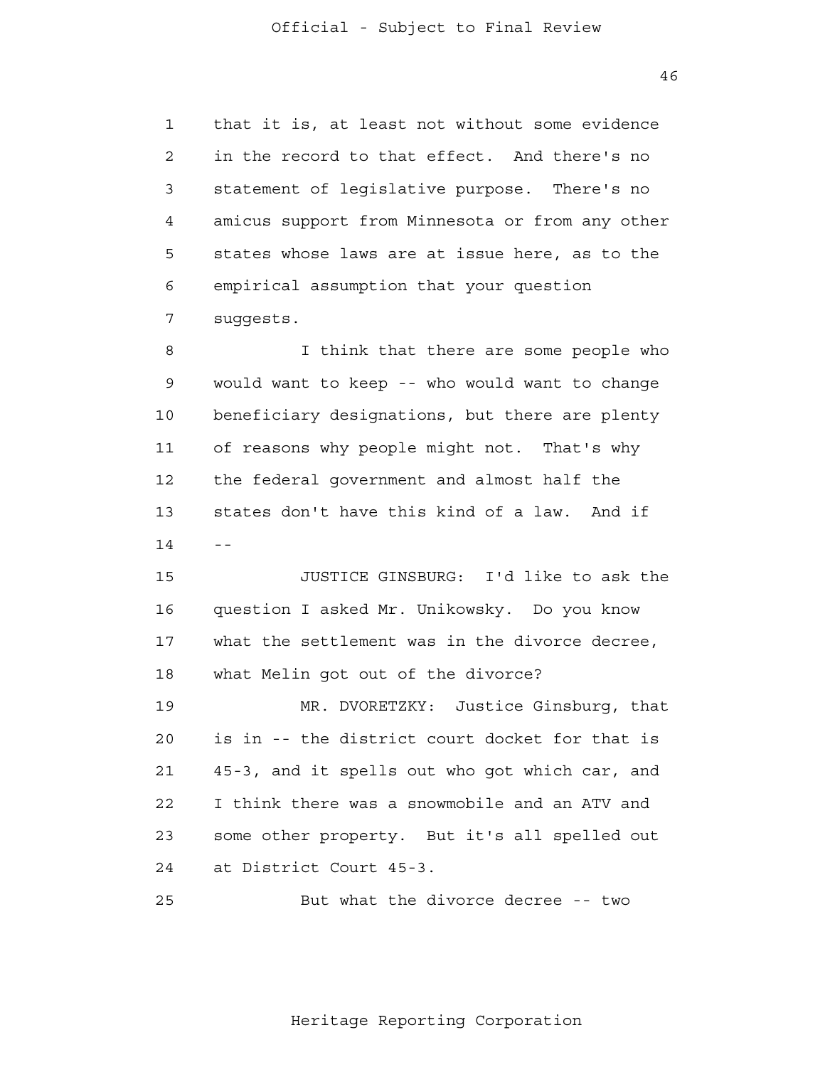that it is, at least not without some evidence in the record to that effect. And there's no statement of legislative purpose. There's no amicus support from Minnesota or from any other states whose laws are at issue here, as to the empirical assumption that your question suggests.

I think that there are some people who would want to keep -- who would want to change beneficiary designations, but there are plenty of reasons why people might not. That's why the federal government and almost half the states don't have this kind of a law. And if --

JUSTICE GINSBURG: I'd like to ask the question I asked Mr. Unikowsky. Do you know what the settlement was in the divorce decree, what Melin got out of the divorce?

MR. DVORETZKY: Justice Ginsburg, that is in -- the district court docket for that is 45-3, and it spells out who got which car, and I think there was a snowmobile and an ATV and some other property. But it's all spelled out at District Court 45-3.

But what the divorce decree -- two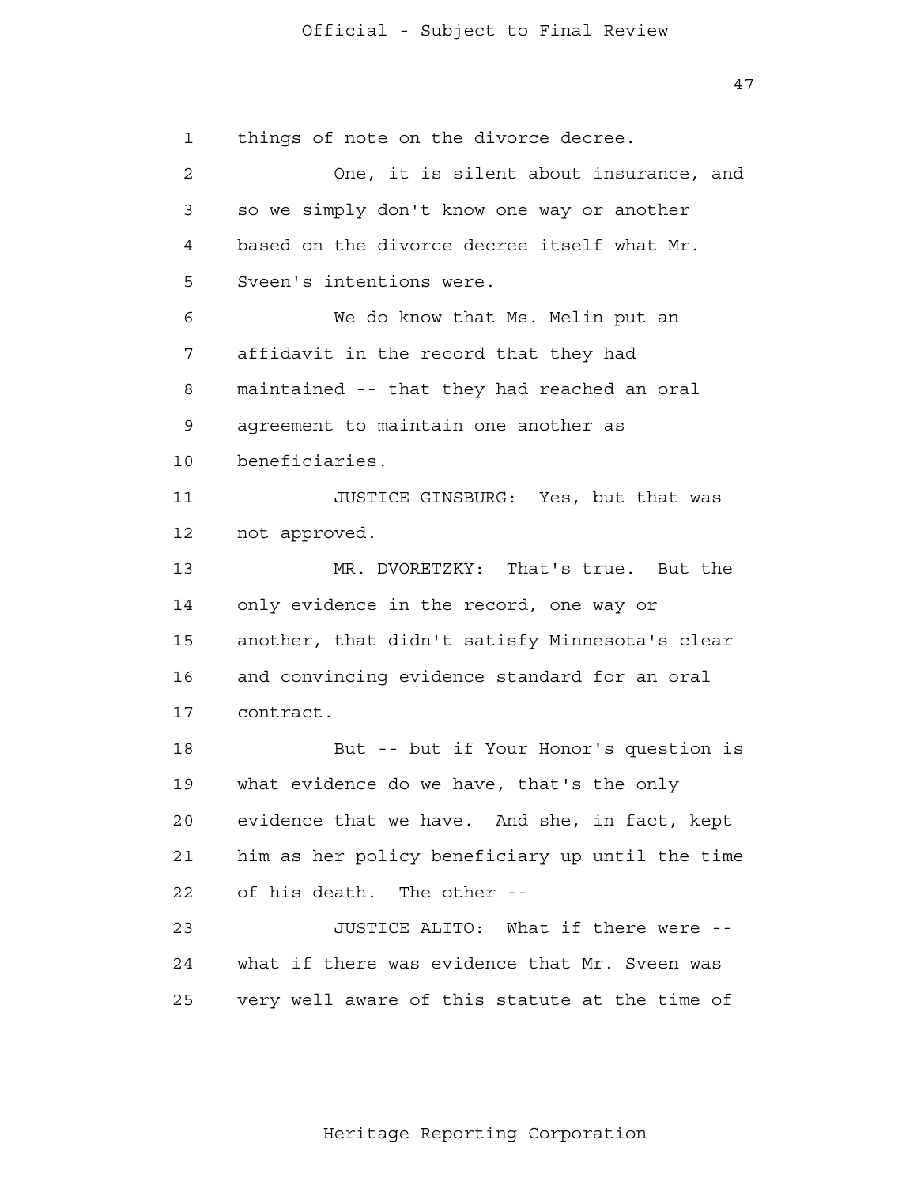things of note on the divorce decree.

One, it is silent about insurance, and so we simply don't know one way or another based on the divorce decree itself what Mr. Sveen's intentions were.

We do know that Ms. Melin put an affidavit in the record that they had maintained -- that they had reached an oral agreement to maintain one another as beneficiaries.

JUSTICE GINSBURG: Yes, but that was not approved.

MR. DVORETZKY: That's true. But the only evidence in the record, one way or another, that didn't satisfy Minnesota's clear and convincing evidence standard for an oral contract.

But -- but if Your Honor's question is what evidence do we have, that's the only evidence that we have. And she, in fact, kept him as her policy beneficiary up until the time of his death. The other --

JUSTICE ALITO: What if there were -- what if there was evidence that Mr. Sveen was very well aware of this statute at the time of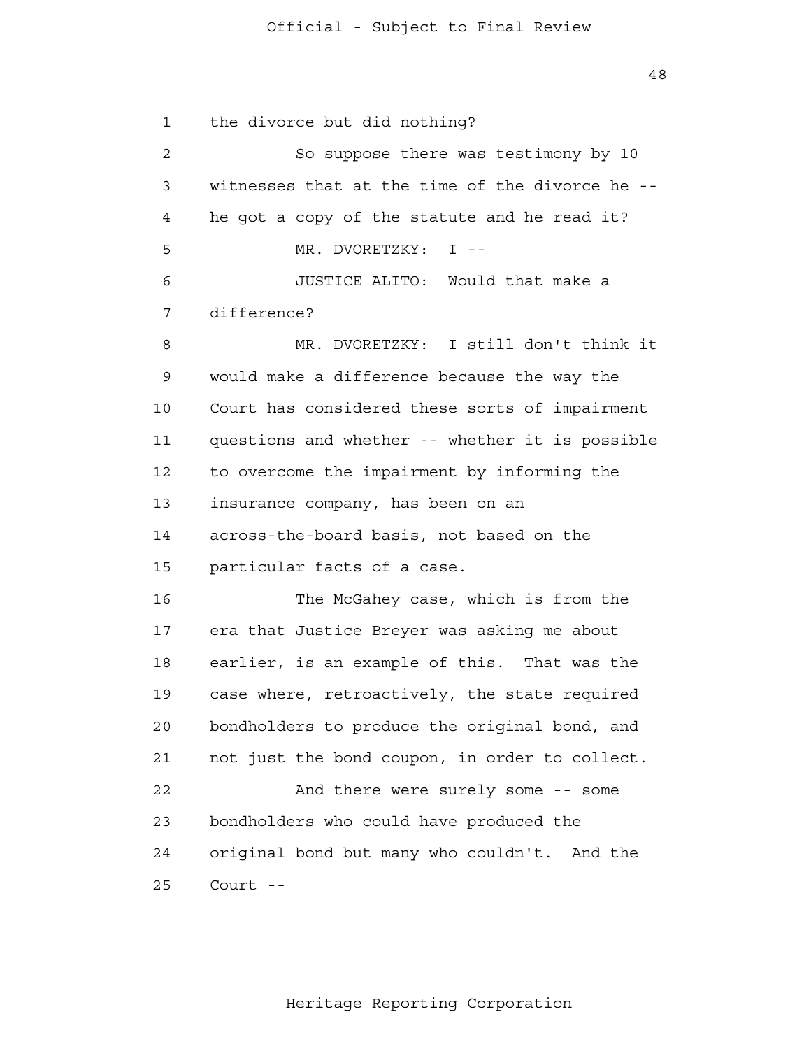the divorce but did nothing?

So suppose there was testimony by 10 witnesses that at the time of the divorce he -- he got a copy of the statute and he read it?

MR. DVORETZKY: I --

JUSTICE ALITO: Would that make a difference?

MR. DVORETZKY: I still don't think it would make a difference because the way the Court has considered these sorts of impairment questions and whether -- whether it is possible to overcome the impairment by informing the insurance company, has been on an across-the-board basis, not based on the particular facts of a case.

The McGahey case, which is from the era that Justice Breyer was asking me about earlier, is an example of this. That was the case where, retroactively, the state required bondholders to produce the original bond, and not just the bond coupon, in order to collect.

And there were surely some -- some bondholders who could have produced the original bond but many who couldn't. And the Court --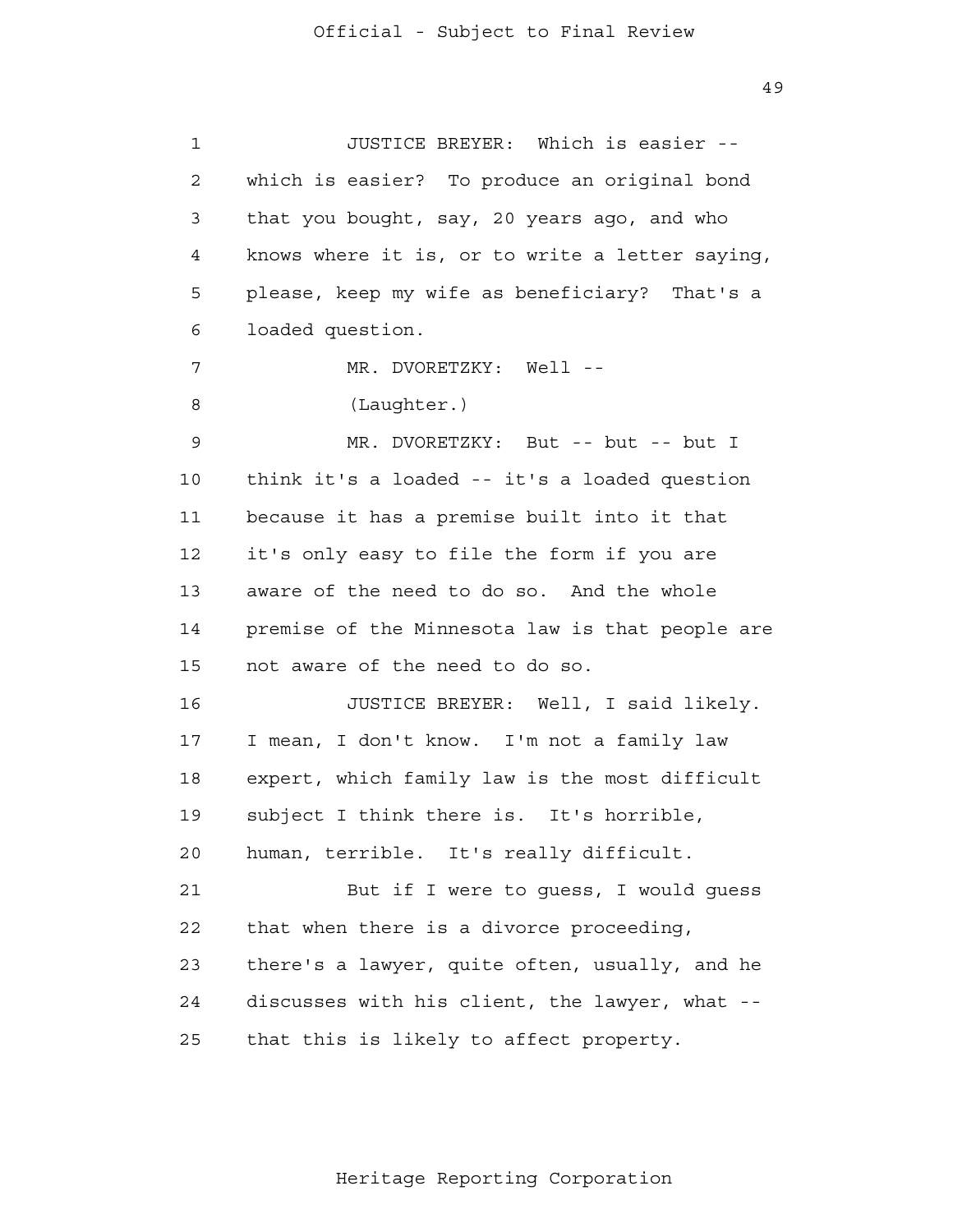JUSTICE BREYER: Which is easier -- which is easier? To produce an original bond that you bought, say, 20 years ago, and who knows where it is, or to write a letter saying, please, keep my wife as beneficiary? That's a loaded question.

MR. DVORETZKY: Well --

(Laughter.)

MR. DVORETZKY: But -- but -- but I think it's a loaded -- it's a loaded question because it has a premise built into it that it's only easy to file the form if you are aware of the need to do so. And the whole premise of the Minnesota law is that people are not aware of the need to do so.

JUSTICE BREYER: Well, I said likely. I mean, I don't know. I'm not a family law expert, which family law is the most difficult subject I think there is. It's horrible, human, terrible. It's really difficult.

But if I were to guess, I would guess that when there is a divorce proceeding, there's a lawyer, quite often, usually, and he discusses with his client, the lawyer, what -- that this is likely to affect property.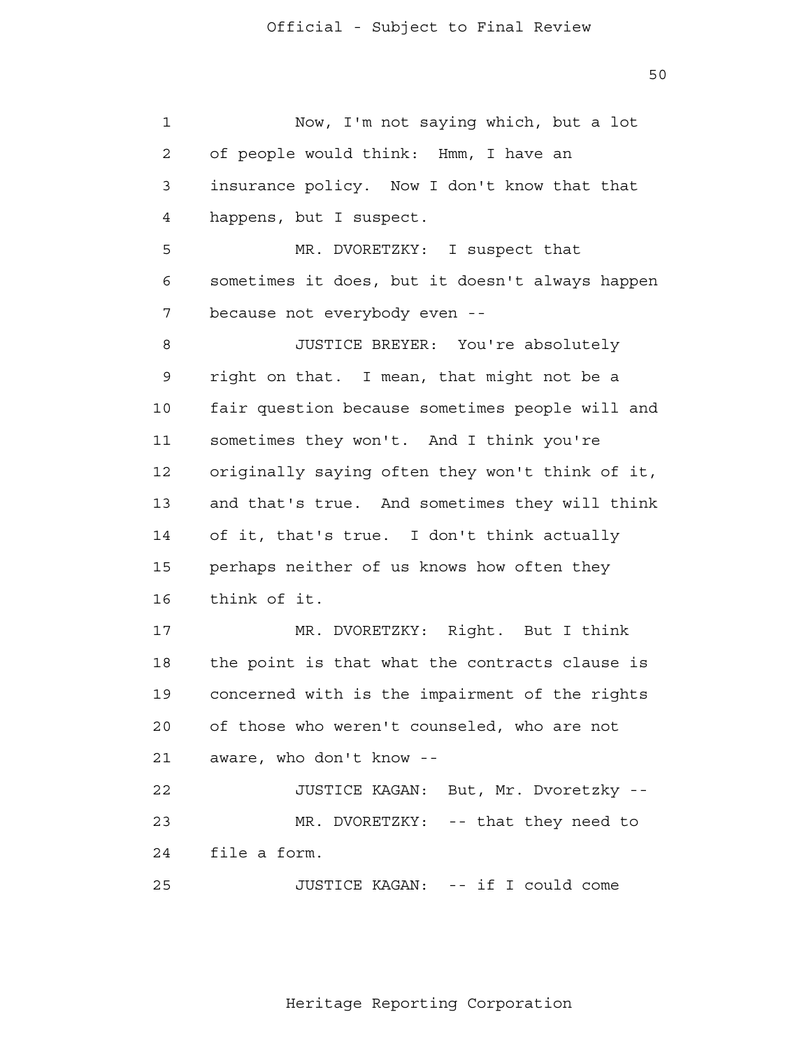Now, I'm not saying which, but a lot of people would think: Hmm, I have an insurance policy. Now I don't know that that happens, but I suspect.

MR. DVORETZKY: I suspect that sometimes it does, but it doesn't always happen because not everybody even --

JUSTICE BREYER: You're absolutely right on that. I mean, that might not be a fair question because sometimes people will and sometimes they won't. And I think you're originally saying often they won't think of it, and that's true. And sometimes they will think of it, that's true. I don't think actually perhaps neither of us knows how often they think of it.

MR. DVORETZKY: Right. But I think the point is that what the contracts clause is concerned with is the impairment of the rights of those who weren't counseled, who are not aware, who don't know --

JUSTICE KAGAN: But, Mr. Dvoretzky --

MR. DVORETZKY: -- that they need to file a form.

JUSTICE KAGAN: -- if I could come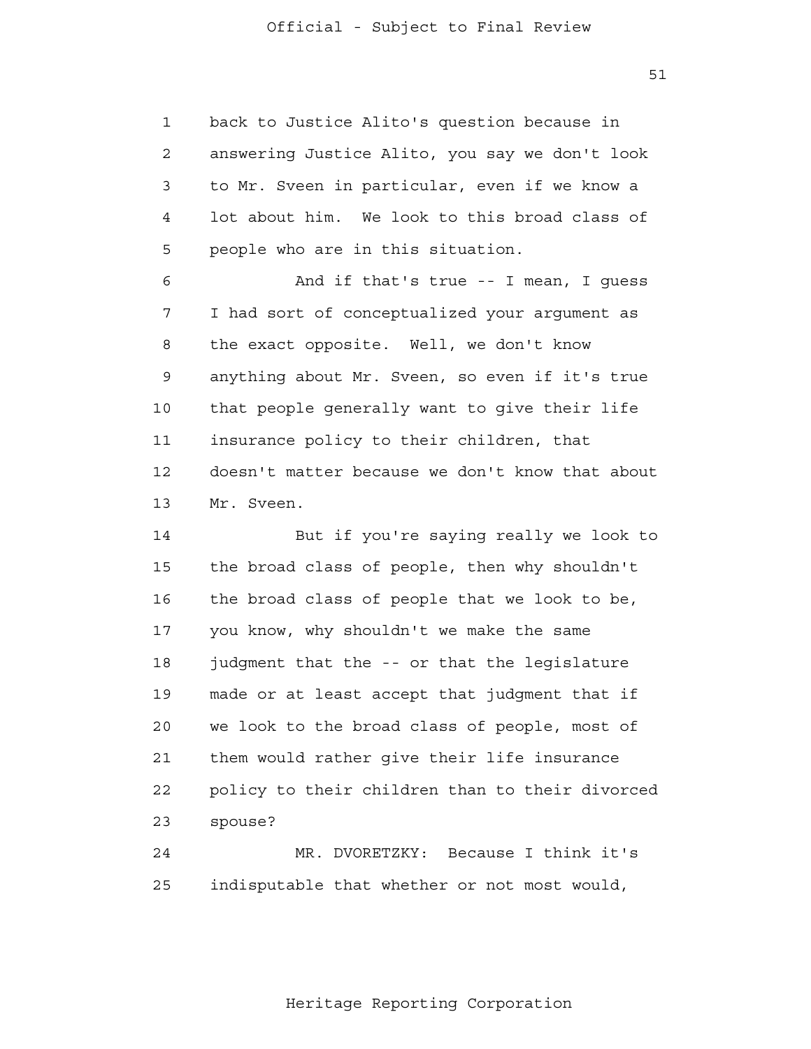back to Justice Alito's question because in answering Justice Alito, you say we don't look to Mr. Sveen in particular, even if we know a lot about him. We look to this broad class of people who are in this situation.

And if that's true -- I mean, I guess I had sort of conceptualized your argument as the exact opposite. Well, we don't know anything about Mr. Sveen, so even if it's true that people generally want to give their life insurance policy to their children, that doesn't matter because we don't know that about Mr. Sveen.

But if you're saying really we look to the broad class of people, then why shouldn't the broad class of people that we look to be, you know, why shouldn't we make the same judgment that the -- or that the legislature made or at least accept that judgment that if we look to the broad class of people, most of them would rather give their life insurance policy to their children than to their divorced spouse?

MR. DVORETZKY: Because I think it's indisputable that whether or not most would,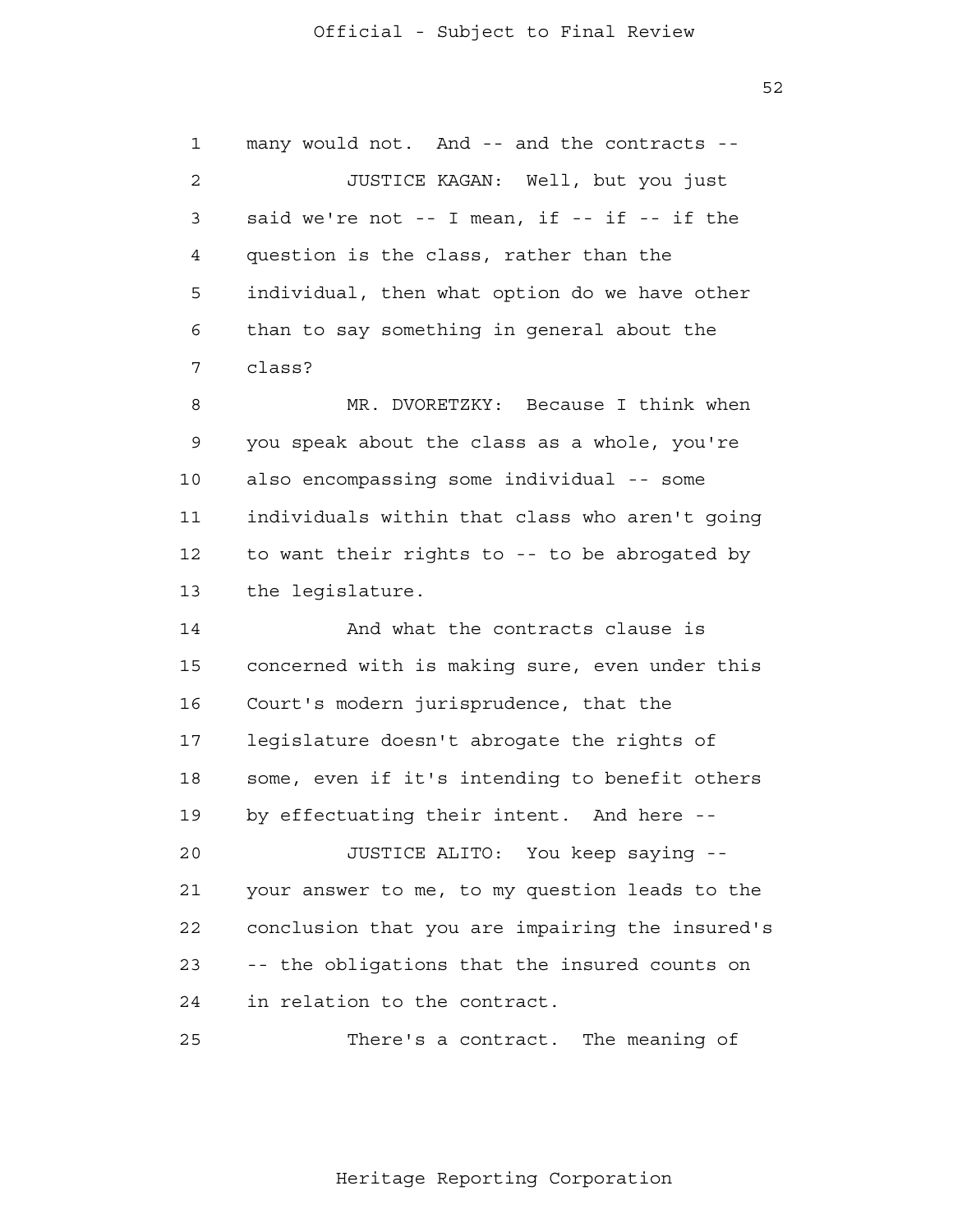many would not. And -- and the contracts --

JUSTICE KAGAN: Well, but you just said we're not -- I mean, if -- if -- if the question is the class, rather than the individual, then what option do we have other than to say something in general about the class?

MR. DVORETZKY: Because I think when you speak about the class as a whole, you're also encompassing some individual -- some individuals within that class who aren't going to want their rights to -- to be abrogated by the legislature.

And what the contracts clause is concerned with is making sure, even under this Court's modern jurisprudence, that the legislature doesn't abrogate the rights of some, even if it's intending to benefit others by effectuating their intent. And here --

JUSTICE ALITO: You keep saying -- your answer to me, to my question leads to the conclusion that you are impairing the insured's -- the obligations that the insured counts on in relation to the contract.

There's a contract. The meaning of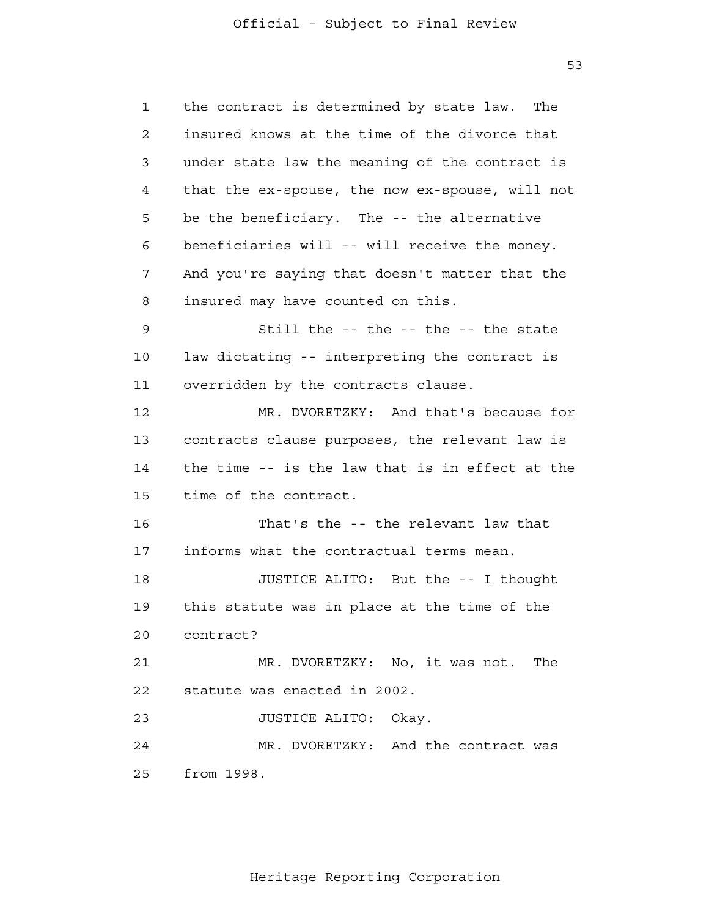the contract is determined by state law. The insured knows at the time of the divorce that under state law the meaning of the contract is that the ex-spouse, the now ex-spouse, will not be the beneficiary. The -- the alternative beneficiaries will -- will receive the money. And you're saying that doesn't matter that the insured may have counted on this.

Still the -- the -- the -- the state law dictating -- interpreting the contract is overridden by the contracts clause.

MR. DVORETZKY: And that's because for contracts clause purposes, the relevant law is the time -- is the law that is in effect at the time of the contract.

That's the -- the relevant law that informs what the contractual terms mean.

JUSTICE ALITO: But the -- I thought this statute was in place at the time of the contract?

MR. DVORETZKY: No, it was not. The statute was enacted in 2002.

JUSTICE ALITO: Okay.

MR. DVORETZKY: And the contract was from 1998.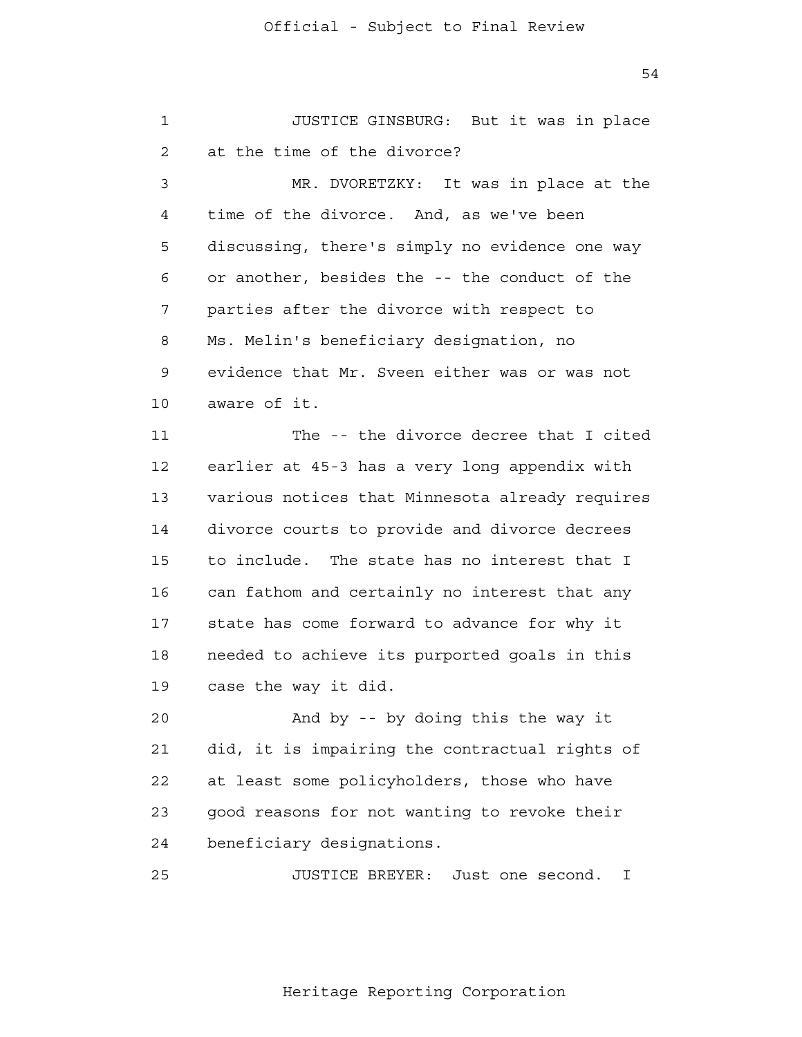JUSTICE GINSBURG: But it was in place at the time of the divorce?

MR. DVORETZKY: It was in place at the time of the divorce. And, as we've been discussing, there's simply no evidence one way or another, besides the -- the conduct of the parties after the divorce with respect to Ms. Melin's beneficiary designation, no evidence that Mr. Sveen either was or was not aware of it.

The -- the divorce decree that I cited earlier at 45-3 has a very long appendix with various notices that Minnesota already requires divorce courts to provide and divorce decrees to include. The state has no interest that I can fathom and certainly no interest that any state has come forward to advance for why it needed to achieve its purported goals in this case the way it did.

And by -- by doing this the way it did, it is impairing the contractual rights of at least some policyholders, those who have good reasons for not wanting to revoke their beneficiary designations.

JUSTICE BREYER: Just one second. I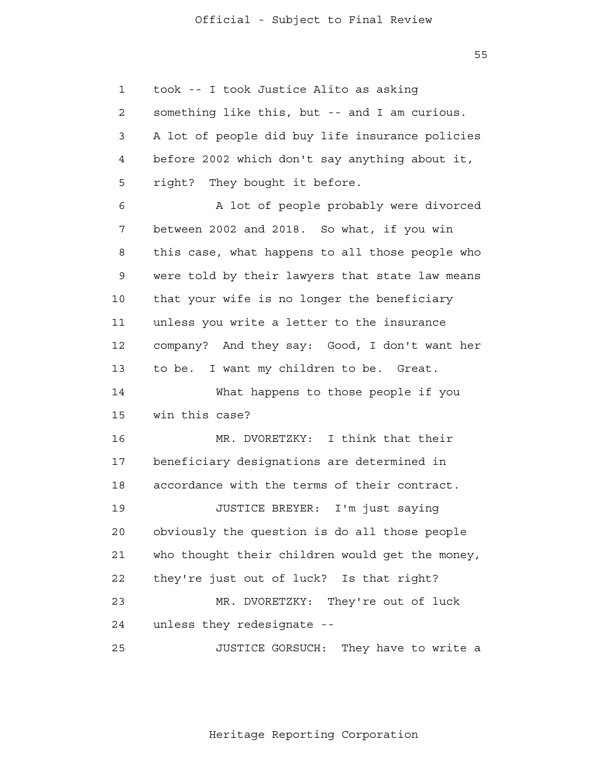took -- I took Justice Alito as asking something like this, but -- and I am curious. A lot of people did buy life insurance policies before 2002 which don't say anything about it, right? They bought it before.

A lot of people probably were divorced between 2002 and 2018. So what, if you win this case, what happens to all those people who were told by their lawyers that state law means that your wife is no longer the beneficiary unless you write a letter to the insurance company? And they say: Good, I don't want her to be. I want my children to be. Great.

What happens to those people if you win this case?

MR. DVORETZKY: I think that their beneficiary designations are determined in accordance with the terms of their contract.

JUSTICE BREYER: I'm just saying obviously the question is do all those people who thought their children would get the money, they're just out of luck? Is that right?

MR. DVORETZKY: They're out of luck unless they redesignate --

JUSTICE GORSUCH: They have to write a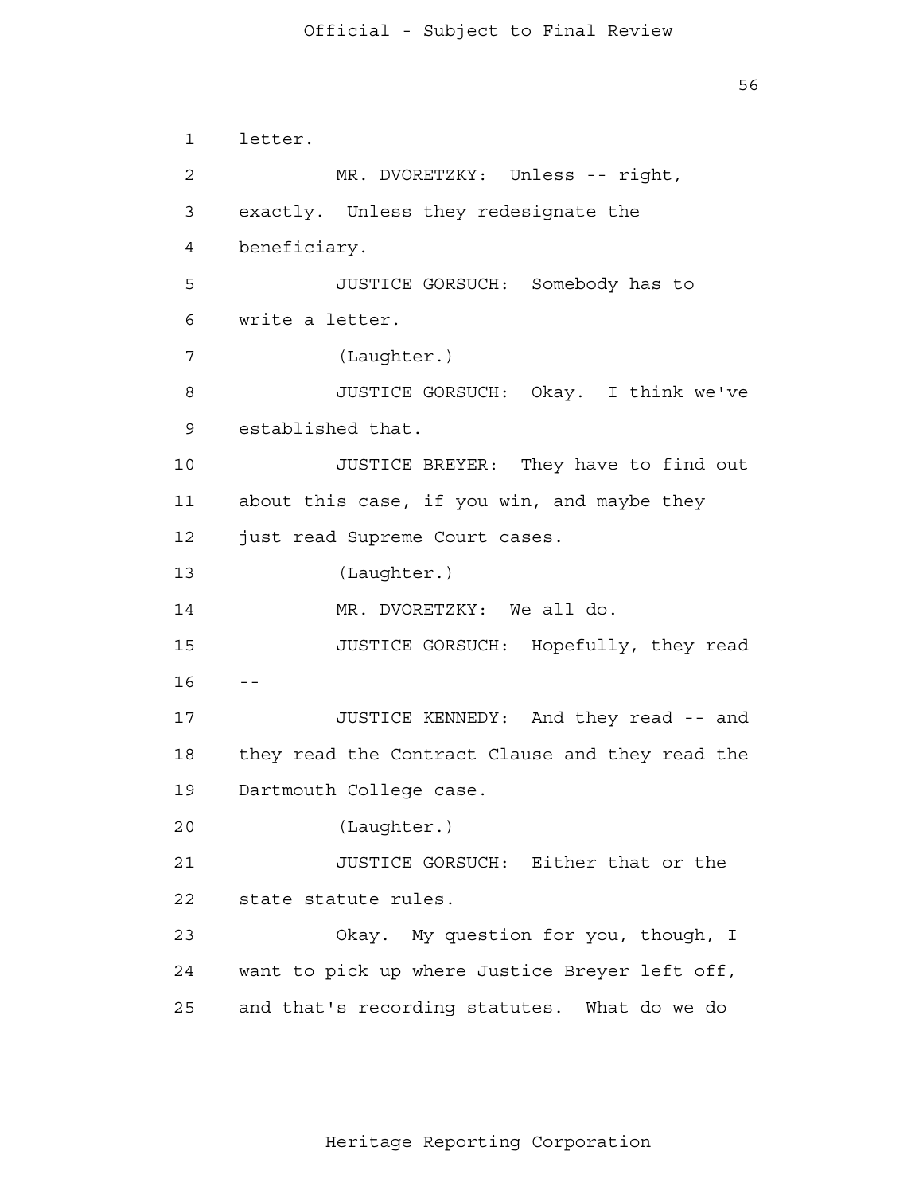1 letter.

2 MR. DVORETZKY: Unless -- right,

3 exactly. Unless they redesignate the

4 beneficiary.

5 JUSTICE GORSUCH: Somebody has to

6 write a letter.

7 (Laughter.)

8 JUSTICE GORSUCH: Okay. I think we've

9 established that.

10 JUSTICE BREYER: They have to find out

11 about this case, if you win, and maybe they

12 just read Supreme Court cases.

13 (Laughter.)

14 MR. DVORETZKY: We all do.

15 JUSTICE GORSUCH: Hopefully, they read

16 --

17 JUSTICE KENNEDY: And they read -- and

18 they read the Contract Clause and they read the

19 Dartmouth College case.

20 (Laughter.)

21 JUSTICE GORSUCH: Either that or the

22 state statute rules.

23 Okay. My question for you, though, I

24 want to pick up where Justice Breyer left off,

25 and that's recording statutes. What do we do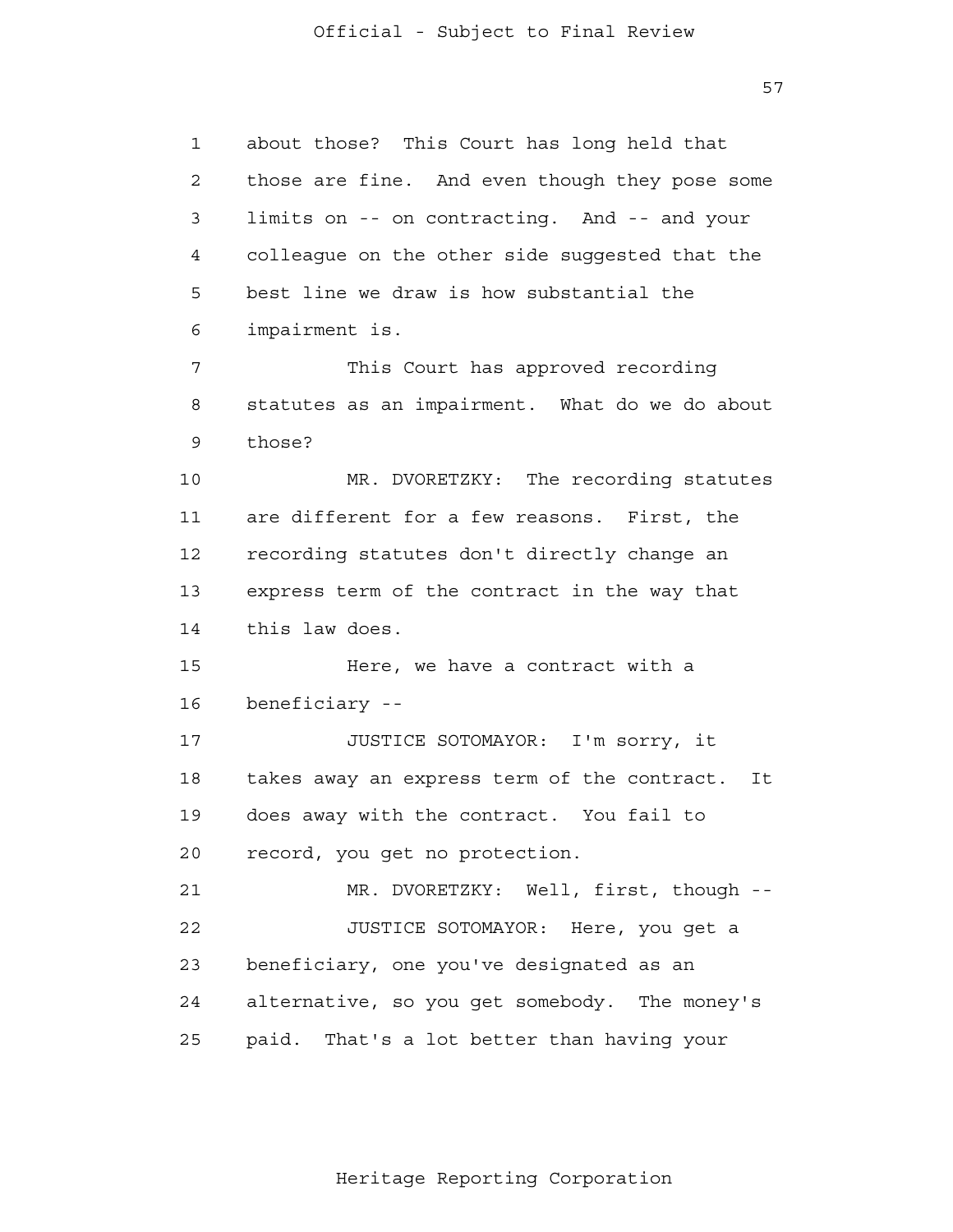about those? This Court has long held that those are fine. And even though they pose some limits on -- on contracting. And -- and your colleague on the other side suggested that the best line we draw is how substantial the impairment is.

This Court has approved recording statutes as an impairment. What do we do about those?

MR. DVORETZKY: The recording statutes are different for a few reasons. First, the recording statutes don't directly change an express term of the contract in the way that this law does.

Here, we have a contract with a beneficiary --

JUSTICE SOTOMAYOR: I'm sorry, it takes away an express term of the contract. It does away with the contract. You fail to record, you get no protection.

MR. DVORETZKY: Well, first, though --

JUSTICE SOTOMAYOR: Here, you get a beneficiary, one you've designated as an alternative, so you get somebody. The money's paid. That's a lot better than having your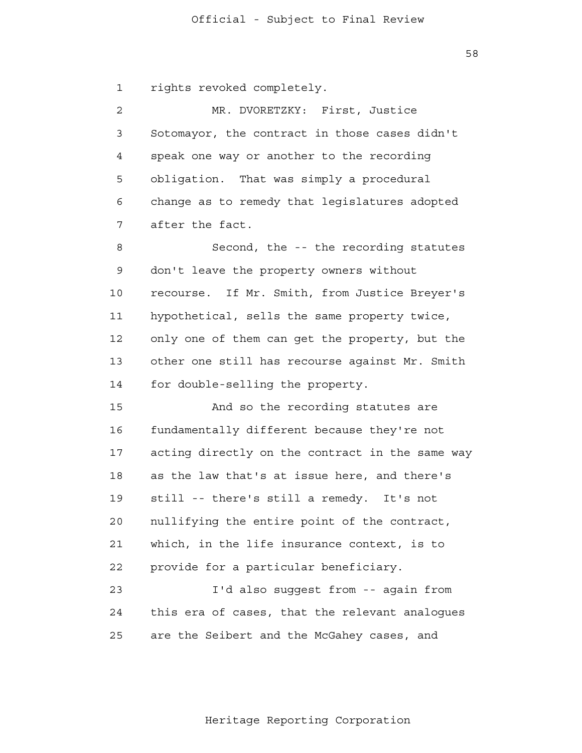rights revoked completely.

MR. DVORETZKY: First, Justice Sotomayor, the contract in those cases didn't speak one way or another to the recording obligation. That was simply a procedural change as to remedy that legislatures adopted after the fact.

Second, the -- the recording statutes don't leave the property owners without recourse. If Mr. Smith, from Justice Breyer's hypothetical, sells the same property twice, only one of them can get the property, but the other one still has recourse against Mr. Smith for double-selling the property.

And so the recording statutes are fundamentally different because they're not acting directly on the contract in the same way as the law that's at issue here, and there's still -- there's still a remedy. It's not nullifying the entire point of the contract, which, in the life insurance context, is to provide for a particular beneficiary.

I'd also suggest from -- again from this era of cases, that the relevant analogues are the Seibert and the McGahey cases, and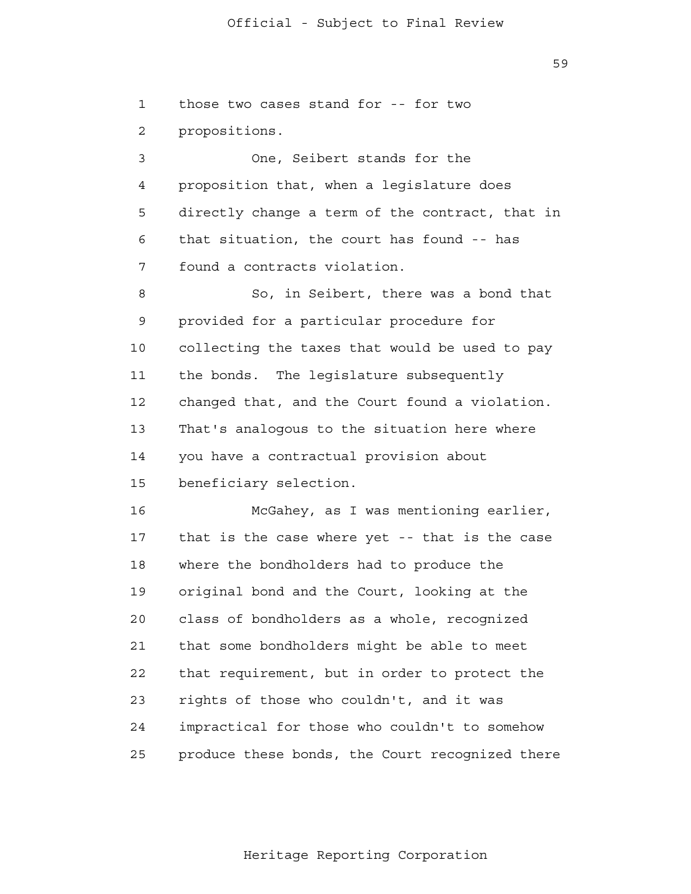those two cases stand for -- for two propositions.

One, Seibert stands for the proposition that, when a legislature does directly change a term of the contract, that in that situation, the court has found -- has found a contracts violation.

So, in Seibert, there was a bond that provided for a particular procedure for collecting the taxes that would be used to pay the bonds. The legislature subsequently changed that, and the Court found a violation. That's analogous to the situation here where you have a contractual provision about beneficiary selection.

McGahey, as I was mentioning earlier, that is the case where yet -- that is the case where the bondholders had to produce the original bond and the Court, looking at the class of bondholders as a whole, recognized that some bondholders might be able to meet that requirement, but in order to protect the rights of those who couldn't, and it was impractical for those who couldn't to somehow produce these bonds, the Court recognized there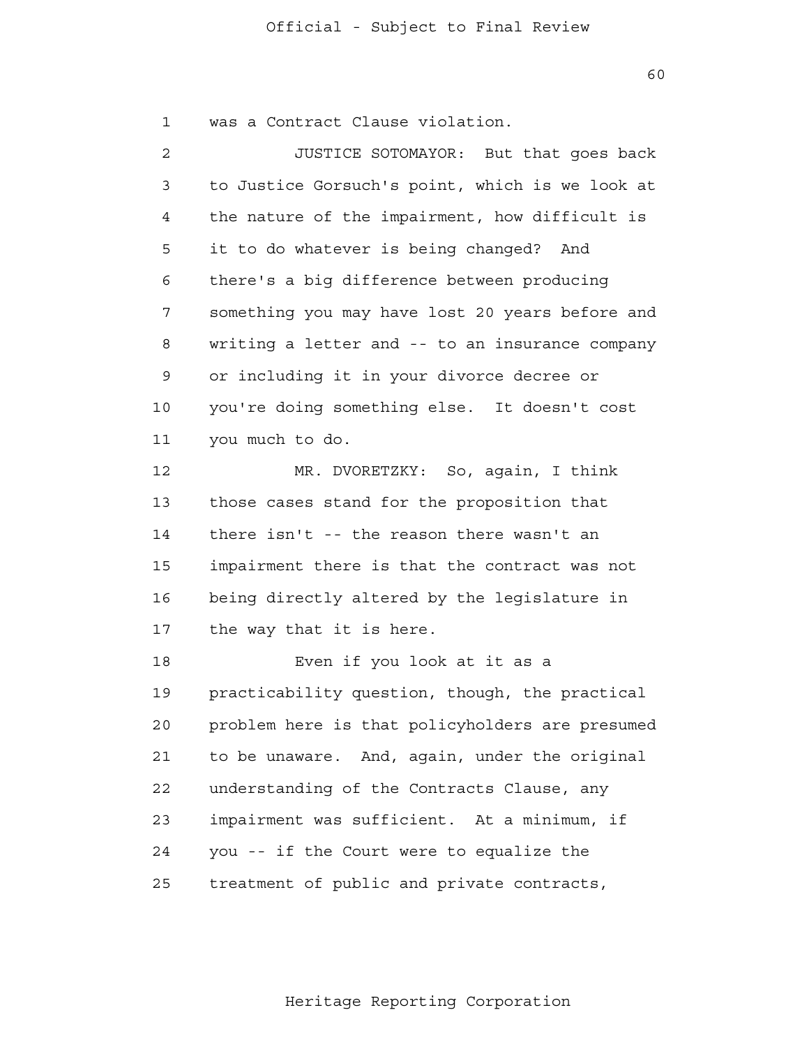was a Contract Clause violation.

JUSTICE SOTOMAYOR: But that goes back to Justice Gorsuch's point, which is we look at the nature of the impairment, how difficult is it to do whatever is being changed? And there's a big difference between producing something you may have lost 20 years before and writing a letter and -- to an insurance company or including it in your divorce decree or you're doing something else. It doesn't cost you much to do.

MR. DVORETZKY: So, again, I think those cases stand for the proposition that there isn't -- the reason there wasn't an impairment there is that the contract was not being directly altered by the legislature in the way that it is here.

Even if you look at it as a practicability question, though, the practical problem here is that policyholders are presumed to be unaware. And, again, under the original understanding of the Contracts Clause, any impairment was sufficient. At a minimum, if you -- if the Court were to equalize the treatment of public and private contracts,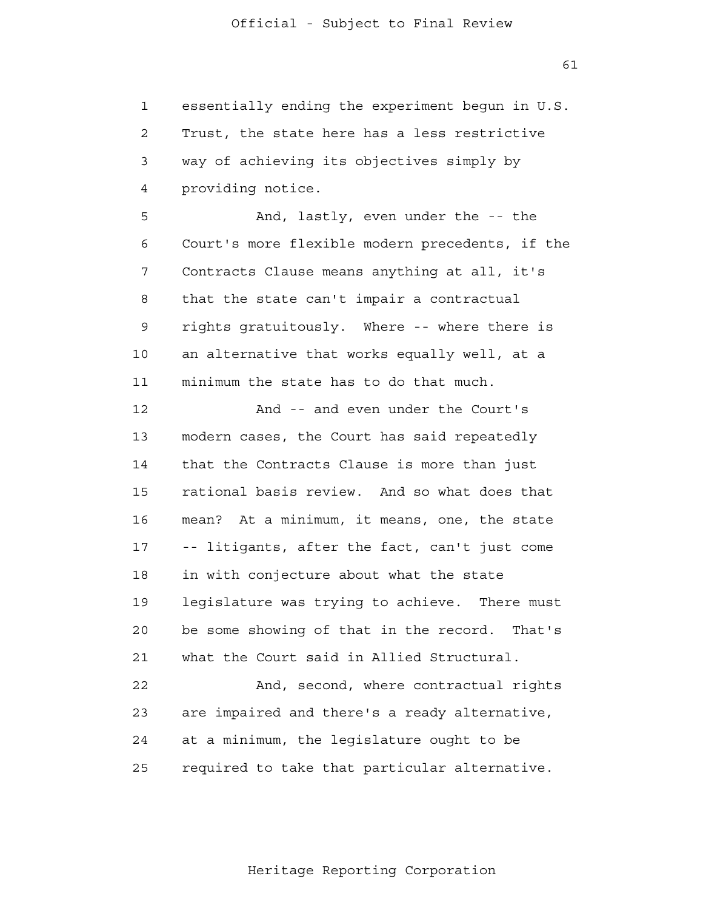essentially ending the experiment begun in U.S. Trust, the state here has a less restrictive way of achieving its objectives simply by providing notice.

And, lastly, even under the -- the Court's more flexible modern precedents, if the Contracts Clause means anything at all, it's that the state can't impair a contractual rights gratuitously. Where -- where there is an alternative that works equally well, at a minimum the state has to do that much.

And -- and even under the Court's modern cases, the Court has said repeatedly that the Contracts Clause is more than just rational basis review. And so what does that mean? At a minimum, it means, one, the state -- litigants, after the fact, can't just come in with conjecture about what the state legislature was trying to achieve. There must be some showing of that in the record. That's what the Court said in Allied Structural.

And, second, where contractual rights are impaired and there's a ready alternative, at a minimum, the legislature ought to be required to take that particular alternative.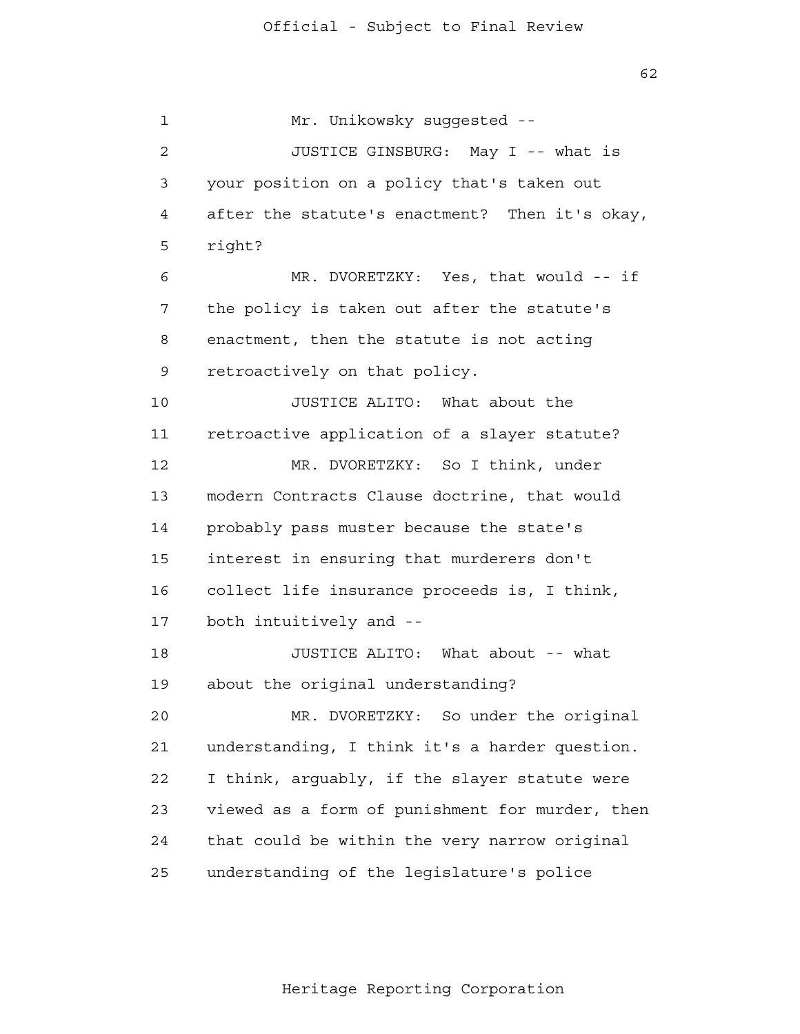Mr. Unikowsky suggested --

JUSTICE GINSBURG: May I -- what is your position on a policy that's taken out after the statute's enactment? Then it's okay, right?

MR. DVORETZKY: Yes, that would -- if the policy is taken out after the statute's enactment, then the statute is not acting retroactively on that policy.

JUSTICE ALITO: What about the retroactive application of a slayer statute?

MR. DVORETZKY: So I think, under modern Contracts Clause doctrine, that would probably pass muster because the state's interest in ensuring that murderers don't collect life insurance proceeds is, I think, both intuitively and --

JUSTICE ALITO: What about -- what about the original understanding?

MR. DVORETZKY: So under the original understanding, I think it's a harder question. I think, arguably, if the slayer statute were viewed as a form of punishment for murder, then that could be within the very narrow original understanding of the legislature's police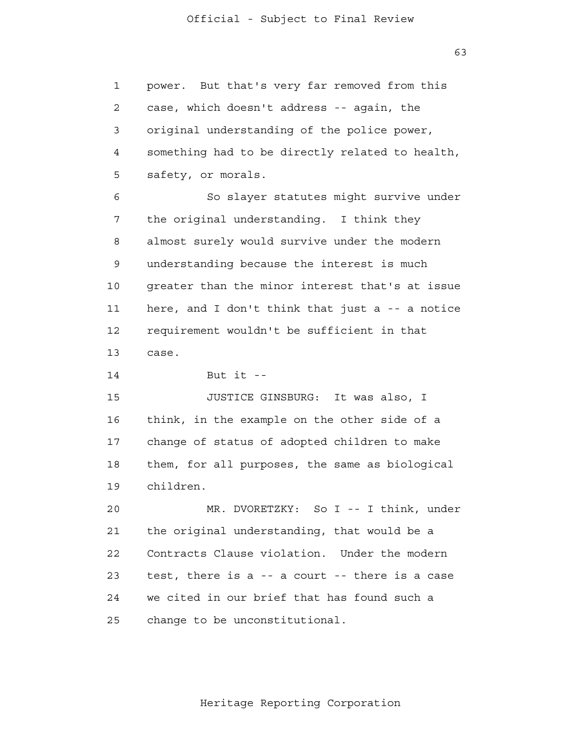power. But that's very far removed from this case, which doesn't address -- again, the original understanding of the police power, something had to be directly related to health, safety, or morals.

So slayer statutes might survive under the original understanding. I think they almost surely would survive under the modern understanding because the interest is much greater than the minor interest that's at issue here, and I don't think that just a -- a notice requirement wouldn't be sufficient in that case.

But it --

JUSTICE GINSBURG: It was also, I think, in the example on the other side of a change of status of adopted children to make them, for all purposes, the same as biological children.

MR. DVORETZKY: So I -- I think, under the original understanding, that would be a Contracts Clause violation. Under the modern test, there is a -- a court -- there is a case we cited in our brief that has found such a change to be unconstitutional.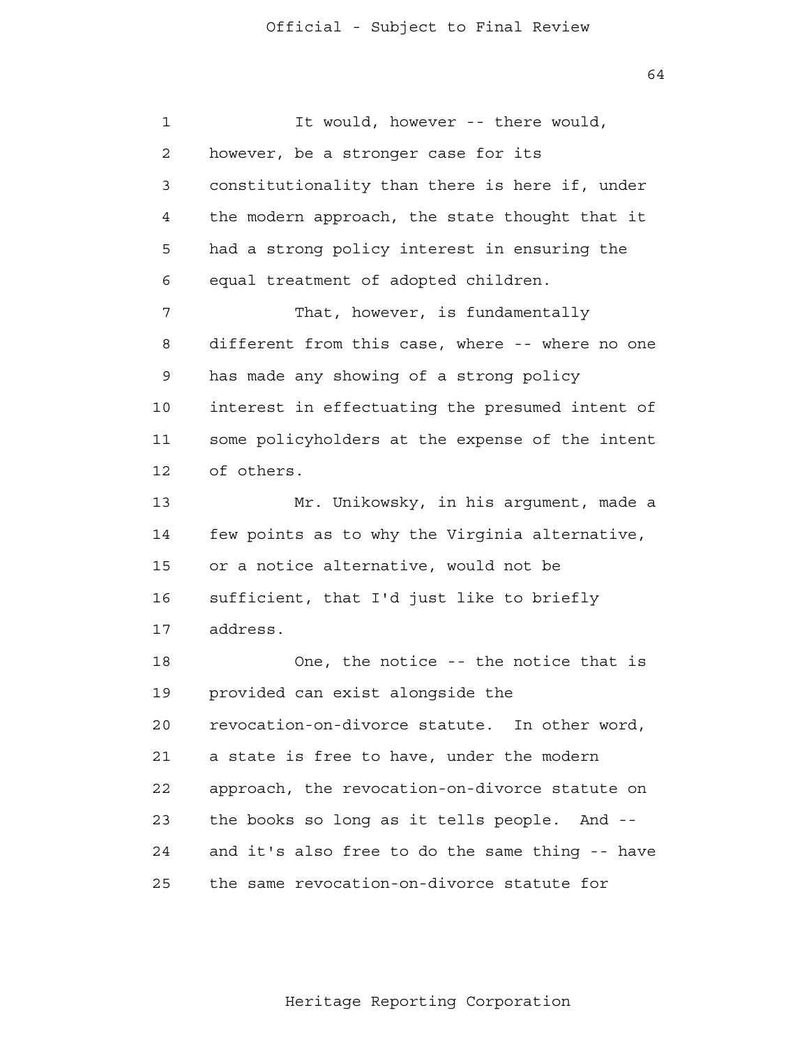It would, however -- there would, however, be a stronger case for its constitutionality than there is here if, under the modern approach, the state thought that it had a strong policy interest in ensuring the equal treatment of adopted children.

That, however, is fundamentally different from this case, where -- where no one has made any showing of a strong policy interest in effectuating the presumed intent of some policyholders at the expense of the intent of others.

Mr. Unikowsky, in his argument, made a few points as to why the Virginia alternative, or a notice alternative, would not be sufficient, that I'd just like to briefly address.

One, the notice -- the notice that is provided can exist alongside the revocation-on-divorce statute. In other word, a state is free to have, under the modern approach, the revocation-on-divorce statute on the books so long as it tells people. And -- and it's also free to do the same thing -- have the same revocation-on-divorce statute for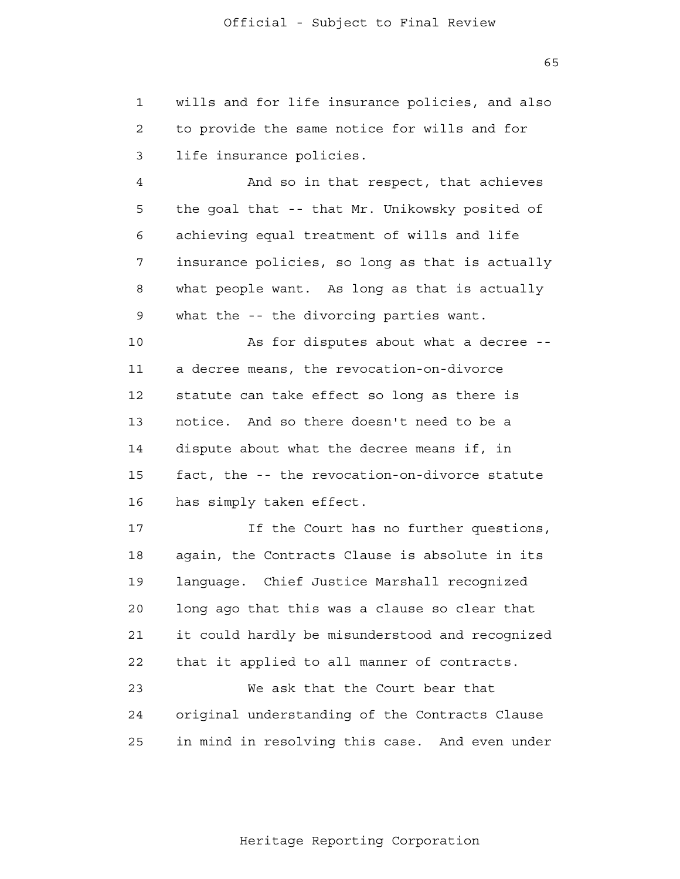wills and for life insurance policies, and also to provide the same notice for wills and for life insurance policies.

And so in that respect, that achieves the goal that -- that Mr. Unikowsky posited of achieving equal treatment of wills and life insurance policies, so long as that is actually what people want. As long as that is actually what the -- the divorcing parties want.

As for disputes about what a decree -- a decree means, the revocation-on-divorce statute can take effect so long as there is notice. And so there doesn't need to be a dispute about what the decree means if, in fact, the -- the revocation-on-divorce statute has simply taken effect.

If the Court has no further questions, again, the Contracts Clause is absolute in its language. Chief Justice Marshall recognized long ago that this was a clause so clear that it could hardly be misunderstood and recognized that it applied to all manner of contracts.

We ask that the Court bear that original understanding of the Contracts Clause in mind in resolving this case. And even under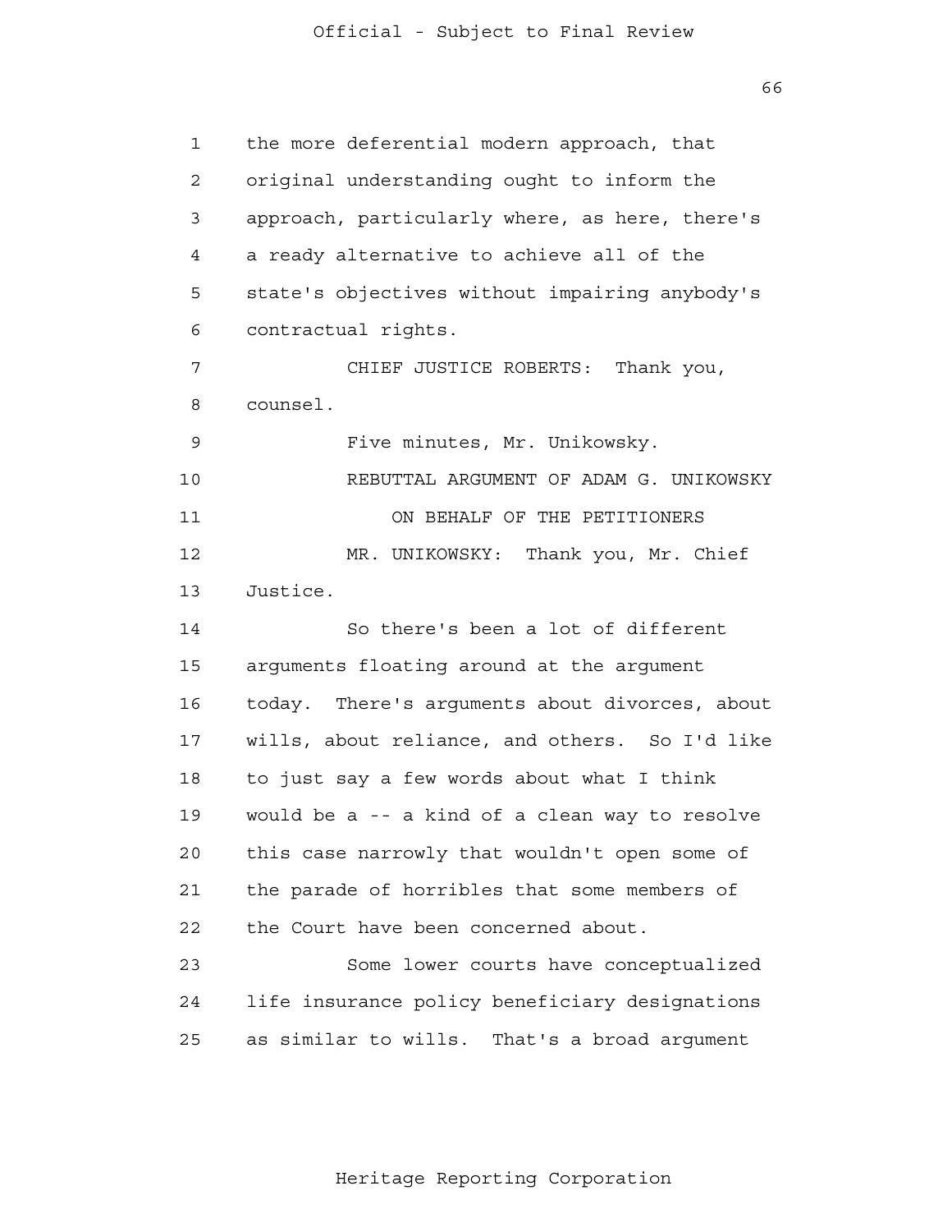the more deferential modern approach, that original understanding ought to inform the approach, particularly where, as here, there's a ready alternative to achieve all of the state's objectives without impairing anybody's contractual rights.

CHIEF JUSTICE ROBERTS: Thank you, counsel.

Five minutes, Mr. Unikowsky.

REBUTTAL ARGUMENT OF ADAM G. UNIKOWSKY

ON BEHALF OF THE PETITIONERS

MR. UNIKOWSKY: Thank you, Mr. Chief Justice.

So there's been a lot of different arguments floating around at the argument today. There's arguments about divorces, about wills, about reliance, and others. So I'd like to just say a few words about what I think would be a -- a kind of a clean way to resolve this case narrowly that wouldn't open some of the parade of horribles that some members of the Court have been concerned about.

Some lower courts have conceptualized life insurance policy beneficiary designations as similar to wills. That's a broad argument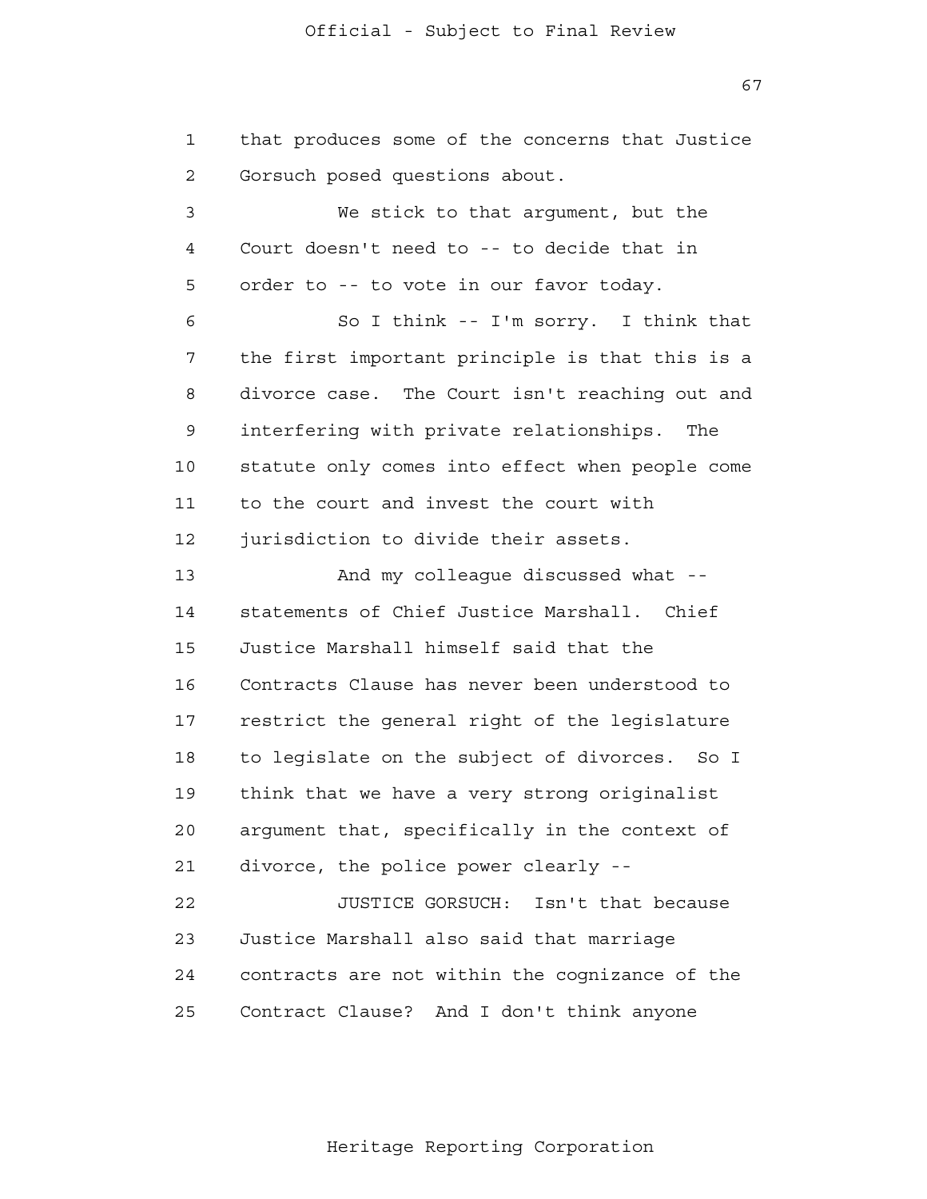that produces some of the concerns that Justice Gorsuch posed questions about.

We stick to that argument, but the Court doesn't need to -- to decide that in order to -- to vote in our favor today.

So I think -- I'm sorry. I think that the first important principle is that this is a divorce case. The Court isn't reaching out and interfering with private relationships. The statute only comes into effect when people come to the court and invest the court with jurisdiction to divide their assets.

And my colleague discussed what -- statements of Chief Justice Marshall. Chief Justice Marshall himself said that the Contracts Clause has never been understood to restrict the general right of the legislature to legislate on the subject of divorces. So I think that we have a very strong originalist argument that, specifically in the context of divorce, the police power clearly --

JUSTICE GORSUCH: Isn't that because Justice Marshall also said that marriage contracts are not within the cognizance of the Contract Clause? And I don't think anyone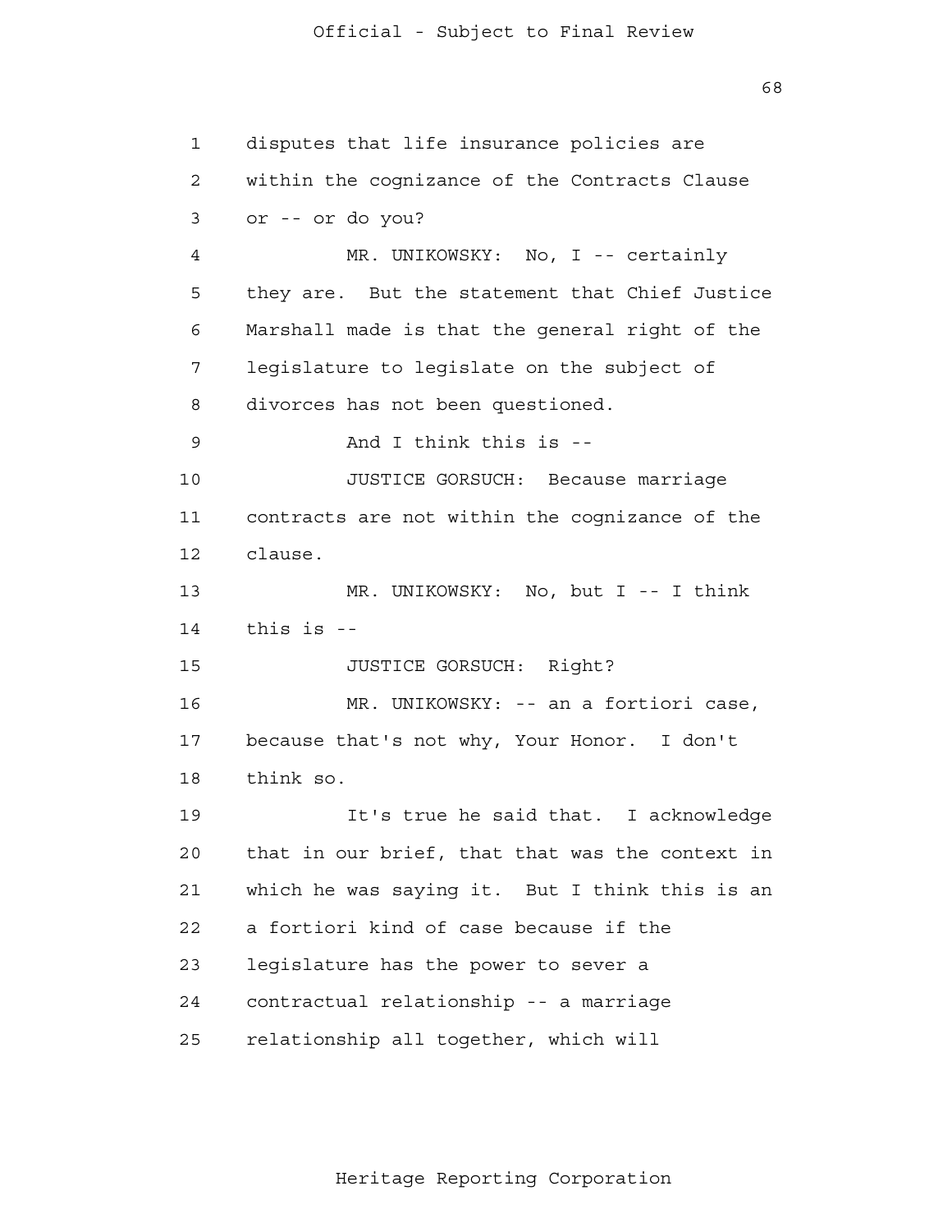disputes that life insurance policies are within the cognizance of the Contracts Clause or -- or do you?

MR. UNIKOWSKY: No, I -- certainly they are. But the statement that Chief Justice Marshall made is that the general right of the legislature to legislate on the subject of divorces has not been questioned.

And I think this is --

JUSTICE GORSUCH: Because marriage contracts are not within the cognizance of the clause.

MR. UNIKOWSKY: No, but I -- I think this is --

JUSTICE GORSUCH: Right?

MR. UNIKOWSKY: -- an a fortiori case, because that's not why, Your Honor. I don't think so.

It's true he said that. I acknowledge that in our brief, that that was the context in which he was saying it. But I think this is an a fortiori kind of case because if the legislature has the power to sever a contractual relationship -- a marriage relationship all together, which will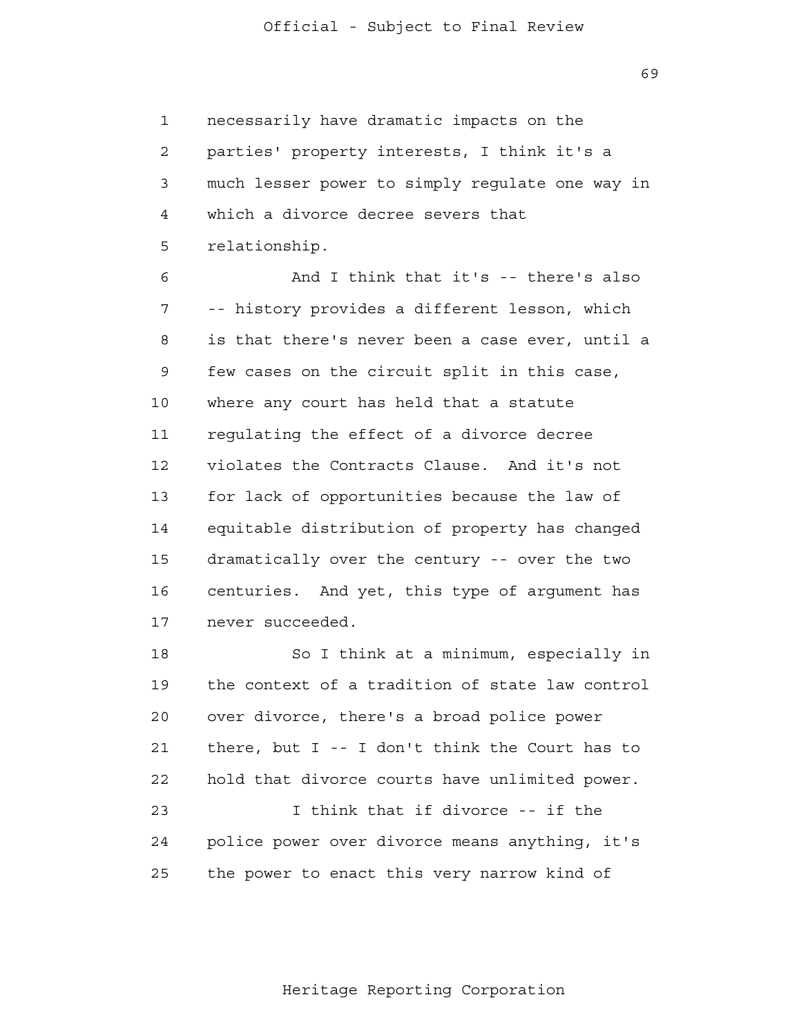necessarily have dramatic impacts on the parties' property interests, I think it's a much lesser power to simply regulate one way in which a divorce decree severs that relationship.

And I think that it's -- there's also -- history provides a different lesson, which is that there's never been a case ever, until a few cases on the circuit split in this case, where any court has held that a statute regulating the effect of a divorce decree violates the Contracts Clause. And it's not for lack of opportunities because the law of equitable distribution of property has changed dramatically over the century -- over the two centuries. And yet, this type of argument has never succeeded.

So I think at a minimum, especially in the context of a tradition of state law control over divorce, there's a broad police power there, but I -- I don't think the Court has to hold that divorce courts have unlimited power.

I think that if divorce -- if the police power over divorce means anything, it's the power to enact this very narrow kind of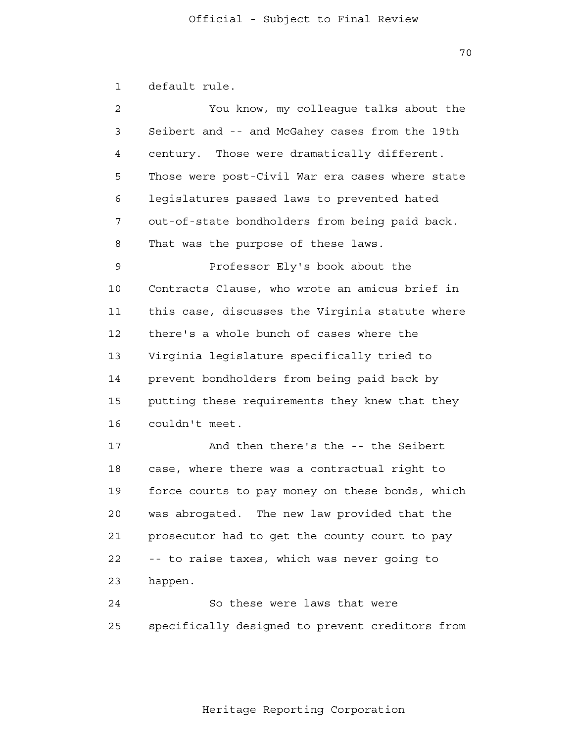default rule.

You know, my colleague talks about the Seibert and -- and McGahey cases from the 19th century. Those were dramatically different. Those were post-Civil War era cases where state legislatures passed laws to prevented hated out-of-state bondholders from being paid back. That was the purpose of these laws.

Professor Ely's book about the Contracts Clause, who wrote an amicus brief in this case, discusses the Virginia statute where there's a whole bunch of cases where the Virginia legislature specifically tried to prevent bondholders from being paid back by putting these requirements they knew that they couldn't meet.

And then there's the -- the Seibert case, where there was a contractual right to force courts to pay money on these bonds, which was abrogated. The new law provided that the prosecutor had to get the county court to pay -- to raise taxes, which was never going to happen.

So these were laws that were specifically designed to prevent creditors from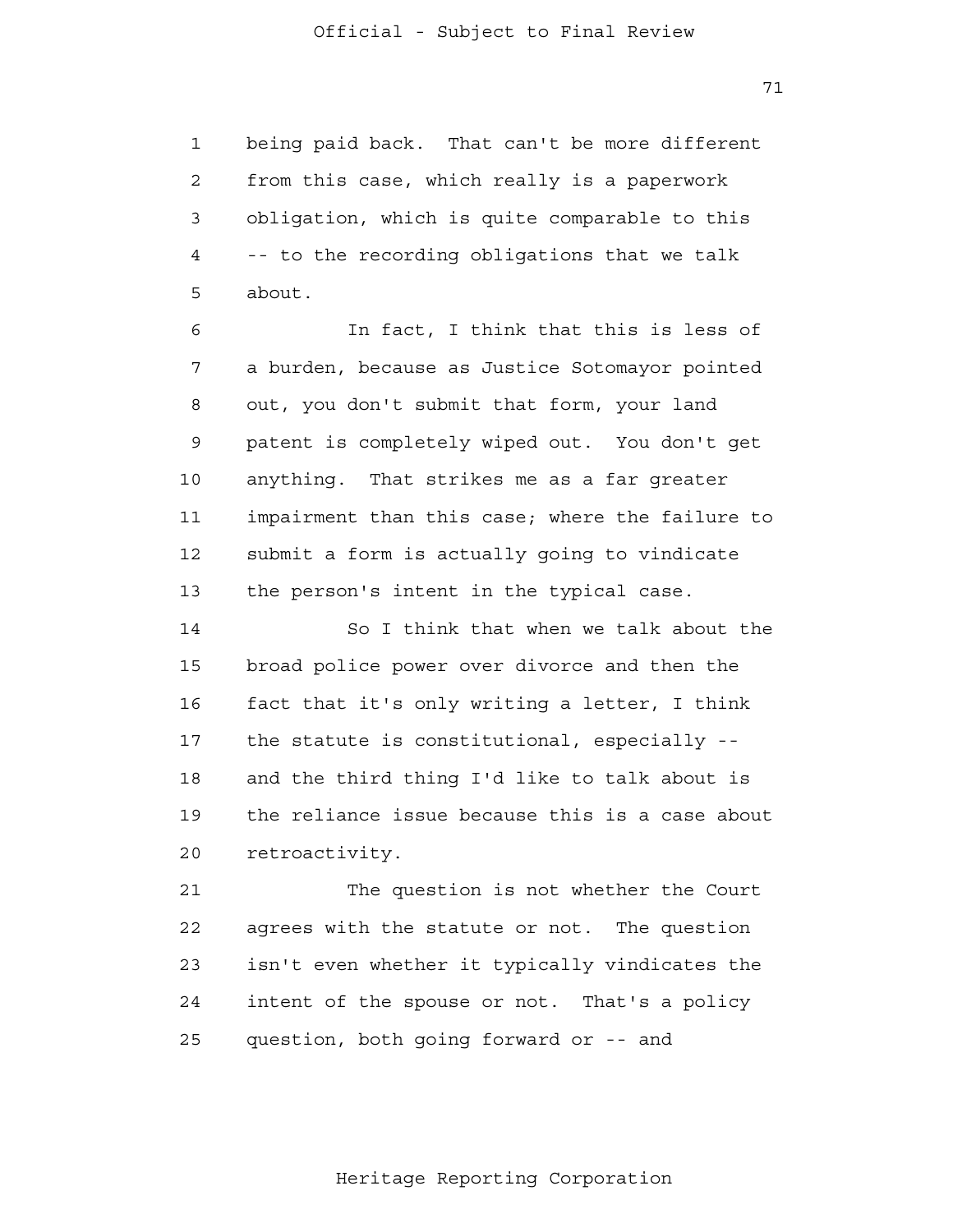being paid back. That can't be more different from this case, which really is a paperwork obligation, which is quite comparable to this -- to the recording obligations that we talk about.

In fact, I think that this is less of a burden, because as Justice Sotomayor pointed out, you don't submit that form, your land patent is completely wiped out. You don't get anything. That strikes me as a far greater impairment than this case; where the failure to submit a form is actually going to vindicate the person's intent in the typical case.

So I think that when we talk about the broad police power over divorce and then the fact that it's only writing a letter, I think the statute is constitutional, especially -- and the third thing I'd like to talk about is the reliance issue because this is a case about retroactivity.

The question is not whether the Court agrees with the statute or not. The question isn't even whether it typically vindicates the intent of the spouse or not. That's a policy question, both going forward or -- and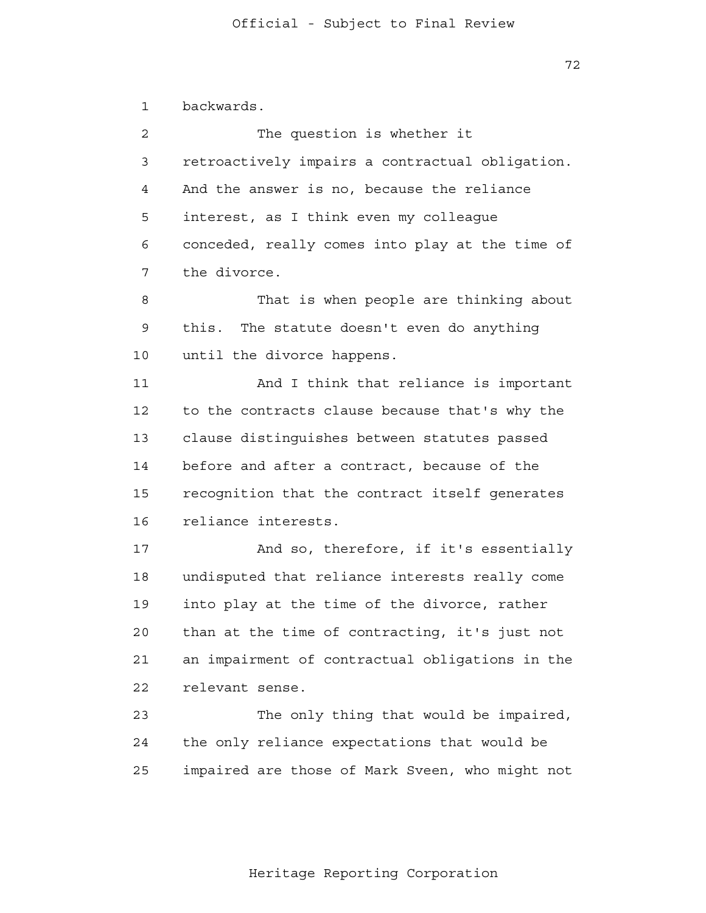backwards.

The question is whether it retroactively impairs a contractual obligation. And the answer is no, because the reliance interest, as I think even my colleague conceded, really comes into play at the time of the divorce.

That is when people are thinking about this. The statute doesn't even do anything until the divorce happens.

And I think that reliance is important to the contracts clause because that's why the clause distinguishes between statutes passed before and after a contract, because of the recognition that the contract itself generates reliance interests.

And so, therefore, if it's essentially undisputed that reliance interests really come into play at the time of the divorce, rather than at the time of contracting, it's just not an impairment of contractual obligations in the relevant sense.

The only thing that would be impaired, the only reliance expectations that would be impaired are those of Mark Sveen, who might not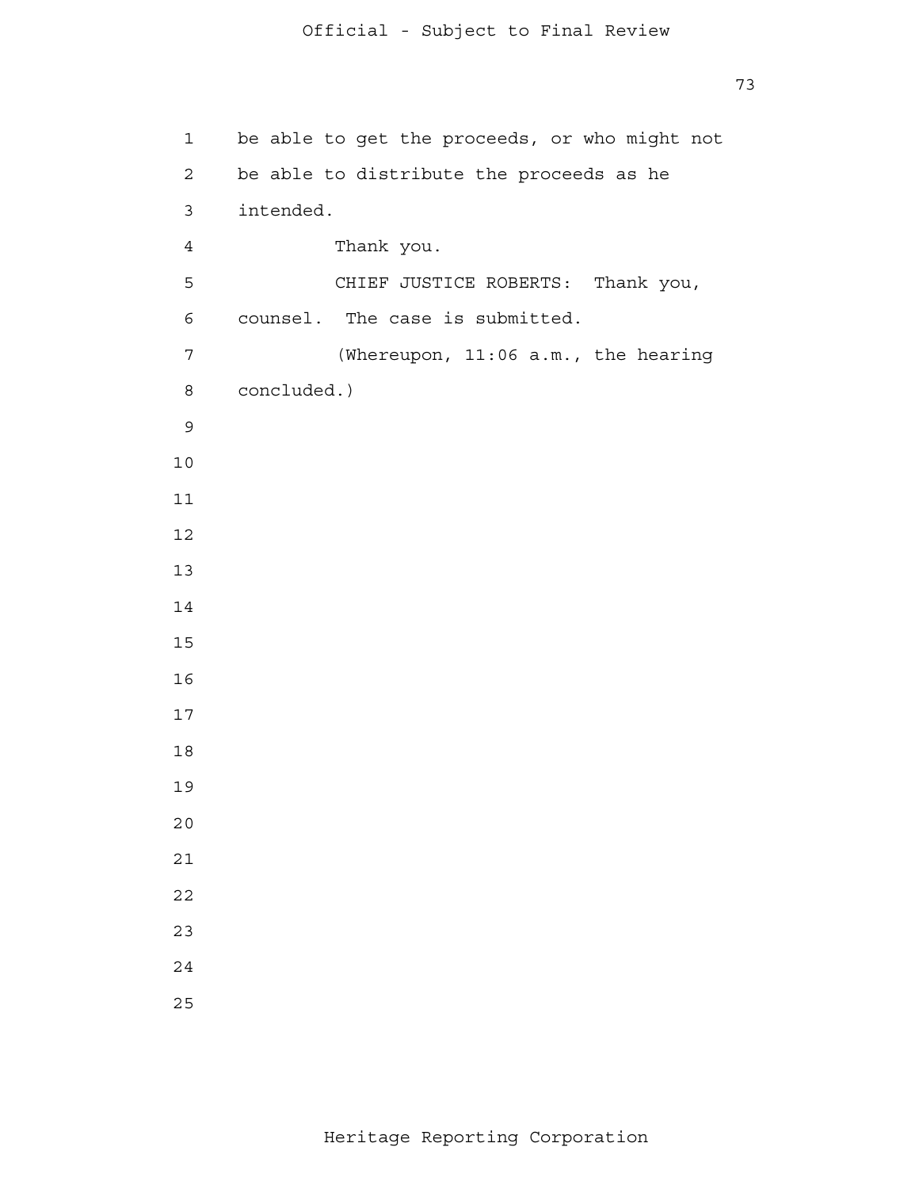be able to get the proceeds, or who might not be able to distribute the proceeds as he intended.

Thank you.

CHIEF JUSTICE ROBERTS: Thank you, counsel. The case is submitted.

(Whereupon, 11:06 a.m., the hearing concluded.)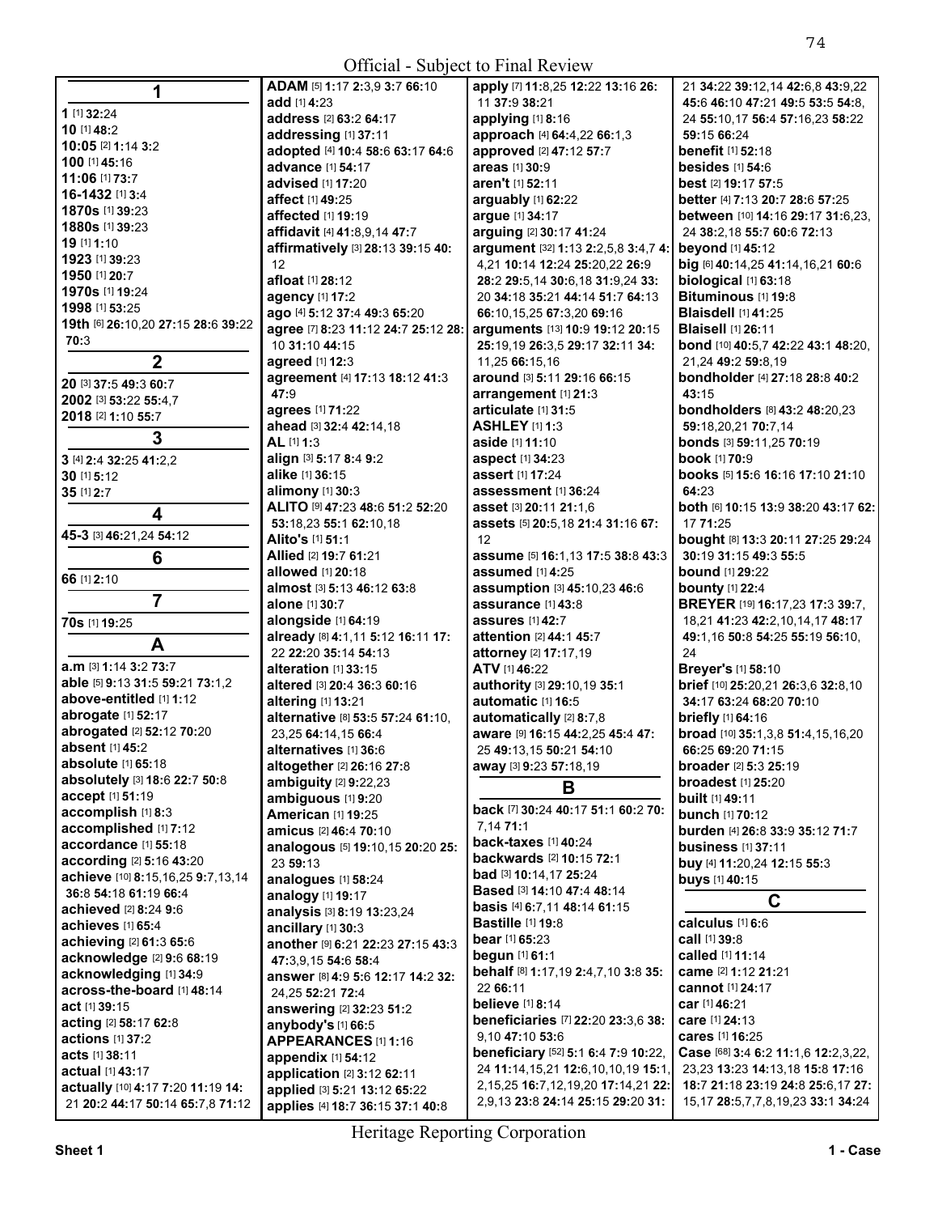Official - Subject to Final Review

## 1

**1** [1] **32:**24
**10** [1] **48:**2
**10:05** [2] **1:**14 **3:**2
**100** [1] **45:**16
**11:06** [1] **73:**7
**16-1432** [1] **3:**4
**1870s** [1] **39:**23
**1880s** [1] **39:**23
**19** [1] **1:**10
**1923** [1] **39:**23
**1950** [1] **20:**7
**1970s** [1] **19:**24
**1998** [1] **53:**25
**19th** [6] **26:**10,20 **27:**15 **28:**6 **39:**22 **70:**3

## 2

**20** [3] **37:**5 **49:**3 **60:**7
**2002** [3] **53:**22 **55:**4,7
**2018** [2] **1:**10 **55:**7

## 3

**3** [4] **2:**4 **32:**25 **41:**2,2
**30** [1] **5:**12
**35** [1] **2:**7

## 4

**45-3** [3] **46:**21,24 **54:**12

## 6

**66** [1] **2:**10

## 7

**70s** [1] **19:**25

## A

**a.m** [3] **1:**14 **3:**2 **73:**7
**able** [5] **9:**13 **31:**5 **59:**21 **73:**1,2
**above-entitled** [1] **1:**12
**abrogate** [1] **52:**17
**abrogated** [2] **52:**12 **70:**20
**absent** [1] **45:**2
**absolute** [1] **65:**18
**absolutely** [3] **18:**6 **22:**7 **50:**8
**accept** [1] **51:**19
**accomplish** [1] **8:**3
**accomplished** [1] **7:**12
**accordance** [1] **55:**18
**according** [2] **5:**16 **43:**20
**achieve** [10] **8:**15,16,25 **9:**7,13,14 **36:**8 **54:**18 **61:**19 **66:**4
**achieved** [2] **8:**24 **9:**6
**achieves** [1] **65:**4
**achieving** [2] **61:**3 **65:**6
**acknowledge** [2] **9:**6 **68:**19
**acknowledging** [1] **34:**9
**across-the-board** [1] **48:**14
**act** [1] **39:**15
**acting** [2] **58:**17 **62:**8
**actions** [1] **37:**2
**acts** [1] **38:**11
**actual** [1] **43:**17
**actually** [10] **4:**17 **7:**20 **11:**19 **14:**21 **20:**2 **44:**17 **50:**14 **65:**7,8 **71:**12
**ADAM** [5] **1:**17 **2:**3,9 **3:**7 **66:**10
**add** [1] **4:**23
**address** [2] **63:**2 **64:**17
**addressing** [1] **37:**11
**adopted** [4] **10:**4 **58:**6 **63:**17 **64:**6
**advance** [1] **54:**17
**advised** [1] **17:**20
**affect** [1] **49:**25
**affected** [1] **19:**19
**affidavit** [4] **41:**8,9,14 **47:**7
**affirmatively** [3] **28:**13 **39:**15 **40:**12
**afloat** [1] **28:**12
**agency** [1] **17:**2
**ago** [4] **5:**12 **37:**4 **49:**3 **65:**20
**agree** [7] **8:**23 **11:**12 **24:**7 **25:**12 **28:**10 **31:**10 **44:**15
**agreed** [1] **12:**3
**agreement** [4] **17:**13 **18:**12 **41:**3 **47:**9
**agrees** [1] **71:**22
**ahead** [3] **32:**4 **42:**14,18
**AL** [1] **1:**3
**align** [3] **5:**17 **8:**4 **9:**2
**alike** [1] **36:**15
**alimony** [1] **30:**3
**ALITO** [9] **47:**23 **48:**6 **51:**2 **52:**20 **53:**18,23 **55:**1 **62:**10,18
**Alito's** [1] **51:**1
**Allied** [2] **19:**7 **61:**21
**allowed** [1] **20:**18
**almost** [3] **5:**13 **46:**12 **63:**8
**alone** [1] **30:**7
**alongside** [1] **64:**19
**already** [8] **4:**1,11 **5:**12 **16:**11 **17:**22 **22:**20 **35:**14 **54:**13
**alteration** [1] **33:**15
**altered** [3] **20:**4 **36:**3 **60:**16
**altering** [1] **13:**21
**alternative** [8] **53:**5 **57:**24 **61:**10,23,25 **64:**14,15 **66:**4
**alternatives** [1] **36:**6
**altogether** [2] **26:**16 **27:**8
**ambiguity** [2] **9:**22,23
**ambiguous** [1] **9:**20
**American** [1] **19:**25
**amicus** [2] **46:**4 **70:**10
**analogous** [5] **19:**10,15 **20:**20 **25:**23 **59:**13
**analogues** [1] **58:**24
**analogy** [1] **19:**17
**analysis** [3] **8:**19 **13:**23,24
**ancillary** [1] **30:**3
**another** [9] **6:**21 **22:**23 **27:**15 **43:**3 **47:**3,9,15 **54:**6 **58:**4
**answer** [8] **4:**9 **5:**6 **12:**17 **14:**2 **32:**24,25 **52:**21 **72:**4
**answering** [2] **32:**23 **51:**2
**anybody's** [1] **66:**5
**APPEARANCES** [1] **1:**16
**appendix** [1] **54:**12
**application** [2] **3:**12 **62:**11
**applied** [3] **5:**21 **13:**12 **65:**22
**applies** [4] **18:**7 **36:**15 **37:**1 **40:**8
**apply** [7] **11:**8,25 **12:**22 **13:**16 **26:**11 **37:**9 **38:**21
**applying** [1] **8:**16
**approach** [4] **64:**4,22 **66:**1,3
**approved** [2] **47:**12 **57:**7
**areas** [1] **30:**9
**aren't** [1] **52:**11
**arguably** [1] **62:**22
**argue** [1] **34:**17
**arguing** [2] **30:**17 **41:**24
**argument** [32] **1:**13 **2:**2,5,8 **3:**4,7 **4:**4,21 **10:**14 **12:**24 **25:**20,22 **26:**9 **28:**2 **29:**5,14 **30:**6,18 **31:**9,24 **33:**20 **34:**18 **35:**21 **44:**14 **51:**7 **64:**13 **66:**10,15,25 **67:**3,20 **69:**16
**arguments** [13] **10:**9 **19:**12 **20:**15 **25:**19,19 **26:**3,5 **29:**17 **32:**11 **34:**11,25 **66:**15,16
**around** [3] **5:**11 **29:**16 **66:**15
**arrangement** [1] **21:**3
**articulate** [1] **31:**5
**ASHLEY** [1] **1:**3
**aside** [1] **11:**10
**aspect** [1] **34:**23
**assert** [1] **17:**24
**assessment** [1] **36:**24
**asset** [3] **20:**11 **21:**1,6
**assets** [5] **20:**5,18 **21:**4 **31:**16 **67:**12
**assume** [5] **16:**1,13 **17:**5 **38:**8 **43:**3
**assumed** [1] **4:**25
**assumption** [3] **45:**10,23 **46:**6
**assurance** [1] **43:**8
**assures** [1] **42:**7
**attention** [2] **44:**1 **45:**7
**attorney** [2] **17:**17,19
**ATV** [1] **46:**22
**authority** [3] **29:**10,19 **35:**1
**automatic** [1] **16:**5
**automatically** [2] **8:**7,8
**aware** [9] **16:**15 **44:**2,25 **45:**4 **47:**25 **49:**13,15 **50:**21 **54:**10
**away** [3] **9:**23 **57:**18,19

## B

**back** [7] **30:**24 **40:**17 **51:**1 **60:**2 **70:**7,14 **71:**1
**back-taxes** [1] **40:**24
**backwards** [2] **10:**15 **72:**1
**bad** [3] **10:**14,17 **25:**24
**Based** [3] **14:**10 **47:**4 **48:**14
**basis** [4] **6:**7,11 **48:**14 **61:**15
**Bastille** [1] **19:**8
**bear** [1] **65:**23
**begun** [1] **61:**1
**behalf** [8] **1:**17,19 **2:**4,7,10 **3:**8 **35:**22 **66:**11
**believe** [1] **8:**14
**beneficiaries** [7] **22:**20 **23:**3,6 **38:**9,10 **47:**10 **53:**6
**beneficiary** [52] **5:**1 **6:**4 **7:**9 **10:**22,24 **11:**14,15,21 **12:**6,10,10,19 **15:**1,2,15,25 **16:**7,12,19,20 **17:**14,21 **22:**2,9,13 **23:**8 **24:**14 **25:**15 **29:**20 **31:**21 **34:**22 **39:**12,14 **42:**6,8 **43:**9,22 **45:**6 **46:**10 **47:**21 **49:**5 **53:**5 **54:**8,24 **55:**10,17 **56:**4 **57:**16,23 **58:**22 **59:**15 **66:**24
**benefit** [1] **52:**18
**besides** [1] **54:**6
**best** [2] **19:**17 **57:**5
**better** [4] **7:**13 **20:**7 **28:**6 **57:**25
**between** [10] **14:**16 **29:**17 **31:**6,23,24 **38:**2,18 **55:**7 **60:**6 **72:**13
**beyond** [1] **45:**12
**big** [6] **40:**14,25 **41:**14,16,21 **60:**6
**biological** [1] **63:**18
**Bituminous** [1] **19:**8
**Blaisdell** [1] **41:**25
**Blaisell** [1] **26:**11
**bond** [10] **40:**5,7 **42:**22 **43:**1 **48:**20,21,24 **49:**2 **59:**8,19
**bondholder** [4] **27:**18 **28:**8 **40:**2 **43:**15
**bondholders** [8] **43:**2 **48:**20,23 **59:**18,20,21 **70:**7,14
**bonds** [3] **59:**11,25 **70:**19
**book** [1] **70:**9
**books** [5] **15:**6 **16:**16 **17:**10 **21:**10 **64:**23
**both** [6] **10:**15 **13:**9 **38:**20 **43:**17 **62:**17 **71:**25
**bought** [8] **13:**3 **20:**11 **27:**25 **29:**24 **30:**19 **31:**15 **49:**3 **55:**5
**bound** [1] **29:**22
**bounty** [1] **22:**4
**BREYER** [19] **16:**17,23 **17:**3 **39:**7,18,21 **41:**23 **42:**2,10,14,17 **48:**17 **49:**1,16 **50:**8 **54:**25 **55:**19 **56:**10,24
**Breyer's** [1] **58:**10
**brief** [10] **25:**20,21 **26:**3,6 **32:**8,10 **34:**17 **63:**24 **68:**20 **70:**10
**briefly** [1] **64:**16
**broad** [10] **35:**1,3,8 **51:**4,15,16,20 **66:**25 **69:**20 **71:**15
**broader** [2] **5:**3 **25:**19
**broadest** [1] **25:**20
**built** [1] **49:**11
**bunch** [1] **70:**12
**burden** [4] **26:**8 **33:**9 **35:**12 **71:**7
**business** [1] **37:**11
**buy** [4] **11:**20,24 **12:**15 **55:**3
**buys** [1] **40:**15

## C

**calculus** [1] **6:**6
**call** [1] **39:**8
**called** [1] **11:**14
**came** [2] **1:**12 **21:**21
**cannot** [1] **24:**17
**car** [1] **46:**21
**care** [1] **24:**13
**cares** [1] **16:**25
**Case** [68] **3:**4 **6:**2 **11:**1,6 **12:**2,3,22,23,23 **13:**23 **14:**13,18 **15:**8 **17:**16 **18:**7 **21:**18 **23:**19 **24:**8 **25:**6,17 **27:**15,17 **28:**5,7,7,8,19,23 **33:**1 **34:**24

Heritage Reporting Corporation

Sheet 1 — 1 - Case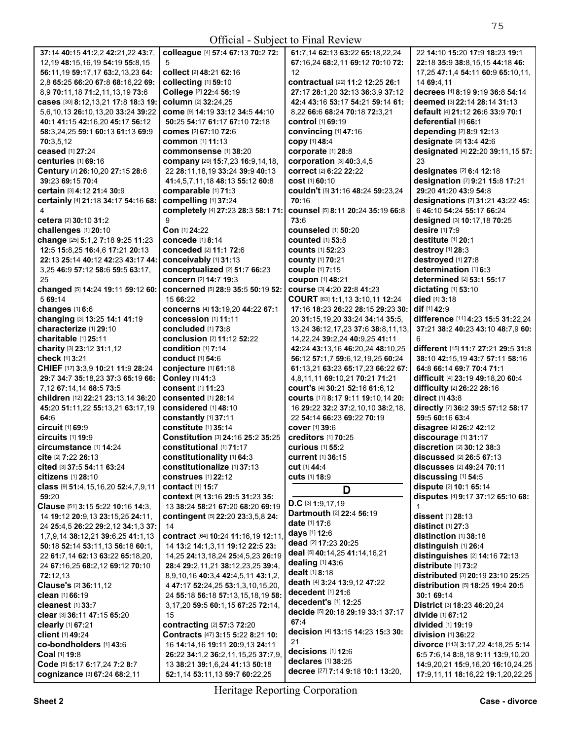37:14 40:15 41:2,2 42:21,22 43:7, 12,19 48:15,16,19 54:19 55:8,15 56:11,19 59:17,17 63:2,13,23 64: 2,8 65:25 66:20 67:8 68:16,22 69: 8,9 70:11,18 71:2,11,13,19 73:6
**cases** [30] 8:12,13,21 17:8 18:3 19: 5,6,10,13 26:10,13,20 33:24 39:22 40:1 41:15 42:16,20 45:17 56:12 58:3,24,25 59:1 60:13 61:13 69:9 70:3,5,12
**ceased** [1] 27:24
**centuries** [1] 69:16
**Century** [7] 26:10,20 27:15 28:6 39:23 69:15 70:4
**certain** [3] 4:12 21:4 30:9
**certainly** [4] 21:18 34:17 54:16 68: 4
**cetera** [2] 30:10 31:2
**challenges** [1] 20:10
**change** [25] 5:1,2 7:18 9:25 11:23 12:5 15:8,25 16:4,6 17:21 20:13 22:13 25:14 40:12 42:23 43:17 44: 3,25 46:9 57:12 58:6 59:5 63:17, 25
**changed** [5] 14:24 19:11 59:12 60: 5 69:14
**changes** [1] 6:6
**changing** [3] 13:25 14:1 41:19
**characterize** [1] 29:10
**charitable** [1] 25:11
**charity** [3] 23:12 31:1,12
**check** [1] 3:21
**CHIEF** [17] 3:3,9 10:21 11:9 28:24 29:7 34:7 35:18,23 37:3 65:19 66: 7,12 67:14,14 68:5 73:5
**children** [12] 22:21 23:13,14 36:20 45:20 51:11,22 55:13,21 63:17,19 64:6
**circuit** [1] 69:9
**circuits** [1] 19:9
**circumstance** [1] 14:24
**cite** [2] 7:22 26:13
**cited** [3] 37:5 54:11 63:24
**citizens** [1] 28:10
**class** [9] 51:4,15,16,20 52:4,7,9,11 59:20
**Clause** [51] 3:15 5:22 10:16 14:3, 14 19:12 20:9,13 23:15,25 24:11, 24 25:4,5 26:22 29:2,12 34:1,3 37: 1,7,9,14 38:12,21 39:6,25 41:1,13 50:18 52:14 53:11,13 56:18 60:1, 22 61:7,14 62:13 63:22 65:18,20, 24 67:16,25 68:2,12 69:12 70:10 72:12,13
**Clause's** [2] 36:11,12
**clean** [1] 66:19
**cleanest** [1] 33:7
**clear** [3] 36:11 47:15 65:20
**clearly** [1] 67:21
**client** [1] 49:24
**co-bondholders** [1] 43:6
**Coal** [1] 19:8
**Code** [5] 5:17 6:17,24 7:2 8:7
**cognizance** [3] 67:24 68:2,11
**colleague** [4] 57:4 67:13 70:2 72: 5
**collect** [2] 48:21 62:16
**collecting** [1] 59:10
**College** [2] 22:4 56:19
**column** [2] 32:24,25
**come** [9] 14:19 33:12 34:5 44:10 50:25 54:17 61:17 67:10 72:18
**comes** [2] 67:10 72:6
**common** [1] 11:13
**commonsense** [1] 38:20
**company** [20] 15:7,23 16:9,14,18, 22 28:11,18,19 33:24 39:9 40:13 41:4,5,7,11,18 48:13 55:12 60:8
**comparable** [1] 71:3
**compelling** [1] 37:24
**completely** [4] 27:23 28:3 58:1 71: 9
**Con** [1] 24:22
**concede** [1] 8:14
**conceded** [2] 11:1 72:6
**conceivably** [1] 31:13
**conceptualized** [2] 51:7 66:23
**concern** [2] 14:7 19:3
**concerned** [5] 28:9 35:5 50:19 52: 15 66:22
**concerns** [4] 13:19,20 44:22 67:1
**concession** [1] 11:11
**concluded** [1] 73:8
**conclusion** [2] 11:12 52:22
**condition** [1] 7:14
**conduct** [1] 54:6
**conjecture** [1] 61:18
**Conley** [1] 41:3
**consent** [1] 11:23
**consented** [1] 28:14
**considered** [1] 48:10
**constantly** [1] 37:11
**constitute** [1] 35:14
**Constitution** [3] 24:16 25:2 35:25
**constitutional** [1] 71:17
**constitutionality** [1] 64:3
**constitutionalize** [1] 37:13
**construes** [1] 22:12
**contact** [1] 15:7
**context** [9] 13:16 29:5 31:23 35: 13 38:24 58:21 67:20 68:20 69:19
**contingent** [5] 22:20 23:3,5,8 24: 14
**contract** [64] 10:24 11:16,19 12:11, 14 13:2 14:1,3,11 19:12 22:5 23: 14,25 24:13,18,24 25:4,5,23 26:19 28:4 29:2,11,21 38:12,23,25 39:4, 8,9,10,16 40:3,4 42:4,5,11 43:1,2, 4 47:17 52:24,25 53:1,3,10,15,20, 24 55:18 56:18 57:13,15,18,19 58: 3,17,20 59:5 60:1,15 67:25 72:14, 15
**contracting** [2] 57:3 72:20
**Contracts** [47] 3:15 5:22 8:21 10: 16 14:14,16 19:11 20:9,13 24:11 26:22 34:1,2 36:2,11,15,25 37:7,9, 13 38:21 39:1,6,24 41:13 50:18 52:1,14 53:11,13 59:7 60:22,25
61:7,14 62:13 63:22 65:18,22,24 67:16,24 68:2,11 69:12 70:10 72: 12
**contractual** [22] 11:2 12:25 26:1 27:17 28:1,20 32:13 36:3,9 37:12 42:4 43:16 53:17 54:21 59:14 61: 8,22 66:6 68:24 70:18 72:3,21
**control** [1] 69:19
**convincing** [1] 47:16
**copy** [1] 48:4
**corporate** [1] 28:8
**corporation** [3] 40:3,4,5
**correct** [2] 6:22 22:22
**cost** [1] 60:10
**couldn't** [5] 31:16 48:24 59:23,24 70:16
**counsel** [5] 8:11 20:24 35:19 66:8 73:6
**counseled** [1] 50:20
**counted** [1] 53:8
**counts** [1] 52:23
**county** [1] 70:21
**couple** [1] 7:15
**coupon** [1] 48:21
**course** [3] 4:20 22:8 41:23
**COURT** [63] 1:1,13 3:10,11 12:24 17:16 18:23 26:22 28:15 29:23 30: 20 31:15,19,20 33:24 34:14 35:5, 13,24 36:12,17,23 37:6 38:8,11,13, 14,22,24 39:2,24 40:9,25 41:11 42:24 43:13,16 46:20,24 48:10,25 56:12 57:1,7 59:6,12,19,25 60:24 61:13,21 63:23 65:17,23 66:22 67: 4,8,11,11 69:10,21 70:21 71:21
**court's** [4] 30:21 52:16 61:6,12
**courts** [17] 8:17 9:11 19:10,14 20: 16 29:22 32:2 37:2,10,14 38:2,18, 22 54:14 66:23 69:22 70:19
**cover** [1] 39:6
**creditors** [1] 70:25
**curious** [1] 55:2
**current** [1] 36:15
**cut** [1] 44:4
**cuts** [1] 18:9

## D

**D.C** [3] 1:9,17,19
**Dartmouth** [2] 22:4 56:19
**date** [1] 17:6
**days** [1] 12:6
**dead** [2] 17:23 20:25
**deal** [5] 40:14,25 41:14,16,21
**dealing** [1] 43:6
**dealt** [1] 8:18
**death** [4] 3:24 13:9,12 47:22
**decedent** [1] 21:6
**decedent's** [1] 12:25
**decide** [5] 20:18 29:19 33:1 37:17 67:4
**decision** [4] 13:15 14:23 15:3 30: 21
**decisions** [1] 12:6
**declares** [1] 38:25
**decree** [27] 7:14 9:18 10:1 13:20, 22 14:10 15:20 17:9 18:23 19:1 22:18 35:9 38:8,15,15 44:18 46: 17,25 47:1,4 54:11 60:9 65:10,11, 14 69:4,11
**decrees** [4] 8:19 9:19 36:8 54:14
**deemed** [3] 22:14 28:14 31:13
**default** [4] 21:12 26:6 33:9 70:1
**deferential** [1] 66:1
**depending** [2] 8:9 12:13
**designate** [2] 13:4 42:6
**designated** [4] 22:20 39:11,15 57: 23
**designates** [2] 6:4 12:18
**designation** [7] 9:21 15:8 17:21 29:20 41:20 43:9 54:8
**designations** [7] 31:21 43:22 45: 6 46:10 54:24 55:17 66:24
**designed** [3] 10:17,18 70:25
**desire** [1] 7:9
**destitute** [1] 20:1
**destroy** [1] 28:3
**destroyed** [1] 27:8
**determination** [1] 6:3
**determined** [2] 53:1 55:17
**dictating** [1] 53:10
**died** [1] 3:18
**dif** [1] 42:9
**difference** [11] 4:23 15:5 31:22,24 37:21 38:2 40:23 43:10 48:7,9 60: 6
**different** [15] 11:7 27:21 29:5 31:8 38:10 42:15,19 43:7 57:11 58:16 64:8 66:14 69:7 70:4 71:1
**difficult** [4] 23:19 49:18,20 60:4
**difficulty** [2] 26:22 28:16
**direct** [1] 43:8
**directly** [7] 36:2 39:5 57:12 58:17 59:5 60:16 63:4
**disagree** [2] 26:2 42:12
**discourage** [1] 31:17
**discretion** [2] 30:12 38:3
**discussed** [2] 26:5 67:13
**discusses** [2] 49:24 70:11
**discussing** [1] 54:5
**dispute** [2] 10:1 65:14
**disputes** [4] 9:17 37:12 65:10 68: 1
**dissent** [1] 28:13
**distinct** [1] 27:3
**distinction** [1] 38:18
**distinguish** [1] 26:4
**distinguishes** [2] 14:16 72:13
**distribute** [1] 73:2
**distributed** [3] 20:19 23:10 25:25
**distribution** [5] 18:25 19:4 20:5 30:1 69:14
**District** [3] 18:23 46:20,24
**divide** [1] 67:12
**divided** [1] 19:19
**division** [1] 36:22
**divorce** [113] 3:17,22 4:18,25 5:14 6:5 7:6,14 8:8,18 9:11 13:9,10,20 14:9,20,21 15:9,16,20 16:10,24,25 17:9,11,11 18:16,22 19:1,20,22,25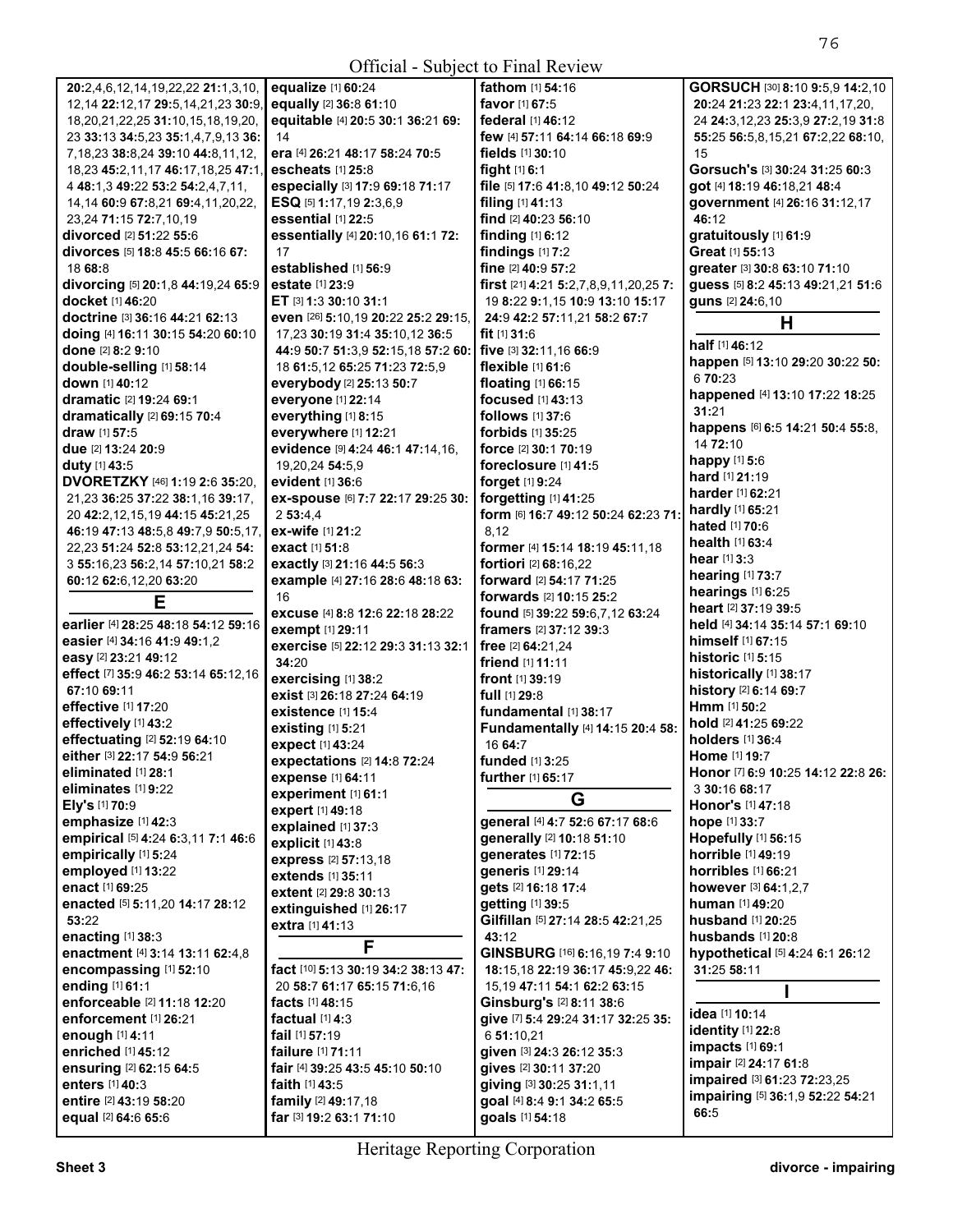Official - Subject to Final Review

**20:**2,4,6,12,14,19,22,22 **21:**1,3,10, 12,14 **22:**12,17 **29:**5,14,21,23 **30:**9, 18,20,21,22,25 **31:**10,15,18,19,20, 23 **33:**13 **34:**5,23 **35:**1,4,7,9,13 **36:** 7,18,23 **38:**8,24 **39:**10 **44:**8,11,12, 18,23 **45:**2,11,17 **46:**17,18,25 **47:**1, 4 **48:**1,3 **49:**22 **53:**2 **54:**2,4,7,11, 14,14 **60:**9 **67:**8,21 **69:**4,11,20,22, 23,24 **71:**15 **72:**7,10,19
**divorced** [2] **51:**22 **55:**6
**divorces** [5] **18:**8 **45:**5 **66:**16 **67:** 18 **68:**8
**divorcing** [5] **20:**1,8 **44:**19,24 **65:**9
**docket** [1] **46:**20
**doctrine** [3] **36:**16 **44:**21 **62:**13
**doing** [4] **16:**11 **30:**15 **54:**20 **60:**10
**done** [2] **8:**2 **9:**10
**double-selling** [1] **58:**14
**down** [1] **40:**12
**dramatic** [2] **19:**24 **69:**1
**dramatically** [2] **69:**15 **70:**4
**draw** [1] **57:**5
**due** [2] **13:**24 **20:**9
**duty** [1] **43:**5
**DVORETZKY** [46] **1:**19 **2:**6 **35:**20, 21,23 **36:**25 **37:**22 **38:**1,16 **39:**17, 20 **42:**2,12,15,19 **44:**15 **45:**21,25 **46:**19 **47:**13 **48:**5,8 **49:**7,9 **50:**5,17, 22,23 **51:**24 **52:**8 **53:**12,21,24 **54:** 3 **55:**16,23 **56:**2,14 **57:**10,21 **58:**2 **60:**12 **62:**6,12,20 **63:**20

## E

**earlier** [4] **28:**25 **48:**18 **54:**12 **59:**16
**easier** [4] **34:**16 **41:**9 **49:**1,2
**easy** [2] **23:**21 **49:**12
**effect** [7] **35:**9 **46:**2 **53:**14 **65:**12,16 **67:**10 **69:**11
**effective** [1] **17:**20
**effectively** [1] **43:**2
**effectuating** [2] **52:**19 **64:**10
**either** [3] **22:**17 **54:**9 **56:**21
**eliminated** [1] **28:**1
**eliminates** [1] **9:**22
**Ely's** [1] **70:**9
**emphasize** [1] **42:**3
**empirical** [5] **4:**24 **6:**3,11 **7:**1 **46:**6
**empirically** [1] **5:**24
**employed** [1] **13:**22
**enact** [1] **69:**25
**enacted** [5] **5:**11,20 **14:**17 **28:**12 **53:**22
**enacting** [1] **38:**3
**enactment** [4] **3:**14 **13:**11 **62:**4,8
**encompassing** [1] **52:**10
**ending** [1] **61:**1
**enforceable** [2] **11:**18 **12:**20
**enforcement** [1] **26:**21
**enough** [1] **4:**11
**enriched** [1] **45:**12
**ensuring** [2] **62:**15 **64:**5
**enters** [1] **40:**3
**entire** [2] **43:**19 **58:**20
**equal** [2] **64:**6 **65:**6
**equalize** [1] **60:**24
**equally** [2] **36:**8 **61:**10
**equitable** [4] **20:**5 **30:**1 **36:**21 **69:** 14
**era** [4] **26:**21 **48:**17 **58:**24 **70:**5
**escheats** [1] **25:**8
**especially** [3] **17:**9 **69:**18 **71:**17
**ESQ** [5] **1:**17,19 **2:**3,6,9
**essential** [1] **22:**5
**essentially** [4] **20:**10,16 **61:**1 **72:** 17
**established** [1] **56:**9
**estate** [1] **23:**9
**ET** [3] **1:**3 **30:**10 **31:**1
**even** [26] **5:**10,19 **20:**22 **25:**2 **29:**15, 17,23 **30:**19 **31:**4 **35:**10,12 **36:**5 **44:**9 **50:**7 **51:**3,9 **52:**15,18 **57:**2 **60:** 18 **61:**5,12 **65:**25 **71:**23 **72:**5,9
**everybody** [2] **25:**13 **50:**7
**everyone** [1] **22:**14
**everything** [1] **8:**15
**everywhere** [1] **12:**21
**evidence** [9] **4:**24 **46:**1 **47:**14,16, 19,20,24 **54:**5,9
**evident** [1] **36:**6
**ex-spouse** [6] **7:**7 **22:**17 **29:**25 **30:** 2 **53:**4,4
**ex-wife** [1] **21:**2
**exact** [1] **51:**8
**exactly** [3] **21:**16 **44:**5 **56:**3
**example** [4] **27:**16 **28:**6 **48:**18 **63:** 16
**excuse** [4] **8:**8 **12:**6 **22:**18 **28:**22
**exempt** [1] **29:**11
**exercise** [5] **22:**12 **29:**3 **31:**13 **32:**1 **34:**20
**exercising** [1] **38:**2
**exist** [3] **26:**18 **27:**24 **64:**19
**existence** [1] **15:**4
**existing** [1] **5:**21
**expect** [1] **43:**24
**expectations** [2] **14:**8 **72:**24
**expense** [1] **64:**11
**experiment** [1] **61:**1
**expert** [1] **49:**18
**explained** [1] **37:**3
**explicit** [1] **43:**8
**express** [2] **57:**13,18
**extends** [1] **35:**11
**extent** [2] **29:**8 **30:**13
**extinguished** [1] **26:**17
**extra** [1] **41:**13

## F

**fact** [10] **5:**13 **30:**19 **34:**2 **38:**13 **47:** 20 **58:**7 **61:**17 **65:**15 **71:**6,16
**facts** [1] **48:**15
**factual** [1] **4:**3
**fail** [1] **57:**19
**failure** [1] **71:**11
**fair** [4] **39:**25 **43:**5 **45:**10 **50:**10
**faith** [1] **43:**5
**family** [2] **49:**17,18
**far** [3] **19:**2 **63:**1 **71:**10
**fathom** [1] **54:**16
**favor** [1] **67:**5
**federal** [1] **46:**12
**few** [4] **57:**11 **64:**14 **66:**18 **69:**9
**fields** [1] **30:**10
**fight** [1] **6:**1
**file** [5] **17:**6 **41:**8,10 **49:**12 **50:**24
**filing** [1] **41:**13
**find** [2] **40:**23 **56:**10
**finding** [1] **6:**12
**findings** [1] **7:**2
**fine** [2] **40:**9 **57:**2
**first** [21] **4:**21 **5:**2,7,8,9,11,20,25 **7:** 19 **8:**22 **9:**1,15 **10:**9 **13:**10 **15:**17 **24:**9 **42:**2 **57:**11,21 **58:**2 **67:**7
**fit** [1] **31:**6
**five** [3] **32:**11,16 **66:**9
**flexible** [1] **61:**6
**floating** [1] **66:**15
**focused** [1] **43:**13
**follows** [1] **37:**6
**forbids** [1] **35:**25
**force** [2] **30:**1 **70:**19
**foreclosure** [1] **41:**5
**forget** [1] **9:**24
**forgetting** [1] **41:**25
**form** [6] **16:**7 **49:**12 **50:**24 **62:**23 **71:** 8,12
**former** [4] **15:**14 **18:**19 **45:**11,18
**fortiori** [2] **68:**16,22
**forward** [2] **54:**17 **71:**25
**forwards** [2] **10:**15 **25:**2
**found** [5] **39:**22 **59:**6,7,12 **63:**24
**framers** [2] **37:**12 **39:**3
**free** [2] **64:**21,24
**friend** [1] **11:**11
**front** [1] **39:**19
**full** [1] **29:**8
**fundamental** [1] **38:**17
**Fundamentally** [4] **14:**15 **20:**4 **58:** 16 **64:**7
**funded** [1] **3:**25
**further** [1] **65:**17

## G

**general** [4] **4:**7 **52:**6 **67:**17 **68:**6
**generally** [2] **10:**18 **51:**10
**generates** [1] **72:**15
**generis** [1] **29:**14
**gets** [2] **16:**18 **17:**4
**getting** [1] **39:**5
**Gilfillan** [5] **27:**14 **28:**5 **42:**21,25 **43:**12
**GINSBURG** [16] **6:**16,19 **7:**4 **9:**10 **18:**15,18 **22:**19 **36:**17 **45:**9,22 **46:** 15,19 **47:**11 **54:**1 **62:**2 **63:**15
**Ginsburg's** [2] **8:**11 **38:**6
**give** [7] **5:**4 **29:**24 **31:**17 **32:**25 **35:** 6 **51:**10,21
**given** [3] **24:**3 **26:**12 **35:**3
**gives** [2] **30:**11 **37:**20
**giving** [3] **30:**25 **31:**1,11
**goal** [4] **8:**4 **9:**1 **34:**2 **65:**5
**goals** [1] **54:**18
**GORSUCH** [30] **8:**10 **9:**5,9 **14:**2,10 **20:**24 **21:**23 **22:**1 **23:**4,11,17,20, 24 **24:**3,12,23 **25:**3,9 **27:**2,19 **31:**8 **55:**25 **56:**5,8,15,21 **67:**2,22 **68:**10, 15
**Gorsuch's** [3] **30:**24 **31:**25 **60:**3
**got** [4] **18:**19 **46:**18,21 **48:**4
**government** [4] **26:**16 **31:**12,17 **46:**12
**gratuitously** [1] **61:**9
**Great** [1] **55:**13
**greater** [3] **30:**8 **63:**10 **71:**10
**guess** [5] **8:**2 **45:**13 **49:**21,21 **51:**6
**guns** [2] **24:**6,10

## H

**half** [1] **46:**12
**happen** [5] **13:**10 **29:**20 **30:**22 **50:** 6 **70:**23
**happened** [4] **13:**10 **17:**22 **18:**25 **31:**21
**happens** [6] **6:**5 **14:**21 **50:**4 **55:**8, 14 **72:**10
**happy** [1] **5:**6
**hard** [1] **21:**19
**harder** [1] **62:**21
**hardly** [1] **65:**21
**hated** [1] **70:**6
**health** [1] **63:**4
**hear** [1] **3:**3
**hearing** [1] **73:**7
**hearings** [1] **6:**25
**heart** [2] **37:**19 **39:**5
**held** [4] **34:**14 **35:**14 **57:**1 **69:**10
**himself** [1] **67:**15
**historic** [1] **5:**15
**historically** [1] **38:**17
**history** [2] **6:**14 **69:**7
**Hmm** [1] **50:**2
**hold** [2] **41:**25 **69:**22
**holders** [1] **36:**4
**Home** [1] **19:**7
**Honor** [7] **6:**9 **10:**25 **14:**12 **22:**8 **26:** 3 **30:**16 **68:**17
**Honor's** [1] **47:**18
**hope** [1] **33:**7
**Hopefully** [1] **56:**15
**horrible** [1] **49:**19
**horribles** [1] **66:**21
**however** [3] **64:**1,2,7
**human** [1] **49:**20
**husband** [1] **20:**25
**husbands** [1] **20:**8
**hypothetical** [5] **4:**24 **6:**1 **26:**12 **31:**25 **58:**11

## I

**idea** [1] **10:**14
**identity** [1] **22:**8
**impacts** [1] **69:**1
**impair** [2] **24:**17 **61:**8
**impaired** [3] **61:**23 **72:**23,25
**impairing** [5] **36:**1,9 **52:**22 **54:**21 **66:**5

Heritage Reporting Corporation

Sheet 3 divorce - impairing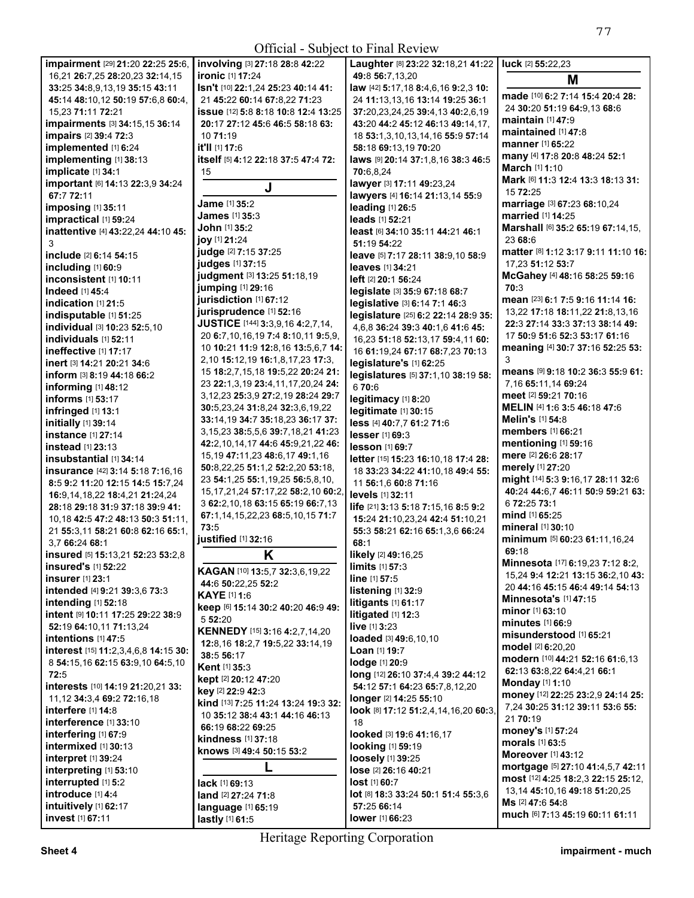Official - Subject to Final Review

**impairment** [29] **21:**20 **22:**25 **25:**6,16,21 **26:**7,25 **28:**20,23 **32:**14,15 **33:**25 **34:**8,9,13,19 **35:**15 **43:**11 **45:**14 **48:**10,12 **50:**19 **57:**6,8 **60:**4,15,23 **71:**11 **72:**21
**impairments** [3] **34:**15,15 **36:**14
**impairs** [2] **39:**4 **72:**3
**implemented** [1] **6:**24
**implementing** [1] **38:**13
**implicate** [1] **34:**1
**important** [6] **14:**13 **22:**3,9 **34:**24 **67:**7 **72:**11
**imposing** [1] **35:**11
**impractical** [1] **59:**24
**inattentive** [4] **43:**22,24 **44:**10 **45:**3
**include** [2] **6:**14 **54:**15
**including** [1] **60:**9
**inconsistent** [1] **10:**11
**Indeed** [1] **45:**4
**indication** [1] **21:**5
**indisputable** [1] **51:**25
**individual** [3] **10:**23 **52:**5,10
**individuals** [1] **52:**11
**ineffective** [1] **17:**17
**inert** [3] **14:**21 **20:**21 **34:**6
**inform** [3] **8:**19 **44:**18 **66:**2
**informing** [1] **48:**12
**informs** [1] **53:**17
**infringed** [1] **13:**1
**initially** [1] **39:**14
**instance** [1] **27:**14
**instead** [1] **23:**13
**insubstantial** [1] **34:**14
**insurance** [42] **3:**14 **5:**18 **7:**16,16 **8:**5 **9:**2 **11:**20 **12:**15 **14:**5 **15:**7,24 **16:**9,14,18,22 **18:**4,21 **21:**24,24 **28:**18 **29:**18 **31:**9 **37:**18 **39:**8 **41:**10,18 **42:**5 **47:**2 **48:**13 **50:**3 **51:**11,21 **55:**3,11 **58:**21 **60:**8 **62:**16 **65:**1,3,7 **66:**24 **68:**1
**insured** [5] **15:**13,21 **52:**23 **53:**2,8
**insured's** [1] **52:**22
**insurer** [1] **23:**1
**intended** [4] **9:**21 **39:**3,6 **73:**3
**intending** [1] **52:**18
**intent** [9] **10:**11 **17:**25 **29:**22 **38:**9 **52:**19 **64:**10,11 **71:**13,24
**intentions** [1] **47:**5
**interest** [15] **11:**2,3,4,6,8 **14:**15 **30:**8 **54:**15,16 **62:**15 **63:**9,10 **64:**5,10 **72:**5
**interests** [10] **14:**19 **21:**20,21 **33:**11,12 **34:**3,4 **69:**2 **72:**16,18
**interfere** [1] **14:**8
**interference** [1] **33:**10
**interfering** [1] **67:**9
**intermixed** [1] **30:**13
**interpret** [1] **39:**24
**interpreting** [1] **53:**10
**interrupted** [1] **5:**2
**introduce** [1] **4:**4
**intuitively** [1] **62:**17
**invest** [1] **67:**11
**involving** [3] **27:**18 **28:**8 **42:**22
**ironic** [1] **17:**24
**Isn't** [10] **22:**1,24 **25:**23 **40:**14 **41:**21 **45:**22 **60:**14 **67:**8,22 **71:**23
**issue** [12] **5:**8 **8:**18 **10:**8 **12:**4 **13:**25 **20:**17 **27:**12 **45:**6 **46:**5 **58:**18 **63:**10 **71:**19
**it'll** [1] **17:**6
**itself** [5] **4:**12 **22:**18 **37:**5 **47:**4 **72:**15

## J

**Jame** [1] **35:**2
**James** [1] **35:**3
**John** [1] **35:**2
**joy** [1] **21:**24
**judge** [2] **7:**15 **37:**25
**judges** [1] **37:**15
**judgment** [3] **13:**25 **51:**18,19
**jumping** [1] **29:**16
**jurisdiction** [1] **67:**12
**jurisprudence** [1] **52:**16
**JUSTICE** [144] **3:**3,9,16 **4:**2,7,14,20 **6:**7,10,16,19 **7:**4 **8:**10,11 **9:**5,9,10 **10:**21 **11:**9 **12:**8,16 **13:**5,6,7 **14:**2,10 **15:**12,19 **16:**1,8,17,23 **17:**3,15 **18:**2,7,15,18 **19:**5,22 **20:**24 **21:**23 **22:**1,3,19 **23:**4,11,17,20,24 **24:**3,12,23 **25:**3,9 **27:**2,19 **28:**24 **29:**7 **30:**5,23,24 **31:**8,24 **32:**3,6,19,22 **33:**14,19 **34:**7 **35:**18,23 **36:**17 **37:**3,15,23 **38:**5,5,6 **39:**7,18,21 **41:**23 **42:**2,10,14,17 **44:**6 **45:**9,21,22 **46:**15,19 **47:**11,23 **48:**6,17 **49:**1,16 **50:**8,22,25 **51:**1,2 **52:**2,20 **53:**18,23 **54:**1,25 **55:**1,19,25 **56:**5,8,10,15,17,21,24 **57:**17,22 **58:**2,10 **60:**2,3 **62:**2,10,18 **63:**15 **65:**19 **66:**7,13 **67:**1,14,15,22,23 **68:**5,10,15 **71:**7 **73:**5
**justified** [1] **32:**16

## K

**KAGAN** [10] **13:**5,7 **32:**3,6,19,22 **44:**6 **50:**22,25 **52:**2
**KAYE** [1] **1:**6
**keep** [6] **15:**14 **30:**2 **40:**20 **46:**9 **49:**5 **52:**20
**KENNEDY** [15] **3:**16 **4:**2,7,14,20 **12:**8,16 **18:**2,7 **19:**5,22 **33:**14,19 **38:**5 **56:**17
**Kent** [1] **35:**3
**kept** [2] **20:**12 **47:**20
**key** [2] **22:**9 **42:**3
**kind** [13] **7:**25 **11:**24 **13:**24 **19:**3 **32:**10 **35:**12 **38:**4 **43:**1 **44:**16 **46:**13 **66:**19 **68:**22 **69:**25
**kindness** [1] **37:**18
**knows** [3] **49:**4 **50:**15 **53:**2

## L

**lack** [1] **69:**13
**land** [2] **27:**24 **71:**8
**language** [1] **65:**19
**lastly** [1] **61:**5
**Laughter** [8] **23:**22 **32:**18,21 **41:**22 **49:**8 **56:**7,13,20
**law** [42] **5:**17,18 **8:**4,6,16 **9:**2,3 **10:**24 **11:**13,13,16 **13:**14 **19:**25 **36:**1 **37:**20,23,24,25 **39:**4,13 **40:**2,6,19 **43:**20 **44:**2 **45:**12 **46:**13 **49:**14,17,18 **53:**1,3,10,13,14,16 **55:**9 **57:**14 **58:**18 **69:**13,19 **70:**20
**laws** [9] **20:**14 **37:**1,8,16 **38:**3 **46:**5 **70:**6,8,24
**lawyer** [3] **17:**11 **49:**23,24
**lawyers** [4] **16:**14 **21:**13,14 **55:**9
**leading** [1] **26:**5
**leads** [1] **52:**21
**least** [6] **34:**10 **35:**11 **44:**21 **46:**1 **51:**19 **54:**22
**leave** [5] **7:**17 **28:**11 **38:**9,10 **58:**9
**leaves** [1] **34:**21
**left** [2] **20:**1 **56:**24
**legislate** [3] **35:**9 **67:**18 **68:**7
**legislative** [3] **6:**14 **7:**1 **46:**3
**legislature** [25] **6:**2 **22:**14 **28:**9 **35:**4,6,8 **36:**24 **39:**3 **40:**1,6 **41:**6 **45:**16,23 **51:**18 **52:**13,17 **59:**4,11 **60:**16 **61:**19,24 **67:**17 **68:**7,23 **70:**13
**legislature's** [1] **62:**25
**legislatures** [5] **37:**1,10 **38:**19 **58:**6 **70:**6
**legitimacy** [1] **8:**20
**legitimate** [1] **30:**15
**less** [4] **40:**7,7 **61:**2 **71:**6
**lesser** [1] **69:**3
**lesson** [1] **69:**7
**letter** [15] **15:**23 **16:**10,18 **17:**4 **28:**18 **33:**23 **34:**22 **41:**10,18 **49:**4 **55:**11 **56:**1,6 **60:**8 **71:**16
**levels** [1] **32:**11
**life** [21] **3:**13 **5:**18 **7:**15,16 **8:**5 **9:**2 **15:**24 **21:**10,23,24 **42:**4 **51:**10,21 **55:**3 **58:**21 **62:**16 **65:**1,3,6 **66:**24 **68:**1
**likely** [2] **49:**16,25
**limits** [1] **57:**3
**line** [1] **57:**5
**listening** [1] **32:**9
**litigants** [1] **61:**17
**litigated** [1] **12:**3
**live** [1] **3:**23
**loaded** [3] **49:**6,10,10
**Loan** [1] **19:**7
**lodge** [1] **20:**9
**long** [12] **26:**10 **37:**4,4 **39:**2 **44:**12 **54:**12 **57:**1 **64:**23 **65:**7,8,12,20
**longer** [2] **14:**25 **55:**10
**look** [8] **17:**12 **51:**2,4,14,16,20 **60:**3,18
**looked** [3] **19:**6 **41:**16,17
**looking** [1] **59:**19
**loosely** [1] **39:**25
**lose** [2] **26:**16 **40:**21
**lost** [1] **60:**7
**lot** [8] **18:**3 **33:**24 **50:**1 **51:**4 **55:**3,6 **57:**25 **66:**14
**lower** [1] **66:**23
**luck** [2] **55:**22,23

## M

**made** [10] **6:**2 **7:**14 **15:**4 **20:**4 **28:**24 **30:**20 **51:**19 **64:**9,13 **68:**6
**maintain** [1] **47:**9
**maintained** [1] **47:**8
**manner** [1] **65:**22
**many** [4] **17:**8 **20:**8 **48:**24 **52:**1
**March** [1] **1:**10
**Mark** [6] **11:**3 **12:**4 **13:**3 **18:**13 **31:**15 **72:**25
**marriage** [3] **67:**23 **68:**10,24
**married** [1] **14:**25
**Marshall** [6] **35:**2 **65:**19 **67:**14,15,23 **68:**6
**matter** [8] **1:**12 **3:**17 **9:**11 **11:**10 **16:**17,23 **51:**12 **53:**7
**McGahey** [4] **48:**16 **58:**25 **59:**16 **70:**3
**mean** [23] **6:**1 **7:**5 **9:**16 **11:**14 **16:**13,22 **17:**18 **18:**11,22 **21:**8,13,16 **22:**3 **27:**14 **33:**3 **37:**13 **38:**14 **49:**17 **50:**9 **51:**6 **52:**3 **53:**17 **61:**16
**meaning** [4] **30:**7 **37:**16 **52:**25 **53:**3
**means** [9] **9:**18 **10:**2 **36:**3 **55:**9 **61:**7,16 **65:**11,14 **69:**24
**meet** [2] **59:**21 **70:**16
**MELIN** [4] **1:**6 **3:**5 **46:**18 **47:**6
**Melin's** [1] **54:**8
**members** [1] **66:**21
**mentioning** [1] **59:**16
**mere** [2] **26:**6 **28:**17
**merely** [1] **27:**20
**might** [14] **5:**3 **9:**16,17 **28:**11 **32:**6 **40:**24 **44:**6,7 **46:**11 **50:**9 **59:**21 **63:**6 **72:**25 **73:**1
**mind** [1] **65:**25
**mineral** [1] **30:**10
**minimum** [5] **60:**23 **61:**11,16,24 **69:**18
**Minnesota** [17] **6:**19,23 **7:**12 **8:**2,15,24 **9:**4 **12:**21 **13:**15 **36:**2,10 **43:**20 **44:**16 **45:**15 **46:**4 **49:**14 **54:**13
**Minnesota's** [1] **47:**15
**minor** [1] **63:**10
**minutes** [1] **66:**9
**misunderstood** [1] **65:**21
**model** [2] **6:**20,20
**modern** [10] **44:**21 **52:**16 **61:**6,13 **62:**13 **63:**8,22 **64:**4,21 **66:**1
**Monday** [1] **1:**10
**money** [12] **22:**25 **23:**2,9 **24:**14 **25:**7,24 **30:**25 **31:**12 **39:**11 **53:**6 **55:**21 **70:**19
**money's** [1] **57:**24
**morals** [1] **63:**5
**Moreover** [1] **43:**12
**mortgage** [5] **27:**10 **41:**4,5,7 **42:**11
**most** [12] **4:**25 **18:**2,3 **22:**15 **25:**12,13,14 **45:**10,16 **49:**18 **51:**20,25
**Ms** [2] **47:**6 **54:**8
**much** [6] **7:**13 **45:**19 **60:**11 **61:**11

Heritage Reporting Corporation

Sheet 4 impairment - much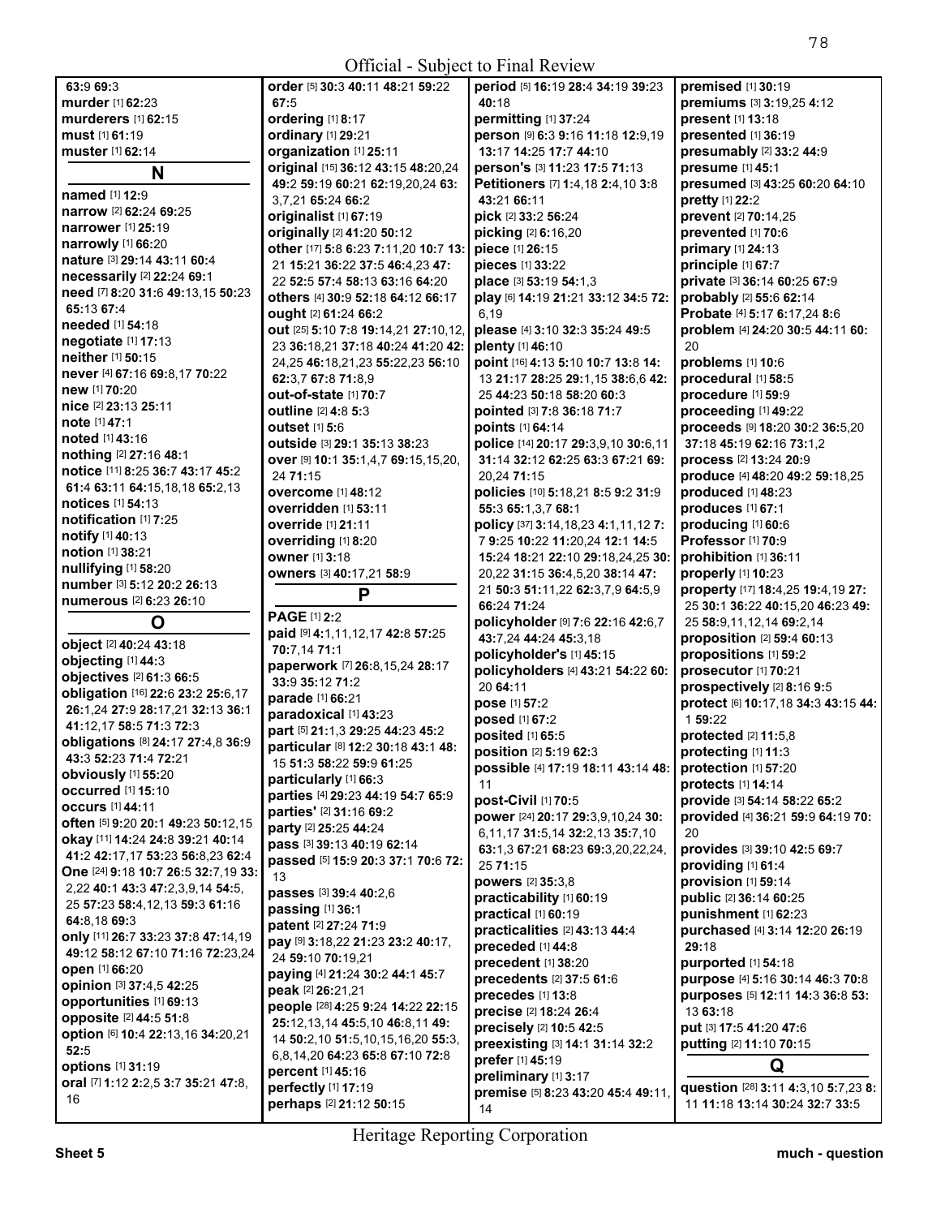**63:**9 **69:**3
**murder** [1] **62:**23
**murderers** [1] **62:**15
**must** [1] **61:**19
**muster** [1] **62:**14

## N

**named** [1] **12:**9
**narrow** [2] **62:**24 **69:**25
**narrower** [1] **25:**19
**narrowly** [1] **66:**20
**nature** [3] **29:**14 **43:**11 **60:**4
**necessarily** [2] **22:**24 **69:**1
**need** [7] **8:**20 **31:**6 **49:**13,15 **50:**23 **65:**13 **67:**4
**needed** [1] **54:**18
**negotiate** [1] **17:**13
**neither** [1] **50:**15
**never** [4] **67:**16 **69:**8,17 **70:**22
**new** [1] **70:**20
**nice** [2] **23:**13 **25:**11
**note** [1] **47:**1
**noted** [1] **43:**16
**nothing** [2] **27:**16 **48:**1
**notice** [11] **8:**25 **36:**7 **43:**17 **45:**2 **61:**4 **63:**11 **64:**15,18,18 **65:**2,13
**notices** [1] **54:**13
**notification** [1] **7:**25
**notify** [1] **40:**13
**notion** [1] **38:**21
**nullifying** [1] **58:**20
**number** [3] **5:**12 **20:**2 **26:**13
**numerous** [2] **6:**23 **26:**10

## O

**object** [2] **40:**24 **43:**18
**objecting** [1] **44:**3
**objectives** [2] **61:**3 **66:**5
**obligation** [16] **22:**6 **23:**2 **25:**6,17 **26:**1,24 **27:**9 **28:**17,21 **32:**13 **36:**1 **41:**12,17 **58:**5 **71:**3 **72:**3
**obligations** [8] **24:**17 **27:**4,8 **36:**9 **43:**3 **52:**23 **71:**4 **72:**21
**obviously** [1] **55:**20
**occurred** [1] **15:**10
**occurs** [1] **44:**11
**often** [5] **9:**20 **20:**1 **49:**23 **50:**12,15
**okay** [11] **14:**24 **24:**8 **39:**21 **40:**14 **41:**2 **42:**17,17 **53:**23 **56:**8,23 **62:**4
**One** [24] **9:**18 **10:**7 **26:**5 **32:**7,19 **33:**2,22 **40:**1 **43:**3 **47:**2,3,9,14 **54:**5,25 **57:**23 **58:**4,12,13 **59:**3 **61:**16 **64:**8,18 **69:**3
**only** [11] **26:**7 **33:**23 **37:**8 **47:**14,19 **49:**12 **58:**12 **67:**10 **71:**16 **72:**23,24
**open** [1] **66:**20
**opinion** [3] **37:**4,5 **42:**25
**opportunities** [1] **69:**13
**opposite** [2] **44:**5 **51:**8
**option** [6] **10:**4 **22:**13,16 **34:**20,21 **52:**5
**options** [1] **31:**19
**oral** [7] **1:**12 **2:**2,5 **3:**7 **35:**21 **47:**8,16
**order** [5] **30:**3 **40:**11 **48:**21 **59:**22 **67:**5
**ordering** [1] **8:**17
**ordinary** [1] **29:**21
**organization** [1] **25:**11
**original** [15] **36:**12 **43:**15 **48:**20,24 **49:**2 **59:**19 **60:**21 **62:**19,20,24 **63:**3,7,21 **65:**24 **66:**2
**originalist** [1] **67:**19
**originally** [2] **41:**20 **50:**12
**other** [17] **5:**8 **6:**23 **7:**11,20 **10:**7 **13:**21 **15:**21 **36:**22 **37:**5 **46:**4,23 **47:**22 **52:**5 **57:**4 **58:**13 **63:**16 **64:**20
**others** [4] **30:**9 **52:**18 **64:**12 **66:**17
**ought** [2] **61:**24 **66:**2
**out** [25] **5:**10 **7:**8 **19:**14,21 **27:**10,12,23 **36:**18,21 **37:**18 **40:**24 **41:**20 **42:**24,25 **46:**18,21,23 **55:**22,23 **56:**10 **62:**3,7 **67:**8 **71:**8,9
**out-of-state** [1] **70:**7
**outline** [2] **4:**8 **5:**3
**outset** [1] **5:**6
**outside** [3] **29:**1 **35:**13 **38:**23
**over** [9] **10:**1 **35:**1,4,7 **69:**15,15,20,24 **71:**15
**overcome** [1] **48:**12
**overridden** [1] **53:**11
**override** [1] **21:**11
**overriding** [1] **8:**20
**owner** [1] **3:**18
**owners** [3] **40:**17,21 **58:**9

## P

**PAGE** [1] **2:**2
**paid** [9] **4:**1,11,12,17 **42:**8 **57:**25 **70:**7,14 **71:**1
**paperwork** [7] **26:**8,15,24 **28:**17 **33:**9 **35:**12 **71:**2
**parade** [1] **66:**21
**paradoxical** [1] **43:**23
**part** [5] **21:**1,3 **29:**25 **44:**23 **45:**2
**particular** [8] **12:**3 **30:**18 **43:**1 **48:**15 **51:**3 **58:**22 **59:**9 **61:**25
**particularly** [1] **66:**3
**parties** [4] **29:**23 **44:**19 **54:**7 **65:**9
**parties'** [2] **31:**16 **69:**2
**party** [2] **25:**25 **44:**24
**pass** [3] **39:**13 **40:**19 **62:**14
**passed** [5] **15:**9 **20:**3 **37:**1 **70:**6 **72:**13
**passes** [3] **39:**4 **40:**2,6
**passing** [1] **36:**1
**patent** [2] **27:**24 **71:**9
**pay** [9] **3:**18,22 **21:**23 **23:**2 **40:**17,24 **59:**10 **70:**19,21
**paying** [4] **21:**24 **30:**2 **44:**1 **45:**7
**peak** [2] **26:**21,21
**people** [28] **4:**25 **9:**24 **14:**22 **22:**15 **25:**12,13,14 **45:**5,10 **46:**8,11 **49:**14 **50:**2,10 **51:**5,10,15,16,20 **55:**3,6,8,14,20 **64:**23 **65:**8 **67:**10 **72:**8
**percent** [1] **45:**16
**perfectly** [1] **17:**19
**perhaps** [2] **21:**12 **50:**15
**period** [5] **16:**19 **28:**4 **34:**19 **39:**23 **40:**18
**permitting** [1] **37:**24
**person** [9] **6:**3 **9:**16 **11:**18 **12:**9,19 **13:**17 **14:**25 **17:**7 **44:**10
**person's** [3] **11:**23 **17:**5 **71:**13
**Petitioners** [7] **1:**4,18 **2:**4,10 **3:**8 **43:**21 **66:**11
**pick** [2] **33:**2 **56:**24
**picking** [2] **6:**16,20
**piece** [1] **26:**15
**pieces** [1] **33:**22
**place** [3] **53:**19 **54:**1,3
**play** [6] **14:**19 **21:**21 **33:**12 **34:**5 **72:**6,19
**please** [4] **3:**10 **32:**3 **35:**24 **49:**5
**plenty** [1] **46:**10
**point** [16] **4:**13 **5:**10 **10:**7 **13:**8 **14:**13 **21:**17 **28:**25 **29:**1,15 **38:**6,6 **42:**25 **44:**23 **50:**18 **58:**20 **60:**3
**pointed** [3] **7:**8 **36:**18 **71:**7
**points** [1] **64:**14
**police** [14] **20:**17 **29:**3,9,10 **30:**6,11 **31:**14 **32:**12 **62:**25 **63:**3 **67:**21 **69:**20,24 **71:**15
**policies** [10] **5:**18,21 **8:**5 **9:**2 **31:**9 **55:**3 **65:**1,3,7 **68:**1
**policy** [37] **3:**14,18,23 **4:**1,11,12 **7:**7 **9:**25 **10:**22 **11:**20,24 **12:**1 **14:**5 **15:**24 **18:**21 **22:**10 **29:**18,24,25 **30:**20,22 **31:**15 **36:**4,5,20 **38:**14 **47:**21 **50:**3 **51:**11,22 **62:**3,7,9 **64:**5,9 **66:**24 **71:**24
**policyholder** [9] **7:**6 **22:**16 **42:**6,7 **43:**7,24 **44:**24 **45:**3,18
**policyholder's** [1] **45:**15
**policyholders** [4] **43:**21 **54:**22 **60:**20 **64:**11
**pose** [1] **57:**2
**posed** [1] **67:**2
**posited** [1] **65:**5
**position** [2] **5:**19 **62:**3
**possible** [4] **17:**19 **18:**11 **43:**14 **48:**11
**post-Civil** [1] **70:**5
**power** [24] **20:**17 **29:**3,9,10,24 **30:**6,11,17 **31:**5,14 **32:**2,13 **35:**7,10 **63:**1,3 **67:**21 **68:**23 **69:**3,20,22,24,25 **71:**15
**powers** [2] **35:**3,8
**practicability** [1] **60:**19
**practical** [1] **60:**19
**practicalities** [2] **43:**13 **44:**4
**preceded** [1] **44:**8
**precedent** [1] **38:**20
**precedents** [2] **37:**5 **61:**6
**precedes** [1] **13:**8
**precise** [2] **18:**24 **26:**4
**precisely** [2] **10:**5 **42:**5
**preexisting** [3] **14:**1 **31:**14 **32:**2
**prefer** [1] **45:**19
**preliminary** [1] **3:**17
**premise** [5] **8:**23 **43:**20 **45:**4 **49:**11,14
**premised** [1] **30:**19
**premiums** [3] **3:**19,25 **4:**12
**present** [1] **13:**18
**presented** [1] **36:**19
**presumably** [2] **33:**2 **44:**9
**presume** [1] **45:**1
**presumed** [3] **43:**25 **60:**20 **64:**10
**pretty** [1] **22:**2
**prevent** [2] **70:**14,25
**prevented** [1] **70:**6
**primary** [1] **24:**13
**principle** [1] **67:**7
**private** [3] **36:**14 **60:**25 **67:**9
**probably** [2] **55:**6 **62:**14
**Probate** [4] **5:**17 **6:**17,24 **8:**6
**problem** [4] **24:**20 **30:**5 **44:**11 **60:**20
**problems** [1] **10:**6
**procedural** [1] **58:**5
**procedure** [1] **59:**9
**proceeding** [1] **49:**22
**proceeds** [9] **18:**20 **30:**2 **36:**5,20 **37:**18 **45:**19 **62:**16 **73:**1,2
**process** [2] **13:**24 **20:**9
**produce** [4] **48:**20 **49:**2 **59:**18,25
**produced** [1] **48:**23
**produces** [1] **67:**1
**producing** [1] **60:**6
**Professor** [1] **70:**9
**prohibition** [1] **36:**11
**properly** [1] **10:**23
**property** [17] **18:**4,25 **19:**4,19 **27:**25 **30:**1 **36:**22 **40:**15,20 **46:**23 **49:**25 **58:**9,11,12,14 **69:**2,14
**proposition** [2] **59:**4 **60:**13
**propositions** [1] **59:**2
**prosecutor** [1] **70:**21
**prospectively** [2] **8:**16 **9:**5
**protect** [6] **10:**17,18 **34:**3 **43:**15 **44:**1 **59:**22
**protected** [2] **11:**5,8
**protecting** [1] **11:**3
**protection** [1] **57:**20
**protects** [1] **14:**14
**provide** [3] **54:**14 **58:**22 **65:**2
**provided** [4] **36:**21 **59:**9 **64:**19 **70:**20
**provides** [3] **39:**10 **42:**5 **69:**7
**providing** [1] **61:**4
**provision** [1] **59:**14
**public** [2] **36:**14 **60:**25
**punishment** [1] **62:**23
**purchased** [4] **3:**14 **12:**20 **26:**19 **29:**18
**purported** [1] **54:**18
**purpose** [4] **5:**16 **30:**14 **46:**3 **70:**8
**purposes** [5] **12:**11 **14:**3 **36:**8 **53:**13 **63:**18
**put** [3] **17:**5 **41:**20 **47:**6
**putting** [2] **11:**10 **70:**15

## Q

**question** [28] **3:**11 **4:**3,10 **5:**7,23 **8:**11 **11:**18 **13:**14 **30:**24 **32:**7 **33:**5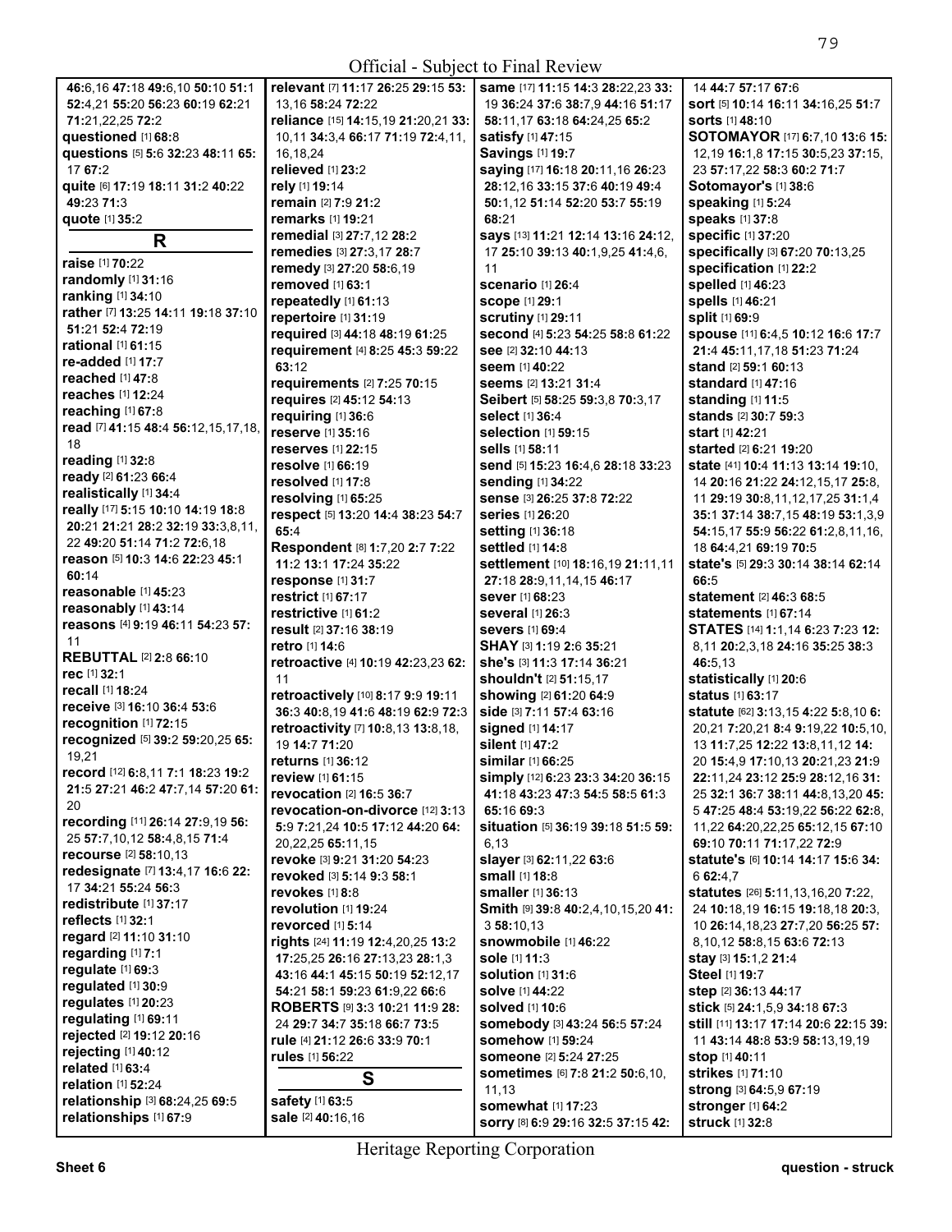Official - Subject to Final Review

46:6,16 47:18 49:6,10 50:10 51:1 52:4,21 55:20 56:23 60:19 62:21 71:21,22,25 72:2
**questioned** [1] 68:8
**questions** [5] 5:6 32:23 48:11 65:17 67:2
**quite** [6] 17:19 18:11 31:2 40:22 49:23 71:3
**quote** [1] 35:2

## R

**raise** [1] 70:22
**randomly** [1] 31:16
**ranking** [1] 34:10
**rather** [7] 13:25 14:11 19:18 37:10 51:21 52:4 72:19
**rational** [1] 61:15
**re-added** [1] 17:7
**reached** [1] 47:8
**reaches** [1] 12:24
**reaching** [1] 67:8
**read** [7] 41:15 48:4 56:12,15,17,18,18
**reading** [1] 32:8
**ready** [2] 61:23 66:4
**realistically** [1] 34:4
**really** [17] 5:15 10:10 14:19 18:8 20:21 21:21 28:2 32:19 33:3,8,11,22 49:20 51:14 71:2 72:6,18
**reason** [5] 10:3 14:6 22:23 45:1 60:14
**reasonable** [1] 45:23
**reasonably** [1] 43:14
**reasons** [4] 9:19 46:11 54:23 57:11
**REBUTTAL** [2] 2:8 66:10
**rec** [1] 32:1
**recall** [1] 18:24
**receive** [3] 16:10 36:4 53:6
**recognition** [1] 72:15
**recognized** [5] 39:2 59:20,25 65:19,21
**record** [12] 6:8,11 7:1 18:23 19:2 21:5 27:21 46:2 47:7,14 57:20 61:20
**recording** [11] 26:14 27:9,19 56:25 57:7,10,12 58:4,8,15 71:4
**recourse** [2] 58:10,13
**redesignate** [7] 13:4,17 16:6 22:17 34:21 55:24 56:3
**redistribute** [1] 37:17
**reflects** [1] 32:1
**regard** [2] 11:10 31:10
**regarding** [1] 7:1
**regulate** [1] 69:3
**regulated** [1] 30:9
**regulates** [1] 20:23
**regulating** [1] 69:11
**rejected** [2] 19:12 20:16
**rejecting** [1] 40:12
**related** [1] 63:4
**relation** [1] 52:24
**relationship** [3] 68:24,25 69:5
**relationships** [1] 67:9
**relevant** [7] 11:17 26:25 29:15 53:13,16 58:24 72:22
**reliance** [15] 14:15,19 21:20,21 33:10,11 34:3,4 66:17 71:19 72:4,11,16,18,24
**relieved** [1] 23:2
**rely** [1] 19:14
**remain** [2] 7:9 21:2
**remarks** [1] 19:21
**remedial** [3] 27:7,12 28:2
**remedies** [3] 27:3,17 28:7
**remedy** [3] 27:20 58:6,19
**removed** [1] 63:1
**repeatedly** [1] 61:13
**repertoire** [1] 31:19
**required** [3] 44:18 48:19 61:25
**requirement** [4] 8:25 45:3 59:22 63:12
**requirements** [2] 7:25 70:15
**requires** [2] 45:12 54:13
**requiring** [1] 36:6
**reserve** [1] 35:16
**reserves** [1] 22:15
**resolve** [1] 66:19
**resolved** [1] 17:8
**resolving** [1] 65:25
**respect** [5] 13:20 14:4 38:23 54:7 65:4
**Respondent** [8] 1:7,20 2:7 7:22 11:2 13:1 17:24 35:22
**response** [1] 31:7
**restrict** [1] 67:17
**restrictive** [1] 61:2
**result** [2] 37:16 38:19
**retro** [1] 14:6
**retroactive** [4] 10:19 42:23,23 62:11
**retroactively** [10] 8:17 9:9 19:11 36:3 40:8,19 41:6 48:19 62:9 72:3
**retroactivity** [7] 10:8,13 13:8,18,19 14:7 71:20
**returns** [1] 36:12
**review** [1] 61:15
**revocation** [2] 16:5 36:7
**revocation-on-divorce** [12] 3:13 5:9 7:21,24 10:5 17:12 44:20 64:20,22,25 65:11,15
**revoke** [3] 9:21 31:20 54:23
**revoked** [3] 5:14 9:3 58:1
**revokes** [1] 8:8
**revolution** [1] 19:24
**revorced** [1] 5:14
**rights** [24] 11:19 12:4,20,25 13:2 17:25,25 26:16 27:13,23 28:1,3 43:16 44:1 45:15 50:19 52:12,17 54:21 58:1 59:23 61:9,22 66:6
**ROBERTS** [9] 3:3 10:21 11:9 28:24 29:7 34:7 35:18 66:7 73:5
**rule** [4] 21:12 26:6 33:9 70:1
**rules** [1] 56:22

## S

**safety** [1] 63:5
**sale** [2] 40:16,16
**same** [17] 11:15 14:3 28:22,23 33:19 36:24 37:6 38:7,9 44:16 51:17 58:11,17 63:18 64:24,25 65:2
**satisfy** [1] 47:15
**Savings** [1] 19:7
**saying** [17] 16:18 20:11,16 26:23 28:12,16 33:15 37:6 40:19 49:4 50:1,12 51:14 52:20 53:7 55:19 68:21
**says** [13] 11:21 12:14 13:16 24:12,17 25:10 39:13 40:1,9,25 41:4,6,11
**scenario** [1] 26:4
**scope** [1] 29:1
**scrutiny** [1] 29:11
**second** [4] 5:23 54:25 58:8 61:22
**see** [2] 32:10 44:13
**seem** [1] 40:22
**seems** [2] 13:21 31:4
**Seibert** [5] 58:25 59:3,8 70:3,17
**select** [1] 36:4
**selection** [1] 59:15
**sells** [1] 58:11
**send** [5] 15:23 16:4,6 28:18 33:23
**sending** [1] 34:22
**sense** [3] 26:25 37:8 72:22
**series** [1] 26:20
**setting** [1] 36:18
**settled** [1] 14:8
**settlement** [10] 18:16,19 21:11,11 27:18 28:9,11,14,15 46:17
**sever** [1] 68:23
**several** [1] 26:3
**severs** [1] 69:4
**SHAY** [3] 1:19 2:6 35:21
**she's** [3] 11:3 17:14 36:21
**shouldn't** [2] 51:15,17
**showing** [2] 61:20 64:9
**side** [3] 7:11 57:4 63:16
**signed** [1] 14:17
**silent** [1] 47:2
**similar** [1] 66:25
**simply** [12] 6:23 23:3 34:20 36:15 41:18 43:23 47:3 54:5 58:5 61:3 65:16 69:3
**situation** [5] 36:19 39:18 51:5 59:6,13
**slayer** [3] 62:11,22 63:6
**small** [1] 18:8
**smaller** [1] 36:13
**Smith** [9] 39:8 40:2,4,10,15,20 41:3 58:10,13
**snowmobile** [1] 46:22
**sole** [1] 11:3
**solution** [1] 31:6
**solve** [1] 44:22
**solved** [1] 10:6
**somebody** [3] 43:24 56:5 57:24
**somehow** [1] 59:24
**someone** [2] 5:24 27:25
**sometimes** [6] 7:8 21:2 50:6,10,11,13
**somewhat** [1] 17:23
**sorry** [8] 6:9 29:16 32:5 37:15 42:14 44:7 57:17 67:6
**sort** [5] 10:14 16:11 34:16,25 51:7
**sorts** [1] 48:10
**SOTOMAYOR** [17] 6:7,10 13:6 15:12,19 16:1,8 17:15 30:5,23 37:15,23 57:17,22 58:3 60:2 71:7
**Sotomayor's** [1] 38:6
**speaking** [1] 5:24
**speaks** [1] 37:8
**specific** [1] 37:20
**specifically** [3] 67:20 70:13,25
**specification** [1] 22:2
**spelled** [1] 46:23
**spells** [1] 46:21
**split** [1] 69:9
**spouse** [11] 6:4,5 10:12 16:6 17:7 21:4 45:11,17,18 51:23 71:24
**stand** [2] 59:1 60:13
**standard** [1] 47:16
**standing** [1] 11:5
**stands** [2] 30:7 59:3
**start** [1] 42:21
**started** [2] 6:21 19:20
**state** [41] 10:4 11:13 13:14 19:10,14 20:16 21:22 24:12,15,17 25:8,11 29:19 30:8,11,12,17,25 31:1,4 35:1 37:14 38:7,15 48:19 53:1,3,9 54:15,17 55:9 56:22 61:2,8,11,16,18 64:4,21 69:19 70:5
**state's** [5] 29:3 30:14 38:14 62:14 66:5
**statement** [2] 46:3 68:5
**statements** [1] 67:14
**STATES** [14] 1:1,14 6:23 7:23 12:8,11 20:2,3,18 24:16 35:25 38:3 46:5,13
**statistically** [1] 20:6
**status** [1] 63:17
**statute** [62] 3:13,15 4:22 5:8,10 6:20,21 7:20,21 8:4 9:19,22 10:5,10,13 11:7,25 12:22 13:8,11,12 14:20 15:4,9 17:10,13 20:21,23 21:9 22:11,24 23:12 25:9 28:12,16 31:25 32:1 36:7 38:11 44:8,13,20 45:5 47:25 48:4 53:19,22 56:22 62:8,11,22 64:20,22,25 65:12,15 67:10 69:10 70:11 71:17,22 72:9
**statute's** [6] 10:14 14:17 15:6 34:6 62:4,7
**statutes** [26] 5:11,13,16,20 7:22,24 10:18,19 16:15 19:18,18 20:3,10 26:14,18,23 27:7,20 56:25 57:8,10,12 58:8,15 63:6 72:13
**stay** [3] 15:1,2 21:4
**Steel** [1] 19:7
**step** [2] 36:13 44:17
**stick** [5] 24:1,5,9 34:18 67:3
**still** [11] 13:17 17:14 20:6 22:15 39:11 43:14 48:8 53:9 58:13,19,19
**stop** [1] 40:11
**strikes** [1] 71:10
**strong** [3] 64:5,9 67:19
**stronger** [1] 64:2
**struck** [1] 32:8

Heritage Reporting Corporation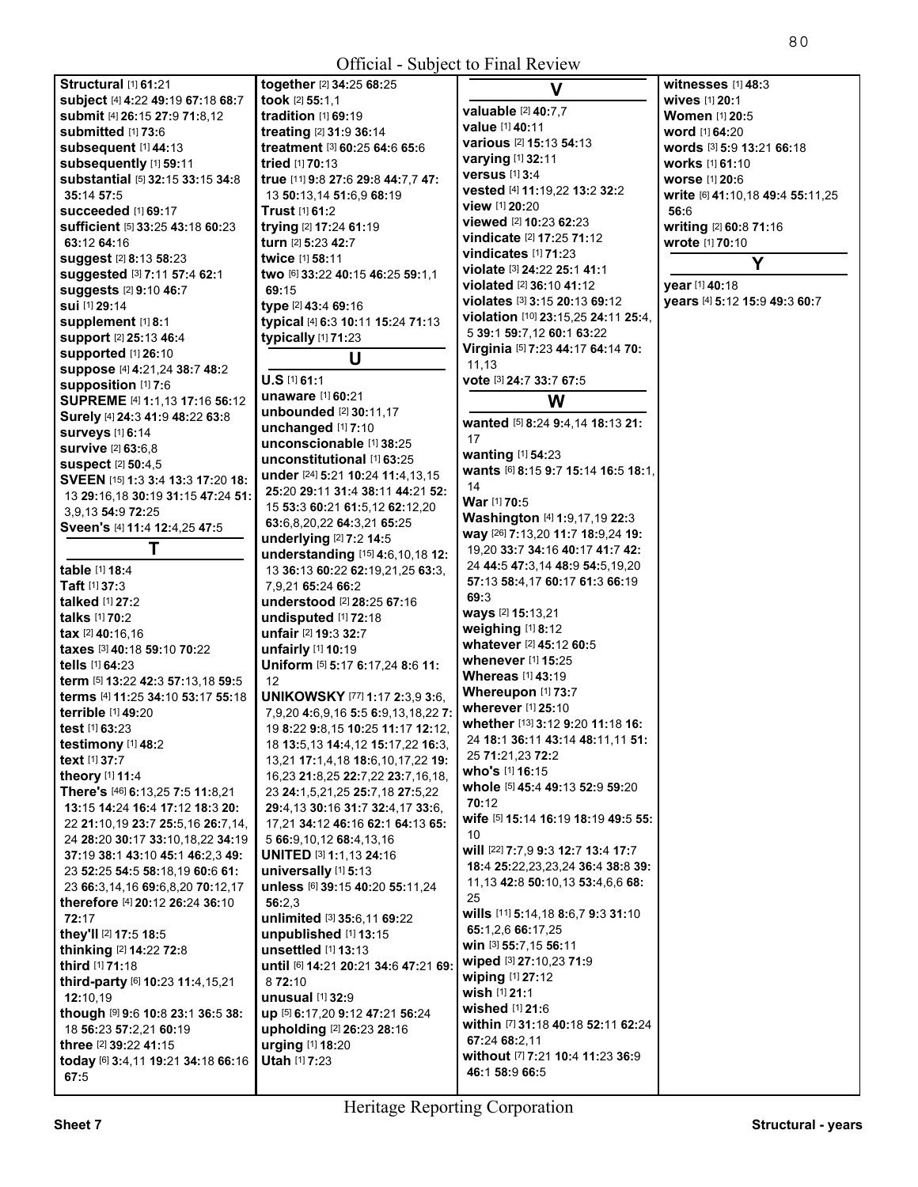Official - Subject to Final Review

**Structural** [1] **61:**21
**subject** [4] **4:**22 **49:**19 **67:**18 **68:**7
**submit** [4] **26:**15 **27:**9 **71:**8,12
**submitted** [1] **73:**6
**subsequent** [1] **44:**13
**subsequently** [1] **59:**11
**substantial** [5] **32:**15 **33:**15 **34:**8 **35:**14 **57:**5
**succeeded** [1] **69:**17
**sufficient** [5] **33:**25 **43:**18 **60:**23 **63:**12 **64:**16
**suggest** [2] **8:**13 **58:**23
**suggested** [3] **7:**11 **57:**4 **62:**1
**suggests** [2] **9:**10 **46:**7
**sui** [1] **29:**14
**supplement** [1] **8:**1
**support** [2] **25:**13 **46:**4
**supported** [1] **26:**10
**suppose** [4] **4:**21,24 **38:**7 **48:**2
**supposition** [1] **7:**6
**SUPREME** [4] **1:**1,13 **17:**16 **56:**12
**Surely** [4] **24:**3 **41:**9 **48:**22 **63:**8
**surveys** [1] **6:**14
**survive** [2] **63:**6,8
**suspect** [2] **50:**4,5
**SVEEN** [15] **1:**3 **3:**4 **13:**3 **17:**20 **18:**13 **29:**16,18 **30:**19 **31:**15 **47:**24 **51:**3,9,13 **54:**9 **72:**25
**Sveen's** [4] **11:**4 **12:**4,25 **47:**5

## T

**table** [1] **18:**4
**Taft** [1] **37:**3
**talked** [1] **27:**2
**talks** [1] **70:**2
**tax** [2] **40:**16,16
**taxes** [3] **40:**18 **59:**10 **70:**22
**tells** [1] **64:**23
**term** [5] **13:**22 **42:**3 **57:**13,18 **59:**5
**terms** [4] **11:**25 **34:**10 **53:**17 **55:**18
**terrible** [1] **49:**20
**test** [1] **63:**23
**testimony** [1] **48:**2
**text** [1] **37:**7
**theory** [1] **11:**4
**There's** [46] **6:**13,25 **7:**5 **11:**8,21 **13:**15 **14:**24 **16:**4 **17:**12 **18:**3 **20:**22 **21:**10,19 **23:**7 **25:**5,16 **26:**7,14,24 **28:**20 **30:**17 **33:**10,18,22 **34:**19 **37:**19 **38:**1 **43:**10 **45:**1 **46:**2,3 **49:**23 **52:**25 **54:**5 **58:**18,19 **60:**6 **61:**23 **66:**3,14,16 **69:**6,8,20 **70:**12,17
**therefore** [4] **20:**12 **26:**24 **36:**10 **72:**17
**they'll** [2] **17:**5 **18:**5
**thinking** [2] **14:**22 **72:**8
**third** [1] **71:**18
**third-party** [6] **10:**23 **11:**4,15,21 **12:**10,19
**though** [9] **9:**6 **10:**8 **23:**1 **36:**5 **38:**18 **56:**23 **57:**2,21 **60:**19
**three** [2] **39:**22 **41:**15
**today** [6] **3:**4,11 **19:**21 **34:**18 **66:**16 **67:**5
**together** [2] **34:**25 **68:**25
**took** [2] **55:**1,1
**tradition** [1] **69:**19
**treating** [2] **31:**9 **36:**14
**treatment** [3] **60:**25 **64:**6 **65:**6
**tried** [1] **70:**13
**true** [11] **9:**8 **27:**6 **29:**8 **44:**7,7 **47:**13 **50:**13,14 **51:**6,9 **68:**19
**Trust** [1] **61:**2
**trying** [2] **17:**24 **61:**19
**turn** [2] **5:**23 **42:**7
**twice** [1] **58:**11
**two** [6] **33:**22 **40:**15 **46:**25 **59:**1,1 **69:**15
**type** [2] **43:**4 **69:**16
**typical** [4] **6:**3 **10:**11 **15:**24 **71:**13
**typically** [1] **71:**23

## U

**U.S** [1] **61:**1
**unaware** [1] **60:**21
**unbounded** [2] **30:**11,17
**unchanged** [1] **7:**10
**unconscionable** [1] **38:**25
**unconstitutional** [1] **63:**25
**under** [24] **5:**21 **10:**24 **11:**4,13,15 **25:**20 **29:**11 **31:**4 **38:**11 **44:**21 **52:**15 **53:**3 **60:**21 **61:**5,12 **62:**12,20 **63:**6,8,20,22 **64:**3,21 **65:**25
**underlying** [2] **7:**2 **14:**5
**understanding** [15] **4:**6,10,18 **12:**13 **36:**13 **60:**22 **62:**19,21,25 **63:**3,7,9,21 **65:**24 **66:**2
**understood** [2] **28:**25 **67:**16
**undisputed** [1] **72:**18
**unfair** [2] **19:**3 **32:**7
**unfairly** [1] **10:**19
**Uniform** [5] **5:**17 **6:**17,24 **8:**6 **11:**12
**UNIKOWSKY** [77] **1:**17 **2:**3,9 **3:**6,7,9,20 **4:**6,9,16 **5:**5 **6:**9,13,18,22 **7:**19 **8:**22 **9:**8,15 **10:**25 **11:**17 **12:**12,18 **13:**5,13 **14:**4,12 **15:**17,22 **16:**3,13,21 **17:**1,4,18 **18:**6,10,17,22 **19:**16,23 **21:**8,25 **22:**7,22 **23:**7,16,18,23 **24:**1,5,21,25 **25:**7,18 **27:**5,22 **29:**4,13 **30:**16 **31:**7 **32:**4,17 **33:**6,17,21 **34:**12 **46:**16 **62:**1 **64:**13 **65:**5 **66:**9,10,12 **68:**4,13,16
**UNITED** [3] **1:**1,13 **24:**16
**universally** [1] **5:**13
**unless** [6] **39:**15 **40:**20 **55:**11,24 **56:**2,3
**unlimited** [3] **35:**6,11 **69:**22
**unpublished** [1] **13:**15
**unsettled** [1] **13:**13
**until** [6] **14:**21 **20:**21 **34:**6 **47:**21 **69:**8 **72:**10
**unusual** [1] **32:**9
**up** [5] **6:**17,20 **9:**12 **47:**21 **56:**24
**upholding** [2] **26:**23 **28:**16
**urging** [1] **18:**20
**Utah** [1] **7:**23

## V

**valuable** [2] **40:**7,7
**value** [1] **40:**11
**various** [2] **15:**13 **54:**13
**varying** [1] **32:**11
**versus** [1] **3:**4
**vested** [4] **11:**19,22 **13:**2 **32:**2
**view** [1] **20:**20
**viewed** [2] **10:**23 **62:**23
**vindicate** [2] **17:**25 **71:**12
**vindicates** [1] **71:**23
**violate** [3] **24:**22 **25:**1 **41:**1
**violated** [2] **36:**10 **41:**12
**violates** [3] **3:**15 **20:**13 **69:**12
**violation** [10] **23:**15,25 **24:**11 **25:**4,5 **39:**1 **59:**7,12 **60:**1 **63:**22
**Virginia** [5] **7:**23 **44:**17 **64:**14 **70:**11,13
**vote** [3] **24:**7 **33:**7 **67:**5

## W

**wanted** [5] **8:**24 **9:**4,14 **18:**13 **21:**17
**wanting** [1] **54:**23
**wants** [6] **8:**15 **9:**7 **15:**14 **16:**5 **18:**1,14
**War** [1] **70:**5
**Washington** [4] **1:**9,17,19 **22:**3
**way** [26] **7:**13,20 **11:**7 **18:**9,24 **19:**19,20 **33:**7 **34:**16 **40:**17 **41:**7 **42:**24 **44:**5 **47:**3,14 **48:**9 **54:**5,19,20 **57:**13 **58:**4,17 **60:**17 **61:**3 **66:**19 **69:**3
**ways** [2] **15:**13,21
**weighing** [1] **8:**12
**whatever** [2] **45:**12 **60:**5
**whenever** [1] **15:**25
**Whereas** [1] **43:**19
**Whereupon** [1] **73:**7
**wherever** [1] **25:**10
**whether** [13] **3:**12 **9:**20 **11:**18 **16:**24 **18:**1 **36:**11 **43:**14 **48:**11,11 **51:**25 **71:**21,23 **72:**2
**who's** [1] **16:**15
**whole** [5] **45:**4 **49:**13 **52:**9 **59:**20 **70:**12
**wife** [5] **15:**14 **16:**19 **18:**19 **49:**5 **55:**10
**will** [22] **7:**7,9 **9:**3 **12:**7 **13:**4 **17:**7 **18:**4 **25:**22,23,23,24 **36:**4 **38:**8 **39:**11,13 **42:**8 **50:**10,13 **53:**4,6,6 **68:**25
**wills** [11] **5:**14,18 **8:**6,7 **9:**3 **31:**10 **65:**1,2,6 **66:**17,25
**win** [3] **55:**7,15 **56:**11
**wiped** [3] **27:**10,23 **71:**9
**wiping** [1] **27:**12
**wish** [1] **21:**1
**wished** [1] **21:**6
**within** [7] **31:**18 **40:**18 **52:**11 **62:**24 **67:**24 **68:**2,11
**without** [7] **7:**21 **10:**4 **11:**23 **36:**9 **46:**1 **58:**9 **66:**5
**witnesses** [1] **48:**3
**wives** [1] **20:**1
**Women** [1] **20:**5
**word** [1] **64:**20
**words** [3] **5:**9 **13:**21 **66:**18
**works** [1] **61:**10
**worse** [1] **20:**6
**write** [6] **41:**10,18 **49:**4 **55:**11,25 **56:**6
**writing** [2] **60:**8 **71:**16
**wrote** [1] **70:**10

## Y

**year** [1] **40:**18
**years** [4] **5:**12 **15:**9 **49:**3 **60:**7

Heritage Reporting Corporation

Sheet 7 Structural - years